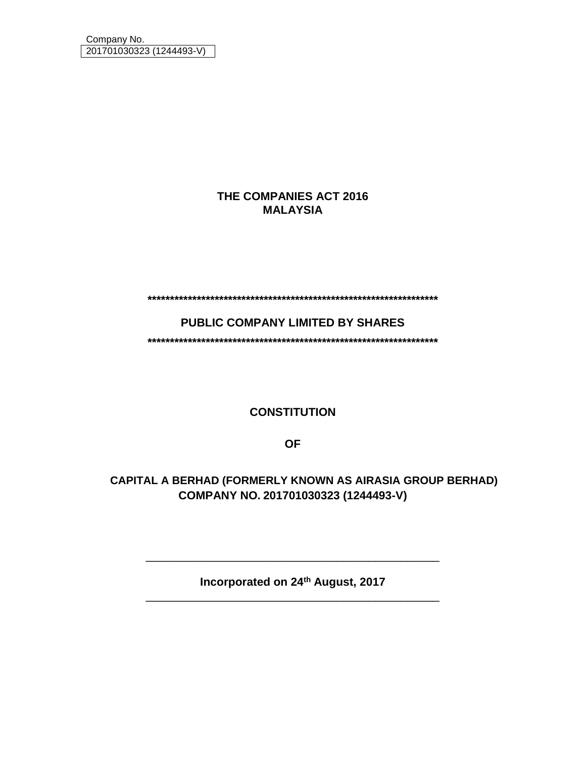Company No.
201701030323 (1244493-V)

# THE COMPANIES ACT 2016
# MALAYSIA

********************************************************************

## PUBLIC COMPANY LIMITED BY SHARES

********************************************************************

# CONSTITUTION

# OF

# CAPITAL A BERHAD (FORMERLY KNOWN AS AIRASIA GROUP BERHAD)
# COMPANY NO. 201701030323 (1244493-V)

---

**Incorporated on 24th August, 2017**

---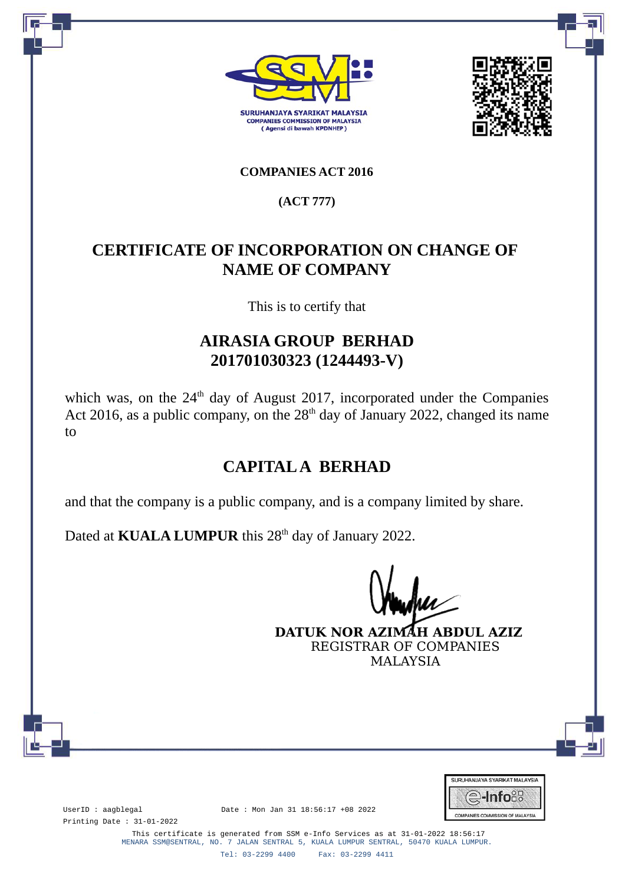SURUHANJAYA SYARIKAT MALAYSIA
COMPANIES COMMISSION OF MALAYSIA
( Agensi di bawah KPDNHEP )

**COMPANIES ACT 2016**

**(ACT 777)**

# CERTIFICATE OF INCORPORATION ON CHANGE OF NAME OF COMPANY

This is to certify that

## AIRASIA GROUP BERHAD
## 201701030323 (1244493-V)

which was, on the 24th day of August 2017, incorporated under the Companies Act 2016, as a public company, on the 28th day of January 2022, changed its name to

## CAPITAL A BERHAD

and that the company is a public company, and is a company limited by share.

Dated at **KUALA LUMPUR** this 28th day of January 2022.

**DATUK NOR AZIMAH ABDUL AZIZ**
REGISTRAR OF COMPANIES
MALAYSIA

UserID : aagblegal
Date : Mon Jan 31 18:56:17 +08 2022
Printing Date : 31-01-2022

SURUHANJAYA SYARIKAT MALAYSIA
e-Info
COMPANIES COMMISSION OF MALAYSIA

This certificate is generated from SSM e-Info Services as at 31-01-2022 18:56:17
MENARA SSM@SENTRAL, NO. 7 JALAN SENTRAL 5, KUALA LUMPUR SENTRAL, 50470 KUALA LUMPUR.
Tel: 03-2299 4400 Fax: 03-2299 4411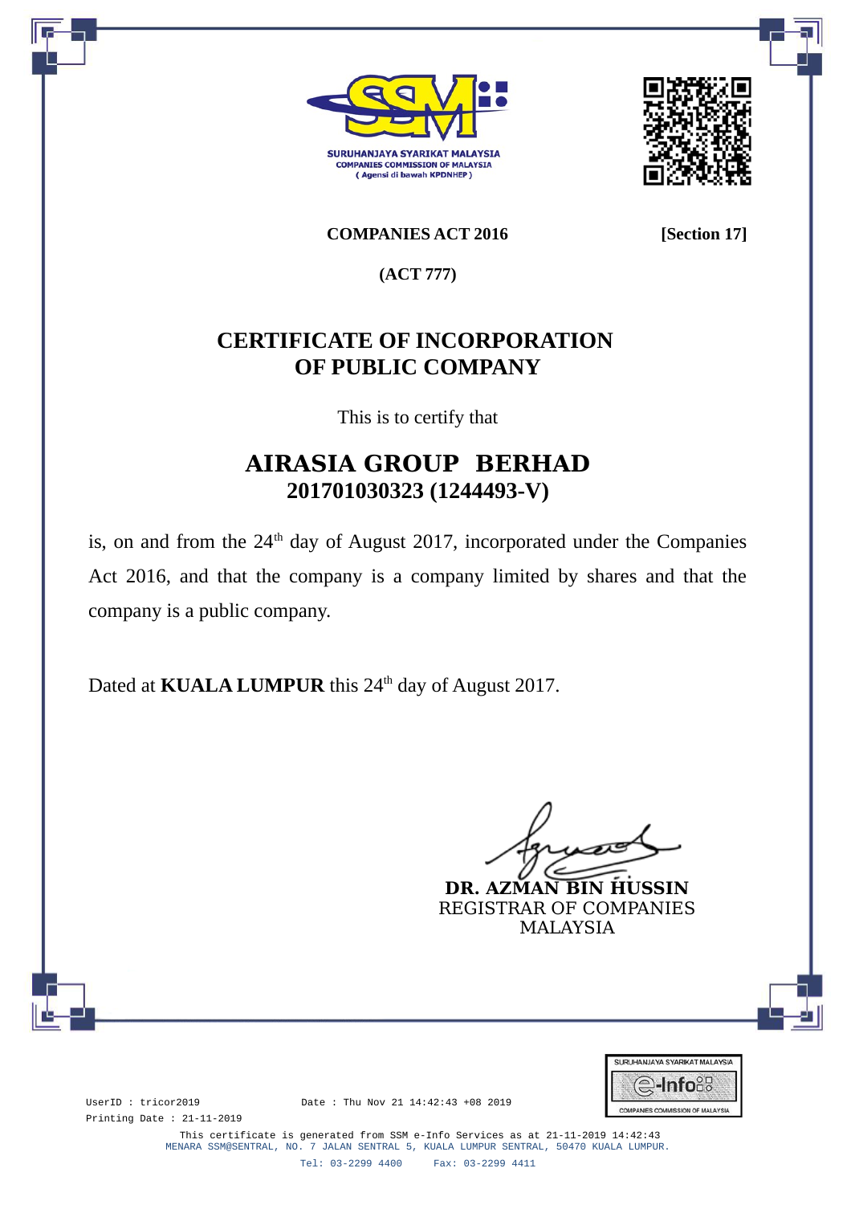SURUHANJAYA SYARIKAT MALAYSIA
COMPANIES COMMISSION OF MALAYSIA
( Agensi di bawah KPDNHEP )

**COMPANIES ACT 2016** **[Section 17]**

**(ACT 777)**

# CERTIFICATE OF INCORPORATION OF PUBLIC COMPANY

This is to certify that

## AIRASIA GROUP BERHAD
**201701030323 (1244493-V)**

is, on and from the 24th day of August 2017, incorporated under the Companies Act 2016, and that the company is a company limited by shares and that the company is a public company.

Dated at **KUALA LUMPUR** this 24th day of August 2017.

**DR. AZMAN BIN HUSSIN**
REGISTRAR OF COMPANIES
MALAYSIA

UserID : tricor2019 Date : Thu Nov 21 14:42:43 +08 2019
Printing Date : 21-11-2019

This certificate is generated from SSM e-Info Services as at 21-11-2019 14:42:43
MENARA SSM@SENTRAL, NO. 7 JALAN SENTRAL 5, KUALA LUMPUR SENTRAL, 50470 KUALA LUMPUR.
Tel: 03-2299 4400 Fax: 03-2299 4411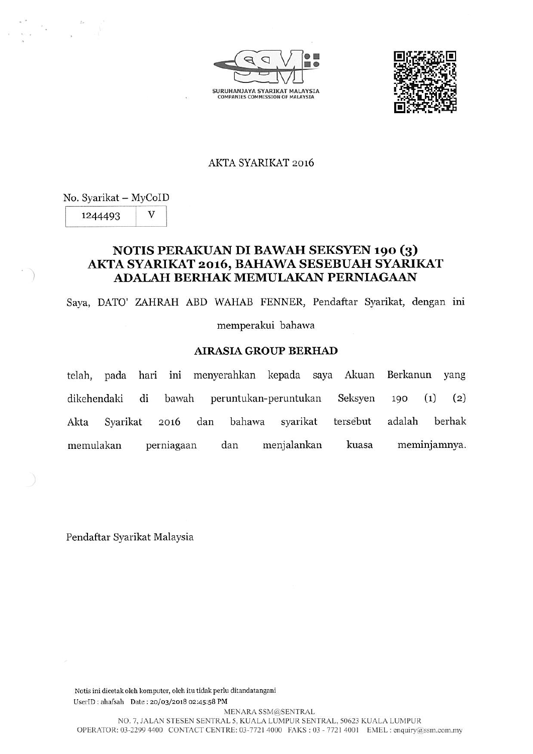SURUHANJAYA SYARIKAT MALAYSIA
COMPANIES COMMISSION OF MALAYSIA

AKTA SYARIKAT 2016

No. Syarikat – MyCoID

| 1244493 | V |
|---|---|

## NOTIS PERAKUAN DI BAWAH SEKSYEN 190 (3) AKTA SYARIKAT 2016, BAHAWA SESEBUAH SYARIKAT ADALAH BERHAK MEMULAKAN PERNIAGAAN

Saya, DATO' ZAHRAH ABD WAHAB FENNER, Pendaftar Syarikat, dengan ini memperakui bahawa

**AIRASIA GROUP BERHAD**

telah, pada hari ini menyerahkan kepada saya Akuan Berkanun yang dikehendaki di bawah peruntukan-peruntukan Seksyen 190 (1) (2) Akta Syarikat 2016 dan bahawa syarikat tersebut adalah berhak memulakan perniagaan dan menjalankan kuasa meminjamnya.

Pendaftar Syarikat Malaysia

Notis ini dicetak oleh komputer, oleh itu tidak perlu ditandatangani
UserID : ahafsah Date : 20/03/2018 02:45:58 PM

MENARA SSM@SENTRAL
NO. 7, JALAN STESEN SENTRAL 5, KUALA LUMPUR SENTRAL, 50623 KUALA LUMPUR
OPERATOR: 03-2299 4400 CONTACT CENTRE: 03-7721 4000 FAKS : 03 - 7721 4001 EMEL : enquiry@ssm.com.my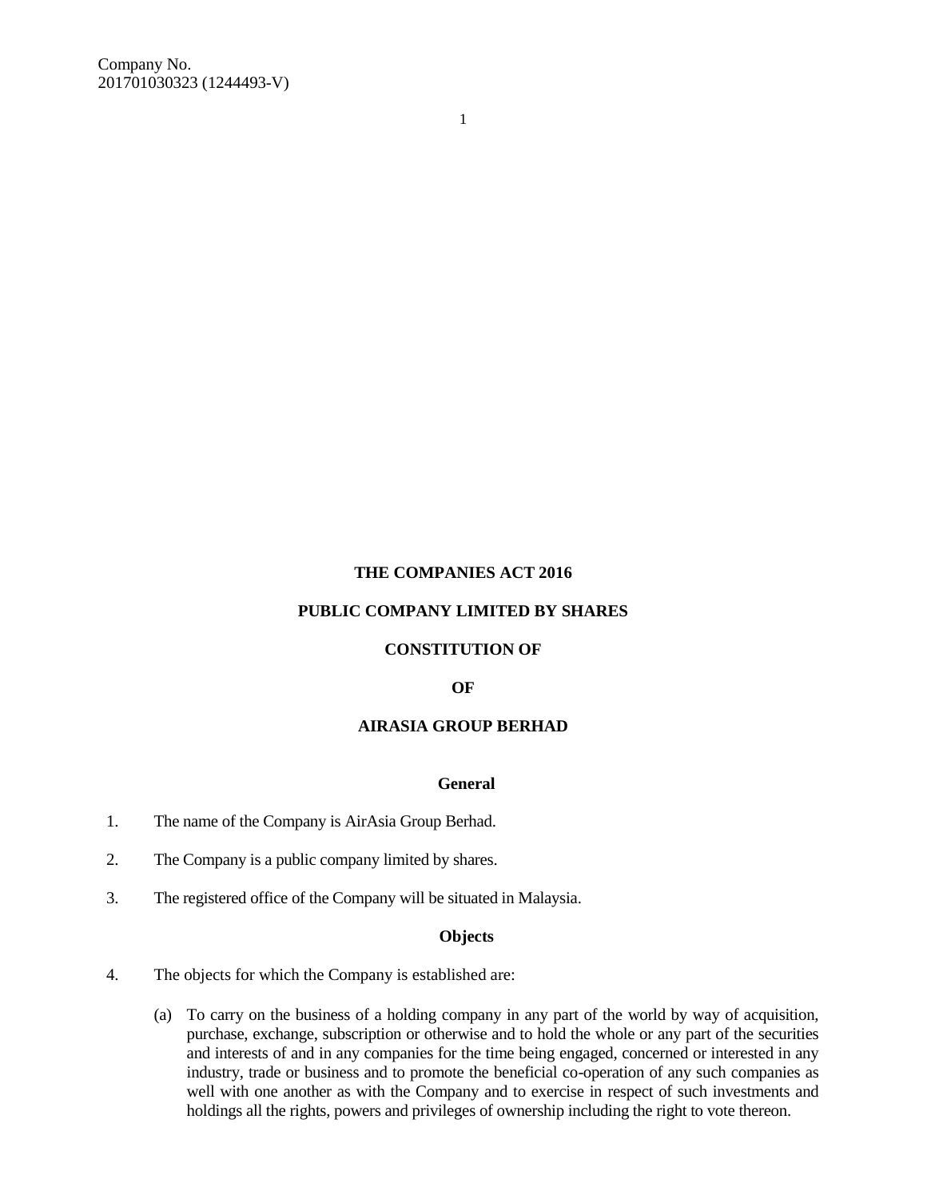Company No.
201701030323 (1244493-V)

**THE COMPANIES ACT 2016**

**PUBLIC COMPANY LIMITED BY SHARES**

**CONSTITUTION OF**

**OF**

**AIRASIA GROUP BERHAD**

## General

1. The name of the Company is AirAsia Group Berhad.

2. The Company is a public company limited by shares.

3. The registered office of the Company will be situated in Malaysia.

## Objects

4. The objects for which the Company is established are:

   (a) To carry on the business of a holding company in any part of the world by way of acquisition, purchase, exchange, subscription or otherwise and to hold the whole or any part of the securities and interests of and in any companies for the time being engaged, concerned or interested in any industry, trade or business and to promote the beneficial co-operation of any such companies as well with one another as with the Company and to exercise in respect of such investments and holdings all the rights, powers and privileges of ownership including the right to vote thereon.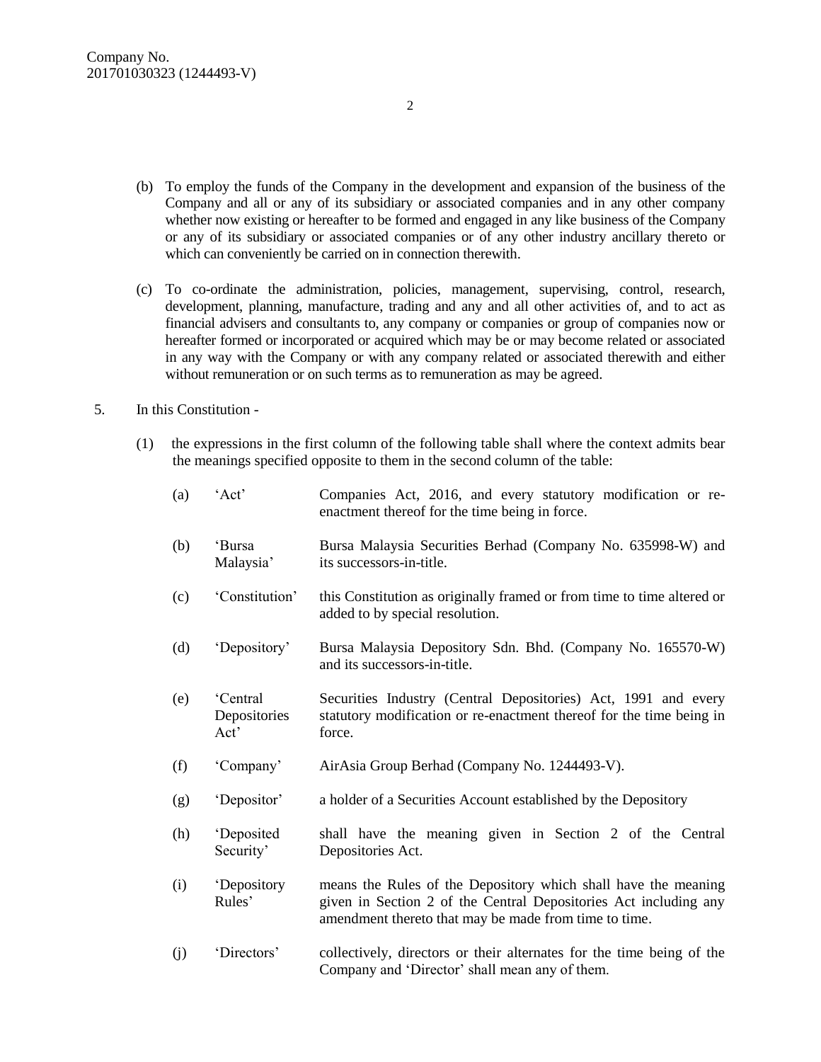(b) To employ the funds of the Company in the development and expansion of the business of the Company and all or any of its subsidiary or associated companies and in any other company whether now existing or hereafter to be formed and engaged in any like business of the Company or any of its subsidiary or associated companies or of any other industry ancillary thereto or which can conveniently be carried on in connection therewith.

(c) To co-ordinate the administration, policies, management, supervising, control, research, development, planning, manufacture, trading and any and all other activities of, and to act as financial advisers and consultants to, any company or companies or group of companies now or hereafter formed or incorporated or acquired which may be or may become related or associated in any way with the Company or with any company related or associated therewith and either without remuneration or on such terms as to remuneration as may be agreed.

5. In this Constitution -

(1) the expressions in the first column of the following table shall where the context admits bear the meanings specified opposite to them in the second column of the table:

| | | |
|---|---|---|
| (a) | 'Act' | Companies Act, 2016, and every statutory modification or re-enactment thereof for the time being in force. |
| (b) | 'Bursa Malaysia' | Bursa Malaysia Securities Berhad (Company No. 635998-W) and its successors-in-title. |
| (c) | 'Constitution' | this Constitution as originally framed or from time to time altered or added to by special resolution. |
| (d) | 'Depository' | Bursa Malaysia Depository Sdn. Bhd. (Company No. 165570-W) and its successors-in-title. |
| (e) | 'Central Depositories Act' | Securities Industry (Central Depositories) Act, 1991 and every statutory modification or re-enactment thereof for the time being in force. |
| (f) | 'Company' | AirAsia Group Berhad (Company No. 1244493-V). |
| (g) | 'Depositor' | a holder of a Securities Account established by the Depository |
| (h) | 'Deposited Security' | shall have the meaning given in Section 2 of the Central Depositories Act. |
| (i) | 'Depository Rules' | means the Rules of the Depository which shall have the meaning given in Section 2 of the Central Depositories Act including any amendment thereto that may be made from time to time. |
| (j) | 'Directors' | collectively, directors or their alternates for the time being of the Company and 'Director' shall mean any of them. |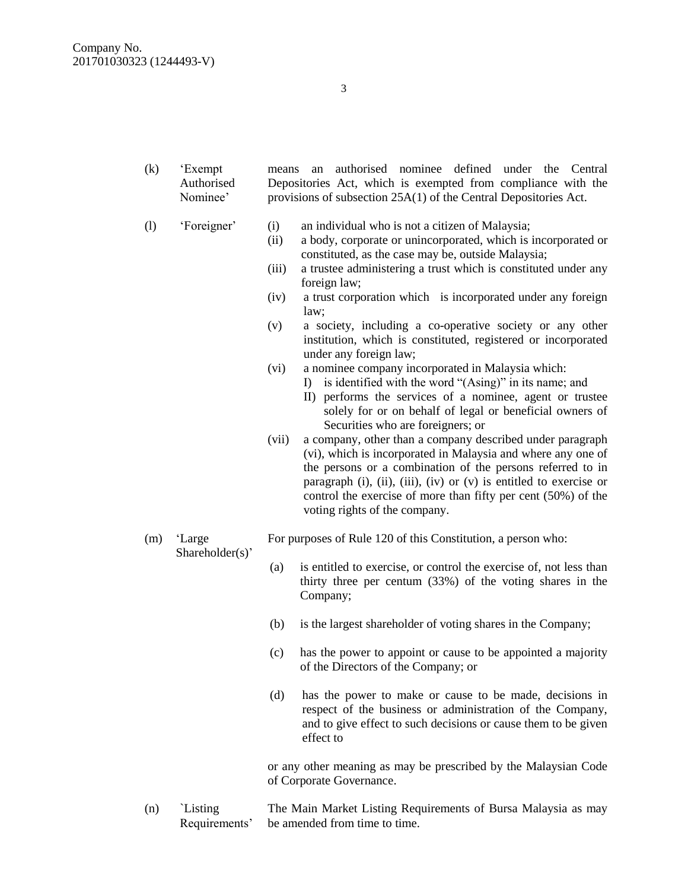| | | |
|---|---|---|
| (k) | 'Exempt Authorised Nominee' | means an authorised nominee defined under the Central Depositories Act, which is exempted from compliance with the provisions of subsection 25A(1) of the Central Depositories Act. |
| (l) | 'Foreigner' | (i) an individual who is not a citizen of Malaysia;<br>(ii) a body, corporate or unincorporated, which is incorporated or constituted, as the case may be, outside Malaysia;<br>(iii) a trustee administering a trust which is constituted under any foreign law;<br>(iv) a trust corporation which is incorporated under any foreign law;<br>(v) a society, including a co-operative society or any other institution, which is constituted, registered or incorporated under any foreign law;<br>(vi) a nominee company incorporated in Malaysia which:<br>I) is identified with the word "(Asing)" in its name; and<br>II) performs the services of a nominee, agent or trustee solely for or on behalf of legal or beneficial owners of Securities who are foreigners; or<br>(vii) a company, other than a company described under paragraph (vi), which is incorporated in Malaysia and where any one of the persons or a combination of the persons referred to in paragraph (i), (ii), (iii), (iv) or (v) is entitled to exercise or control the exercise of more than fifty per cent (50%) of the voting rights of the company. |
| (m) | 'Large Shareholder(s)' | For purposes of Rule 120 of this Constitution, a person who:<br>(a) is entitled to exercise, or control the exercise of, not less than thirty three per centum (33%) of the voting shares in the Company;<br>(b) is the largest shareholder of voting shares in the Company;<br>(c) has the power to appoint or cause to be appointed a majority of the Directors of the Company; or<br>(d) has the power to make or cause to be made, decisions in respect of the business or administration of the Company, and to give effect to such decisions or cause them to be given effect to<br><br>or any other meaning as may be prescribed by the Malaysian Code of Corporate Governance. |
| (n) | `Listing Requirements' | The Main Market Listing Requirements of Bursa Malaysia as may be amended from time to time. |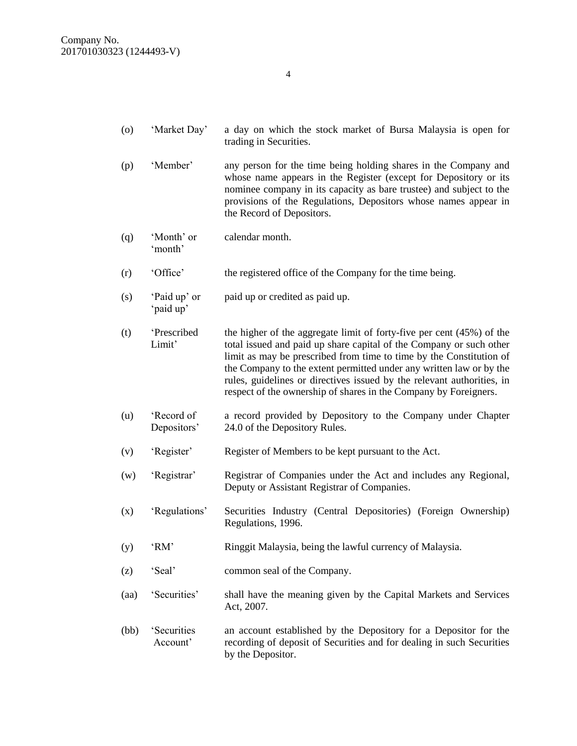| | | |
|---|---|---|
| (o) | 'Market Day' | a day on which the stock market of Bursa Malaysia is open for trading in Securities. |
| (p) | 'Member' | any person for the time being holding shares in the Company and whose name appears in the Register (except for Depository or its nominee company in its capacity as bare trustee) and subject to the provisions of the Regulations, Depositors whose names appear in the Record of Depositors. |
| (q) | 'Month' or 'month' | calendar month. |
| (r) | 'Office' | the registered office of the Company for the time being. |
| (s) | 'Paid up' or 'paid up' | paid up or credited as paid up. |
| (t) | 'Prescribed Limit' | the higher of the aggregate limit of forty-five per cent (45%) of the total issued and paid up share capital of the Company or such other limit as may be prescribed from time to time by the Constitution of the Company to the extent permitted under any written law or by the rules, guidelines or directives issued by the relevant authorities, in respect of the ownership of shares in the Company by Foreigners. |
| (u) | 'Record of Depositors' | a record provided by Depository to the Company under Chapter 24.0 of the Depository Rules. |
| (v) | 'Register' | Register of Members to be kept pursuant to the Act. |
| (w) | 'Registrar' | Registrar of Companies under the Act and includes any Regional, Deputy or Assistant Registrar of Companies. |
| (x) | 'Regulations' | Securities Industry (Central Depositories) (Foreign Ownership) Regulations, 1996. |
| (y) | 'RM' | Ringgit Malaysia, being the lawful currency of Malaysia. |
| (z) | 'Seal' | common seal of the Company. |
| (aa) | 'Securities' | shall have the meaning given by the Capital Markets and Services Act, 2007. |
| (bb) | 'Securities Account' | an account established by the Depository for a Depositor for the recording of deposit of Securities and for dealing in such Securities by the Depositor. |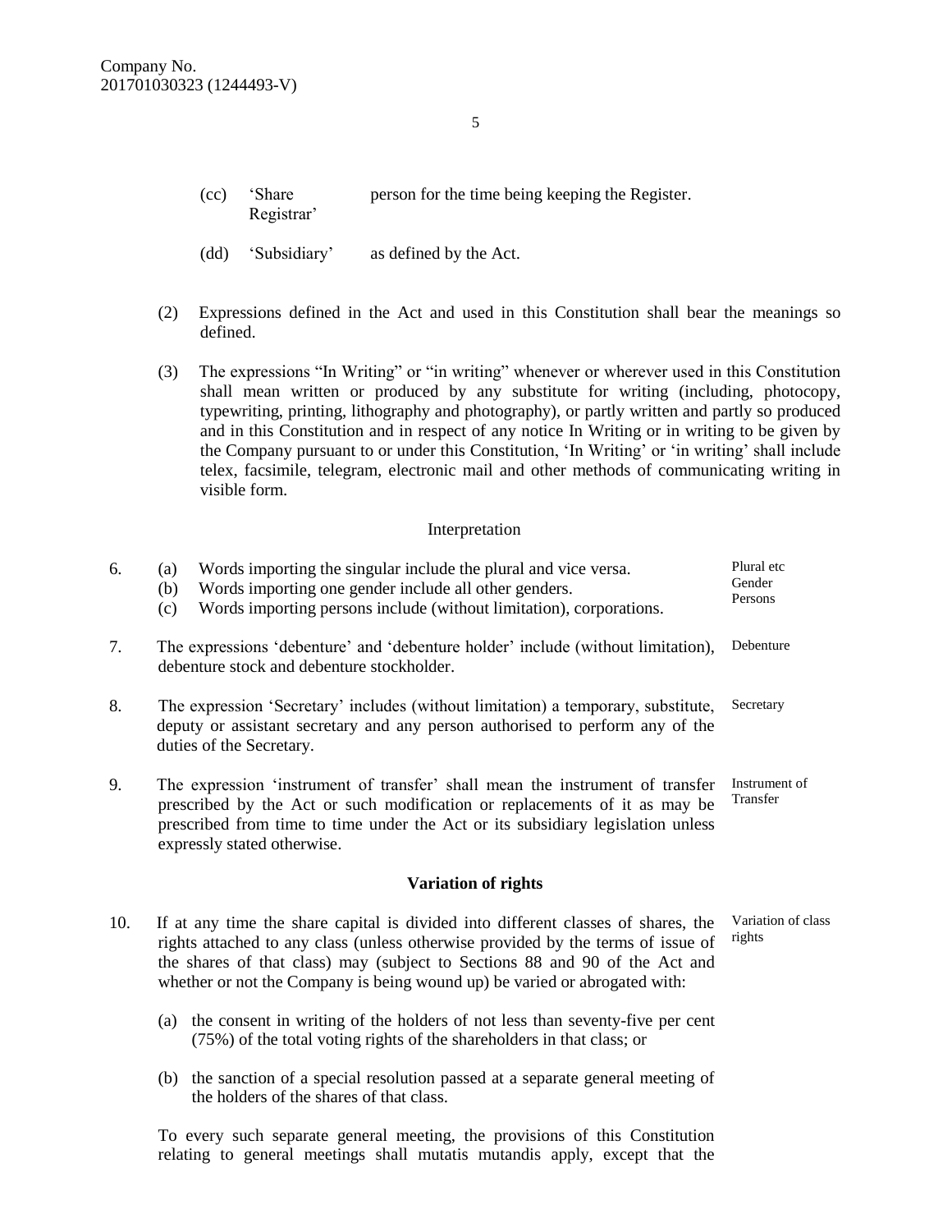(cc) 'Share Registrar' person for the time being keeping the Register.

(dd) 'Subsidiary' as defined by the Act.

(2) Expressions defined in the Act and used in this Constitution shall bear the meanings so defined.

(3) The expressions "In Writing" or "in writing" whenever or wherever used in this Constitution shall mean written or produced by any substitute for writing (including, photocopy, typewriting, printing, lithography and photography), or partly written and partly so produced and in this Constitution and in respect of any notice In Writing or in writing to be given by the Company pursuant to or under this Constitution, 'In Writing' or 'in writing' shall include telex, facsimile, telegram, electronic mail and other methods of communicating writing in visible form.

Interpretation

6. (a) Words importing the singular include the plural and vice versa. *Plural etc*
   (b) Words importing one gender include all other genders. *Gender*
   (c) Words importing persons include (without limitation), corporations. *Persons*

7. The expressions 'debenture' and 'debenture holder' include (without limitation), debenture stock and debenture stockholder. *Debenture*

8. The expression 'Secretary' includes (without limitation) a temporary, substitute, deputy or assistant secretary and any person authorised to perform any of the duties of the Secretary. *Secretary*

9. The expression 'instrument of transfer' shall mean the instrument of transfer prescribed by the Act or such modification or replacements of it as may be prescribed from time to time under the Act or its subsidiary legislation unless expressly stated otherwise. *Instrument of Transfer*

## Variation of rights

10. If at any time the share capital is divided into different classes of shares, the rights attached to any class (unless otherwise provided by the terms of issue of the shares of that class) may (subject to Sections 88 and 90 of the Act and whether or not the Company is being wound up) be varied or abrogated with: *Variation of class rights*

    (a) the consent in writing of the holders of not less than seventy-five per cent (75%) of the total voting rights of the shareholders in that class; or

    (b) the sanction of a special resolution passed at a separate general meeting of the holders of the shares of that class.

    To every such separate general meeting, the provisions of this Constitution relating to general meetings shall mutatis mutandis apply, except that the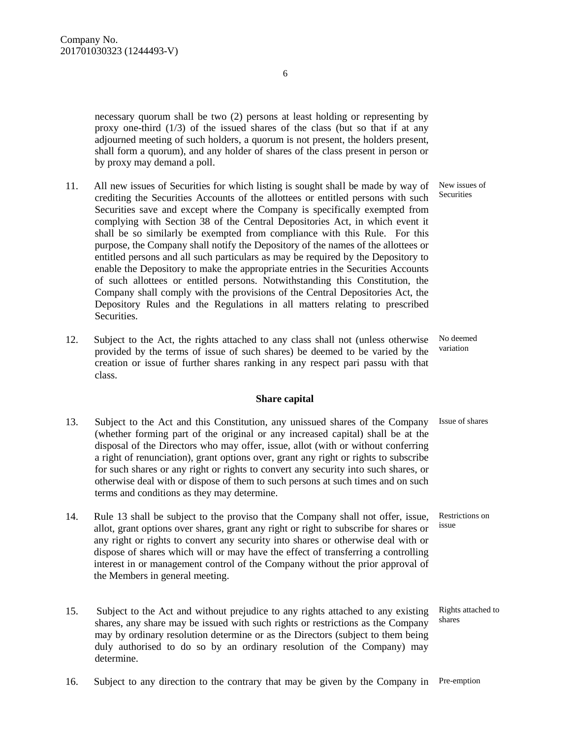necessary quorum shall be two (2) persons at least holding or representing by proxy one-third (1/3) of the issued shares of the class (but so that if at any adjourned meeting of such holders, a quorum is not present, the holders present, shall form a quorum), and any holder of shares of the class present in person or by proxy may demand a poll.

11. All new issues of Securities for which listing is sought shall be made by way of crediting the Securities Accounts of the allottees or entitled persons with such Securities save and except where the Company is specifically exempted from complying with Section 38 of the Central Depositories Act, in which event it shall be so similarly be exempted from compliance with this Rule. For this purpose, the Company shall notify the Depository of the names of the allottees or entitled persons and all such particulars as may be required by the Depository to enable the Depository to make the appropriate entries in the Securities Accounts of such allottees or entitled persons. Notwithstanding this Constitution, the Company shall comply with the provisions of the Central Depositories Act, the Depository Rules and the Regulations in all matters relating to prescribed Securities. *New issues of Securities*

12. Subject to the Act, the rights attached to any class shall not (unless otherwise provided by the terms of issue of such shares) be deemed to be varied by the creation or issue of further shares ranking in any respect pari passu with that class. *No deemed variation*

## Share capital

13. Subject to the Act and this Constitution, any unissued shares of the Company (whether forming part of the original or any increased capital) shall be at the disposal of the Directors who may offer, issue, allot (with or without conferring a right of renunciation), grant options over, grant any right or rights to subscribe for such shares or any right or rights to convert any security into such shares, or otherwise deal with or dispose of them to such persons at such times and on such terms and conditions as they may determine. *Issue of shares*

14. Rule 13 shall be subject to the proviso that the Company shall not offer, issue, allot, grant options over shares, grant any right or right to subscribe for shares or any right or rights to convert any security into shares or otherwise deal with or dispose of shares which will or may have the effect of transferring a controlling interest in or management control of the Company without the prior approval of the Members in general meeting. *Restrictions on issue*

15. Subject to the Act and without prejudice to any rights attached to any existing shares, any share may be issued with such rights or restrictions as the Company may by ordinary resolution determine or as the Directors (subject to them being duly authorised to do so by an ordinary resolution of the Company) may determine. *Rights attached to shares*

16. Subject to any direction to the contrary that may be given by the Company in *Pre-emption*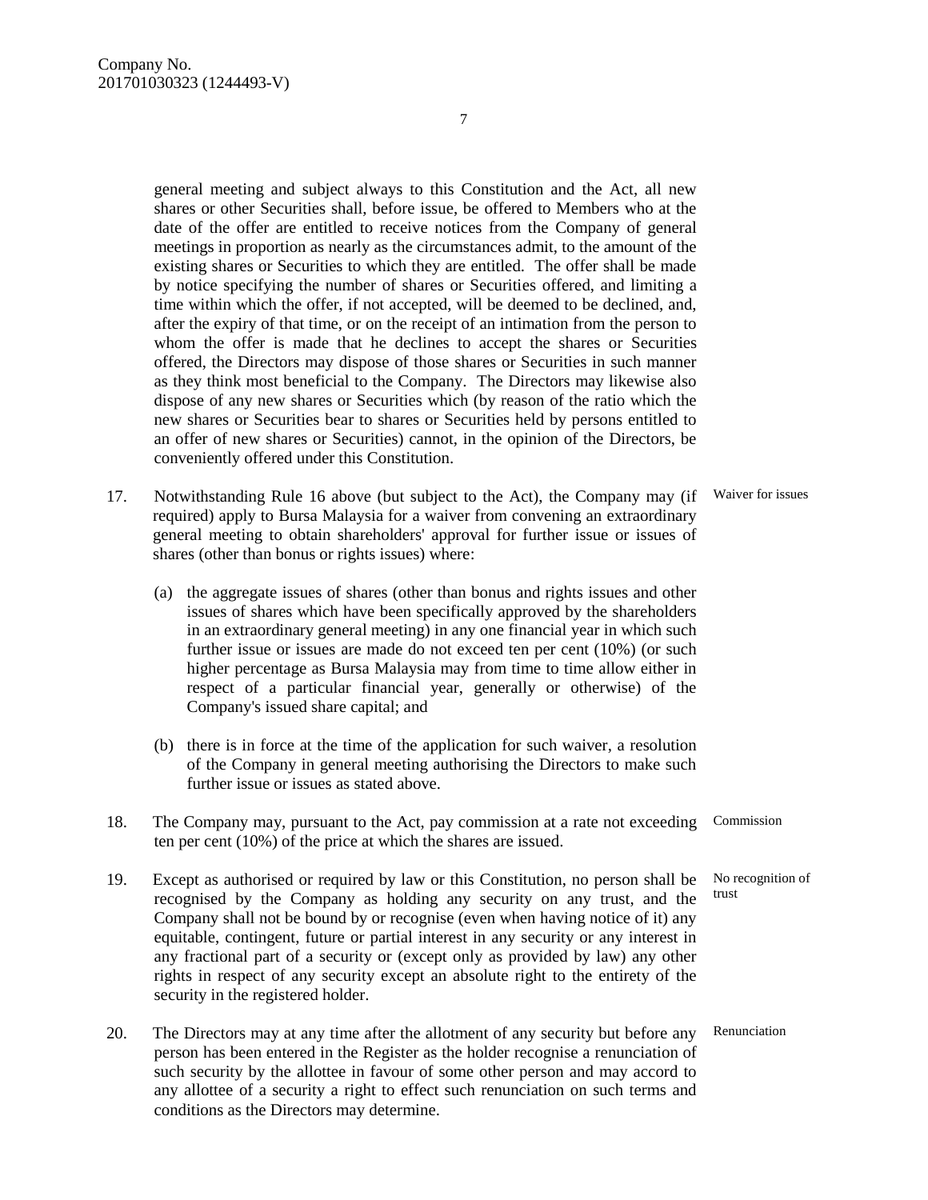general meeting and subject always to this Constitution and the Act, all new shares or other Securities shall, before issue, be offered to Members who at the date of the offer are entitled to receive notices from the Company of general meetings in proportion as nearly as the circumstances admit, to the amount of the existing shares or Securities to which they are entitled. The offer shall be made by notice specifying the number of shares or Securities offered, and limiting a time within which the offer, if not accepted, will be deemed to be declined, and, after the expiry of that time, or on the receipt of an intimation from the person to whom the offer is made that he declines to accept the shares or Securities offered, the Directors may dispose of those shares or Securities in such manner as they think most beneficial to the Company. The Directors may likewise also dispose of any new shares or Securities which (by reason of the ratio which the new shares or Securities bear to shares or Securities held by persons entitled to an offer of new shares or Securities) cannot, in the opinion of the Directors, be conveniently offered under this Constitution.

17. Notwithstanding Rule 16 above (but subject to the Act), the Company may (if required) apply to Bursa Malaysia for a waiver from convening an extraordinary general meeting to obtain shareholders' approval for further issue or issues of shares (other than bonus or rights issues) where: *Waiver for issues*

(a) the aggregate issues of shares (other than bonus and rights issues and other issues of shares which have been specifically approved by the shareholders in an extraordinary general meeting) in any one financial year in which such further issue or issues are made do not exceed ten per cent (10%) (or such higher percentage as Bursa Malaysia may from time to time allow either in respect of a particular financial year, generally or otherwise) of the Company's issued share capital; and

(b) there is in force at the time of the application for such waiver, a resolution of the Company in general meeting authorising the Directors to make such further issue or issues as stated above.

18. The Company may, pursuant to the Act, pay commission at a rate not exceeding ten per cent (10%) of the price at which the shares are issued. *Commission*

19. Except as authorised or required by law or this Constitution, no person shall be recognised by the Company as holding any security on any trust, and the Company shall not be bound by or recognise (even when having notice of it) any equitable, contingent, future or partial interest in any security or any interest in any fractional part of a security or (except only as provided by law) any other rights in respect of any security except an absolute right to the entirety of the security in the registered holder. *No recognition of trust*

20. The Directors may at any time after the allotment of any security but before any person has been entered in the Register as the holder recognise a renunciation of such security by the allottee in favour of some other person and may accord to any allottee of a security a right to effect such renunciation on such terms and conditions as the Directors may determine. *Renunciation*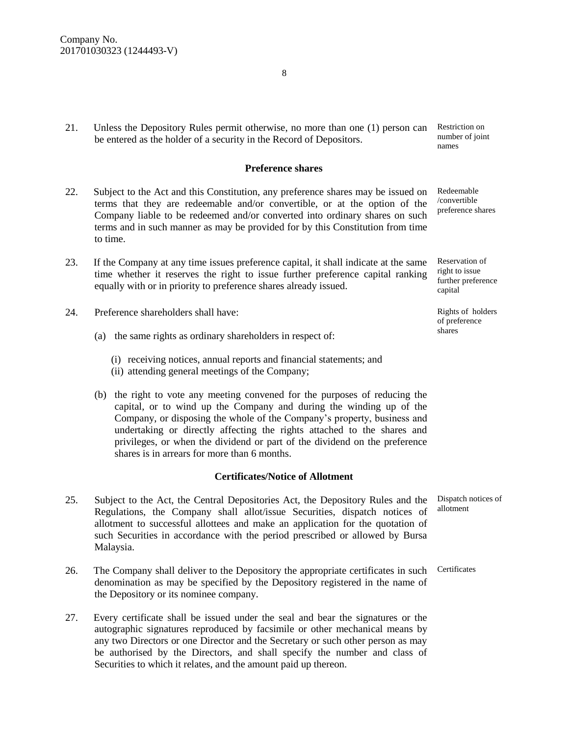21. Unless the Depository Rules permit otherwise, no more than one (1) person can be entered as the holder of a security in the Record of Depositors.

Restriction on number of joint names

## Preference shares

22. Subject to the Act and this Constitution, any preference shares may be issued on terms that they are redeemable and/or convertible, or at the option of the Company liable to be redeemed and/or converted into ordinary shares on such terms and in such manner as may be provided for by this Constitution from time to time.

Redeemable /convertible preference shares

23. If the Company at any time issues preference capital, it shall indicate at the same time whether it reserves the right to issue further preference capital ranking equally with or in priority to preference shares already issued.

Reservation of right to issue further preference capital

24. Preference shareholders shall have:

Rights of holders of preference shares

(a) the same rights as ordinary shareholders in respect of:

(i) receiving notices, annual reports and financial statements; and
(ii) attending general meetings of the Company;

(b) the right to vote any meeting convened for the purposes of reducing the capital, or to wind up the Company and during the winding up of the Company, or disposing the whole of the Company's property, business and undertaking or directly affecting the rights attached to the shares and privileges, or when the dividend or part of the dividend on the preference shares is in arrears for more than 6 months.

## Certificates/Notice of Allotment

25. Subject to the Act, the Central Depositories Act, the Depository Rules and the Regulations, the Company shall allot/issue Securities, dispatch notices of allotment to successful allottees and make an application for the quotation of such Securities in accordance with the period prescribed or allowed by Bursa Malaysia.

Dispatch notices of allotment

26. The Company shall deliver to the Depository the appropriate certificates in such denomination as may be specified by the Depository registered in the name of the Depository or its nominee company.

Certificates

27. Every certificate shall be issued under the seal and bear the signatures or the autographic signatures reproduced by facsimile or other mechanical means by any two Directors or one Director and the Secretary or such other person as may be authorised by the Directors, and shall specify the number and class of Securities to which it relates, and the amount paid up thereon.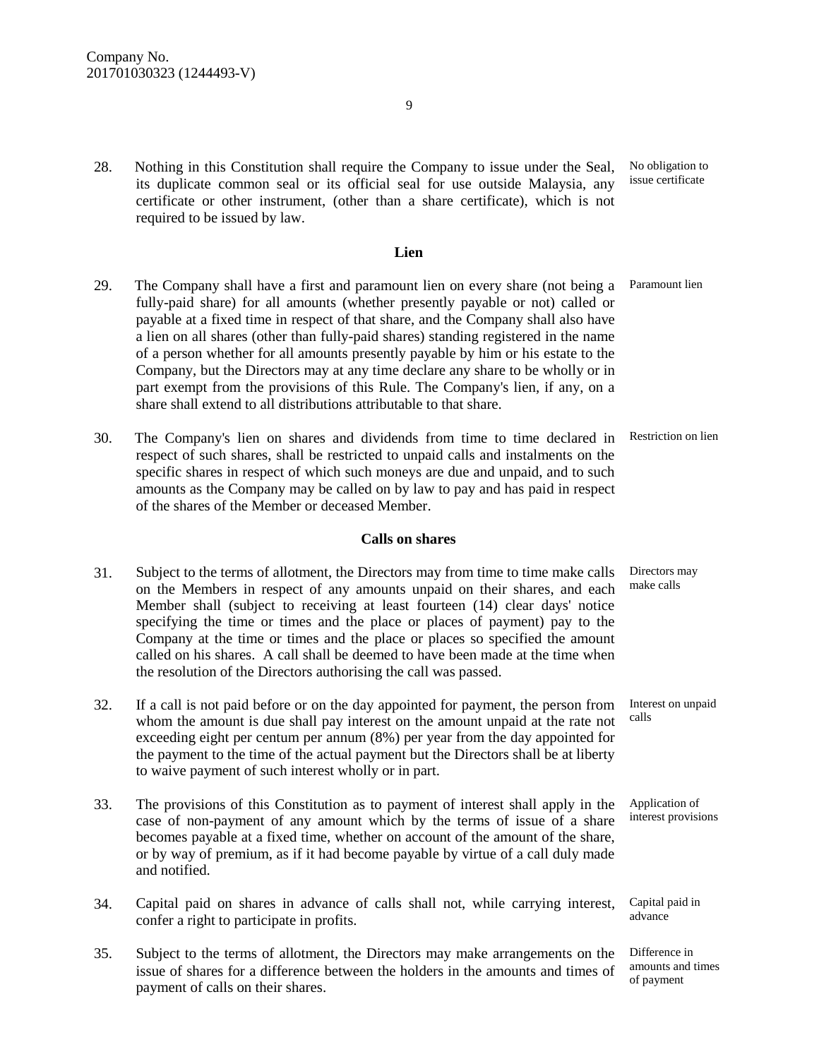28. Nothing in this Constitution shall require the Company to issue under the Seal, its duplicate common seal or its official seal for use outside Malaysia, any certificate or other instrument, (other than a share certificate), which is not required to be issued by law. *No obligation to issue certificate*

## Lien

29. The Company shall have a first and paramount lien on every share (not being a fully-paid share) for all amounts (whether presently payable or not) called or payable at a fixed time in respect of that share, and the Company shall also have a lien on all shares (other than fully-paid shares) standing registered in the name of a person whether for all amounts presently payable by him or his estate to the Company, but the Directors may at any time declare any share to be wholly or in part exempt from the provisions of this Rule. The Company's lien, if any, on a share shall extend to all distributions attributable to that share. *Paramount lien*

30. The Company's lien on shares and dividends from time to time declared in respect of such shares, shall be restricted to unpaid calls and instalments on the specific shares in respect of which such moneys are due and unpaid, and to such amounts as the Company may be called on by law to pay and has paid in respect of the shares of the Member or deceased Member. *Restriction on lien*

## Calls on shares

31. Subject to the terms of allotment, the Directors may from time to time make calls on the Members in respect of any amounts unpaid on their shares, and each Member shall (subject to receiving at least fourteen (14) clear days' notice specifying the time or times and the place or places of payment) pay to the Company at the time or times and the place or places so specified the amount called on his shares. A call shall be deemed to have been made at the time when the resolution of the Directors authorising the call was passed. *Directors may make calls*

32. If a call is not paid before or on the day appointed for payment, the person from whom the amount is due shall pay interest on the amount unpaid at the rate not exceeding eight per centum per annum (8%) per year from the day appointed for the payment to the time of the actual payment but the Directors shall be at liberty to waive payment of such interest wholly or in part. *Interest on unpaid calls*

33. The provisions of this Constitution as to payment of interest shall apply in the case of non-payment of any amount which by the terms of issue of a share becomes payable at a fixed time, whether on account of the amount of the share, or by way of premium, as if it had become payable by virtue of a call duly made and notified. *Application of interest provisions*

34. Capital paid on shares in advance of calls shall not, while carrying interest, confer a right to participate in profits. *Capital paid in advance*

35. Subject to the terms of allotment, the Directors may make arrangements on the issue of shares for a difference between the holders in the amounts and times of payment of calls on their shares. *Difference in amounts and times of payment*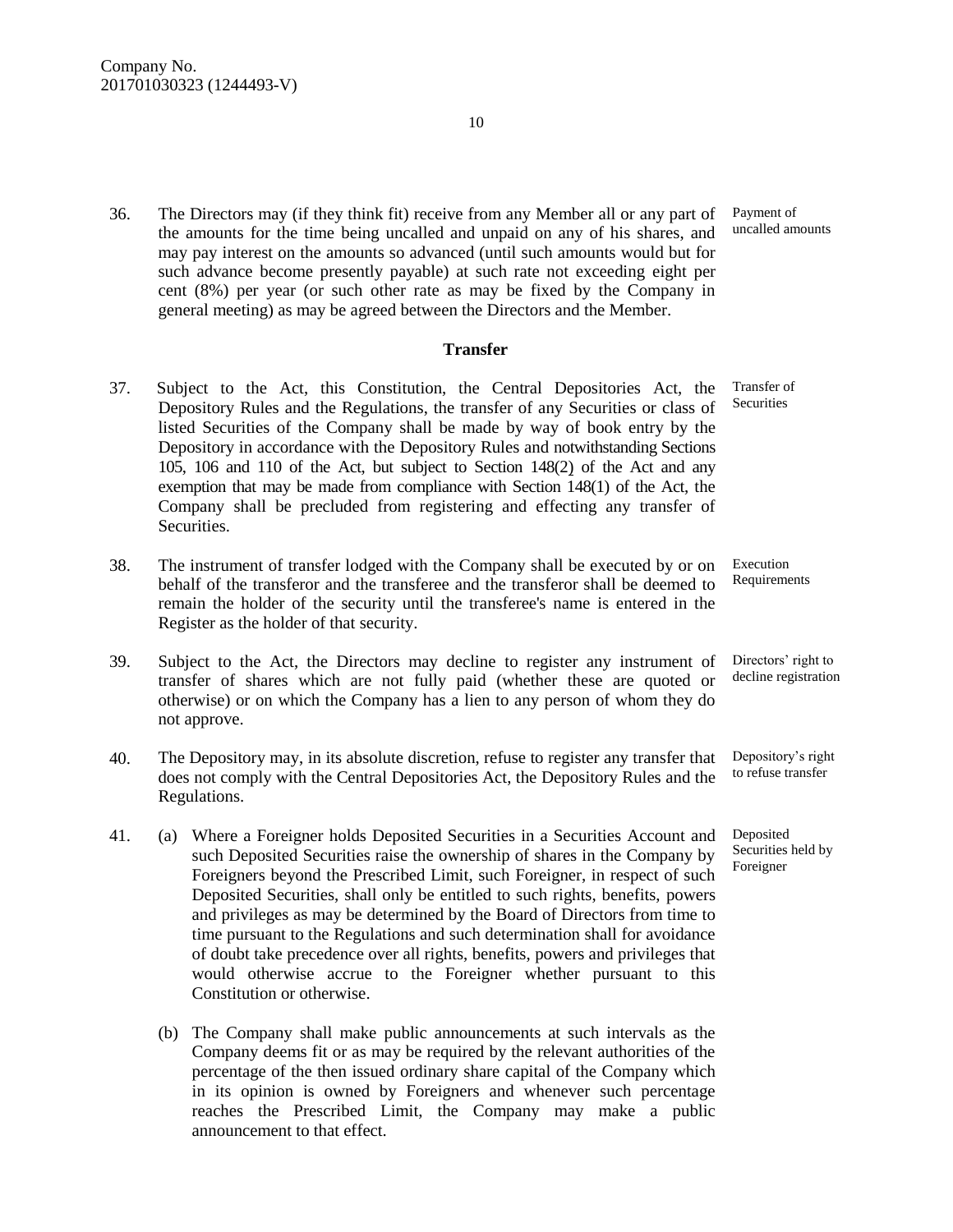36. The Directors may (if they think fit) receive from any Member all or any part of the amounts for the time being uncalled and unpaid on any of his shares, and may pay interest on the amounts so advanced (until such amounts would but for such advance become presently payable) at such rate not exceeding eight per cent (8%) per year (or such other rate as may be fixed by the Company in general meeting) as may be agreed between the Directors and the Member. *Payment of uncalled amounts*

## Transfer

37. Subject to the Act, this Constitution, the Central Depositories Act, the Depository Rules and the Regulations, the transfer of any Securities or class of listed Securities of the Company shall be made by way of book entry by the Depository in accordance with the Depository Rules and notwithstanding Sections 105, 106 and 110 of the Act, but subject to Section 148(2) of the Act and any exemption that may be made from compliance with Section 148(1) of the Act, the Company shall be precluded from registering and effecting any transfer of Securities. *Transfer of Securities*

38. The instrument of transfer lodged with the Company shall be executed by or on behalf of the transferor and the transferee and the transferor shall be deemed to remain the holder of the security until the transferee's name is entered in the Register as the holder of that security. *Execution Requirements*

39. Subject to the Act, the Directors may decline to register any instrument of transfer of shares which are not fully paid (whether these are quoted or otherwise) or on which the Company has a lien to any person of whom they do not approve. *Directors' right to decline registration*

40. The Depository may, in its absolute discretion, refuse to register any transfer that does not comply with the Central Depositories Act, the Depository Rules and the Regulations. *Depository's right to refuse transfer*

41. (a) Where a Foreigner holds Deposited Securities in a Securities Account and such Deposited Securities raise the ownership of shares in the Company by Foreigners beyond the Prescribed Limit, such Foreigner, in respect of such Deposited Securities, shall only be entitled to such rights, benefits, powers and privileges as may be determined by the Board of Directors from time to time pursuant to the Regulations and such determination shall for avoidance of doubt take precedence over all rights, benefits, powers and privileges that would otherwise accrue to the Foreigner whether pursuant to this Constitution or otherwise. *Deposited Securities held by Foreigner*

    (b) The Company shall make public announcements at such intervals as the Company deems fit or as may be required by the relevant authorities of the percentage of the then issued ordinary share capital of the Company which in its opinion is owned by Foreigners and whenever such percentage reaches the Prescribed Limit, the Company may make a public announcement to that effect.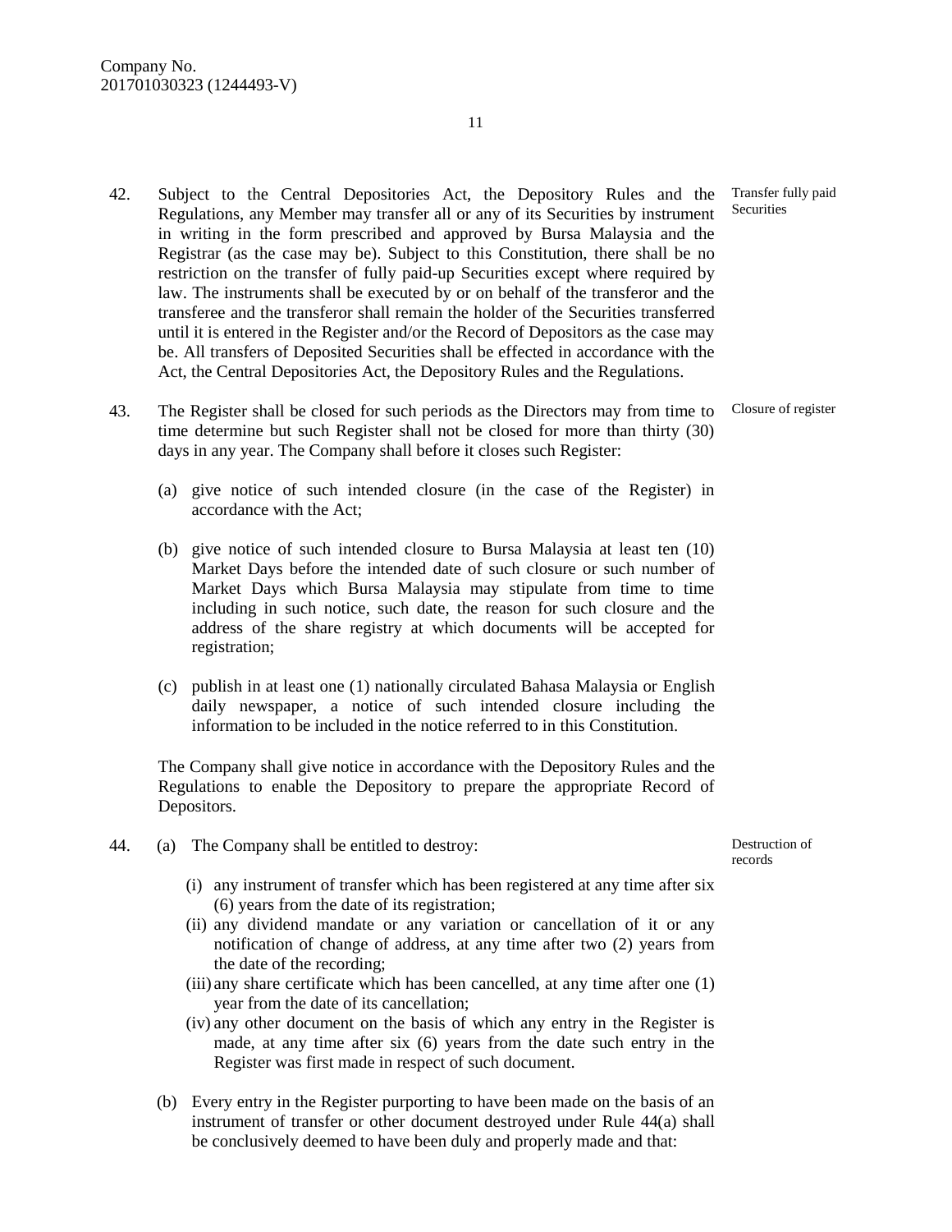42. Subject to the Central Depositories Act, the Depository Rules and the Regulations, any Member may transfer all or any of its Securities by instrument in writing in the form prescribed and approved by Bursa Malaysia and the Registrar (as the case may be). Subject to this Constitution, there shall be no restriction on the transfer of fully paid-up Securities except where required by law. The instruments shall be executed by or on behalf of the transferor and the transferee and the transferor shall remain the holder of the Securities transferred until it is entered in the Register and/or the Record of Depositors as the case may be. All transfers of Deposited Securities shall be effected in accordance with the Act, the Central Depositories Act, the Depository Rules and the Regulations. *(Transfer fully paid Securities)*

43. The Register shall be closed for such periods as the Directors may from time to time determine but such Register shall not be closed for more than thirty (30) days in any year. The Company shall before it closes such Register: *(Closure of register)*

    (a) give notice of such intended closure (in the case of the Register) in accordance with the Act;

    (b) give notice of such intended closure to Bursa Malaysia at least ten (10) Market Days before the intended date of such closure or such number of Market Days which Bursa Malaysia may stipulate from time to time including in such notice, such date, the reason for such closure and the address of the share registry at which documents will be accepted for registration;

    (c) publish in at least one (1) nationally circulated Bahasa Malaysia or English daily newspaper, a notice of such intended closure including the information to be included in the notice referred to in this Constitution.

    The Company shall give notice in accordance with the Depository Rules and the Regulations to enable the Depository to prepare the appropriate Record of Depositors.

44. (a) The Company shall be entitled to destroy: *(Destruction of records)*

    (i) any instrument of transfer which has been registered at any time after six (6) years from the date of its registration;
    (ii) any dividend mandate or any variation or cancellation of it or any notification of change of address, at any time after two (2) years from the date of the recording;
    (iii) any share certificate which has been cancelled, at any time after one (1) year from the date of its cancellation;
    (iv) any other document on the basis of which any entry in the Register is made, at any time after six (6) years from the date such entry in the Register was first made in respect of such document.

    (b) Every entry in the Register purporting to have been made on the basis of an instrument of transfer or other document destroyed under Rule 44(a) shall be conclusively deemed to have been duly and properly made and that: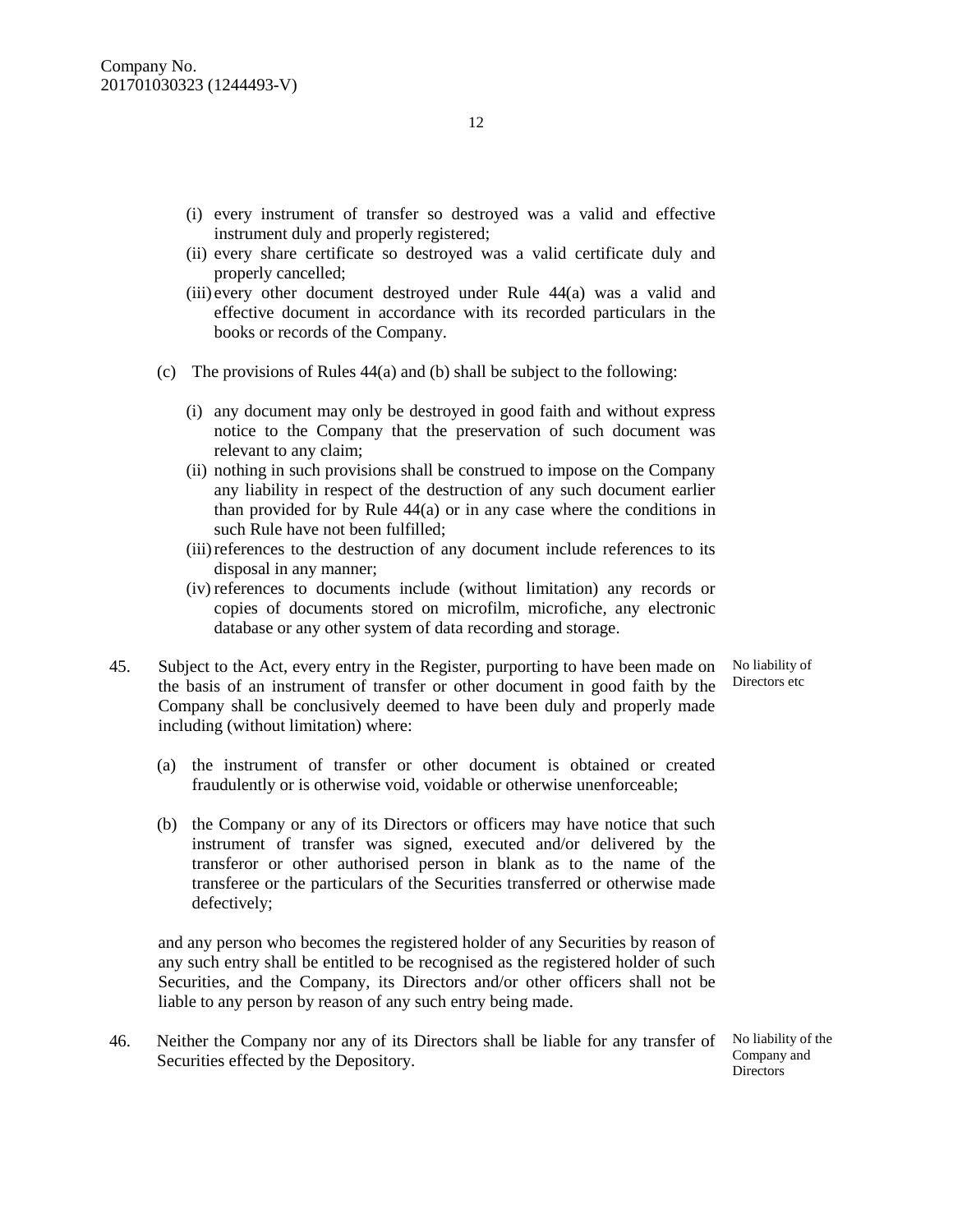Company No.
201701030323 (1244493-V)

(i) every instrument of transfer so destroyed was a valid and effective instrument duly and properly registered;
(ii) every share certificate so destroyed was a valid certificate duly and properly cancelled;
(iii) every other document destroyed under Rule 44(a) was a valid and effective document in accordance with its recorded particulars in the books or records of the Company.

(c) The provisions of Rules 44(a) and (b) shall be subject to the following:

(i) any document may only be destroyed in good faith and without express notice to the Company that the preservation of such document was relevant to any claim;
(ii) nothing in such provisions shall be construed to impose on the Company any liability in respect of the destruction of any such document earlier than provided for by Rule 44(a) or in any case where the conditions in such Rule have not been fulfilled;
(iii) references to the destruction of any document include references to its disposal in any manner;
(iv) references to documents include (without limitation) any records or copies of documents stored on microfilm, microfiche, any electronic database or any other system of data recording and storage.

**No liability of Directors etc**

45. Subject to the Act, every entry in the Register, purporting to have been made on the basis of an instrument of transfer or other document in good faith by the Company shall be conclusively deemed to have been duly and properly made including (without limitation) where:

(a) the instrument of transfer or other document is obtained or created fraudulently or is otherwise void, voidable or otherwise unenforceable;

(b) the Company or any of its Directors or officers may have notice that such instrument of transfer was signed, executed and/or delivered by the transferor or other authorised person in blank as to the name of the transferee or the particulars of the Securities transferred or otherwise made defectively;

and any person who becomes the registered holder of any Securities by reason of any such entry shall be entitled to be recognised as the registered holder of such Securities, and the Company, its Directors and/or other officers shall not be liable to any person by reason of any such entry being made.

**No liability of the Company and Directors**

46. Neither the Company nor any of its Directors shall be liable for any transfer of Securities effected by the Depository.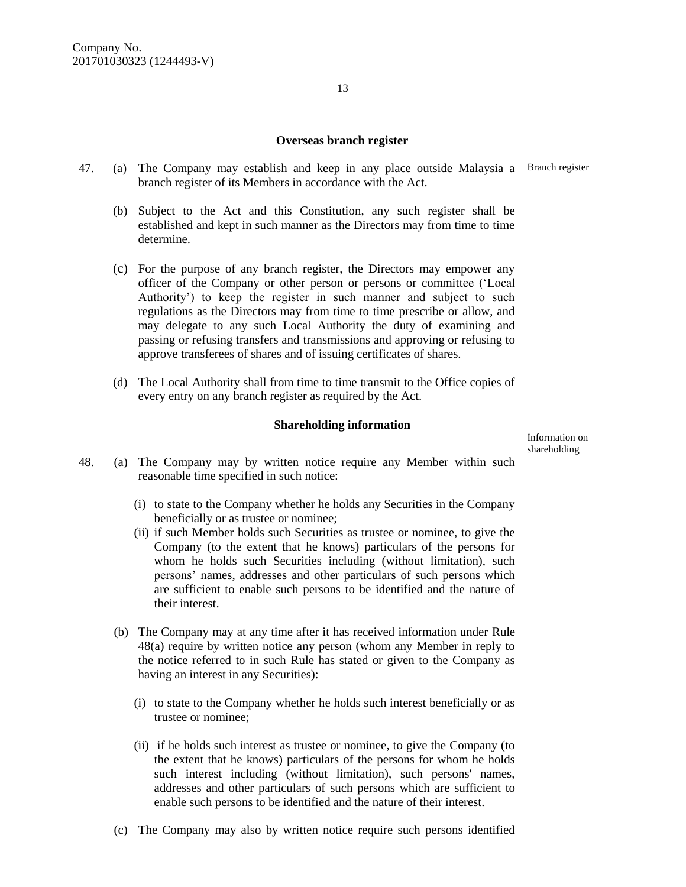Company No.
201701030323 (1244493-V)

### Overseas branch register

47. (a) The Company may establish and keep in any place outside Malaysia a branch register of its Members in accordance with the Act. *Branch register*

    (b) Subject to the Act and this Constitution, any such register shall be established and kept in such manner as the Directors may from time to time determine.

    (c) For the purpose of any branch register, the Directors may empower any officer of the Company or other person or persons or committee ('Local Authority') to keep the register in such manner and subject to such regulations as the Directors may from time to time prescribe or allow, and may delegate to any such Local Authority the duty of examining and passing or refusing transfers and transmissions and approving or refusing to approve transferees of shares and of issuing certificates of shares.

    (d) The Local Authority shall from time to time transmit to the Office copies of every entry on any branch register as required by the Act.

### Shareholding information

*Information on shareholding*

48. (a) The Company may by written notice require any Member within such reasonable time specified in such notice:

    (i) to state to the Company whether he holds any Securities in the Company beneficially or as trustee or nominee;
    (ii) if such Member holds such Securities as trustee or nominee, to give the Company (to the extent that he knows) particulars of the persons for whom he holds such Securities including (without limitation), such persons' names, addresses and other particulars of such persons which are sufficient to enable such persons to be identified and the nature of their interest.

    (b) The Company may at any time after it has received information under Rule 48(a) require by written notice any person (whom any Member in reply to the notice referred to in such Rule has stated or given to the Company as having an interest in any Securities):

    (i) to state to the Company whether he holds such interest beneficially or as trustee or nominee;

    (ii) if he holds such interest as trustee or nominee, to give the Company (to the extent that he knows) particulars of the persons for whom he holds such interest including (without limitation), such persons' names, addresses and other particulars of such persons which are sufficient to enable such persons to be identified and the nature of their interest.

    (c) The Company may also by written notice require such persons identified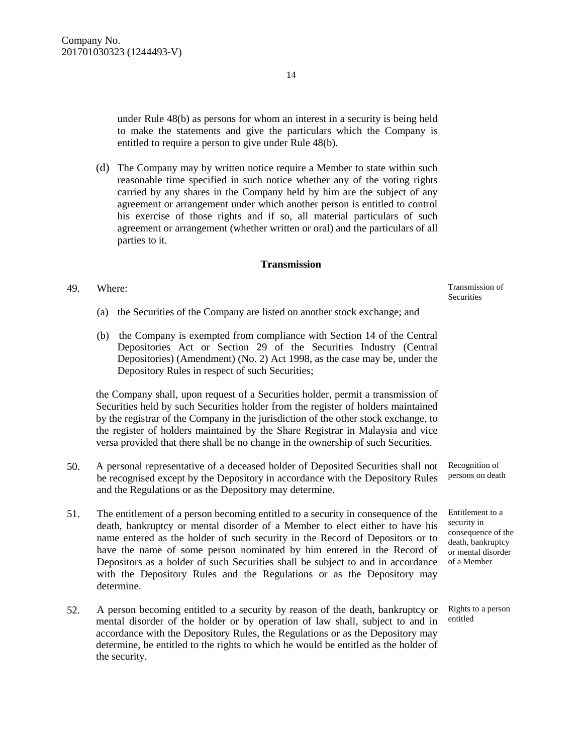Company No.
201701030323 (1244493-V)

under Rule 48(b) as persons for whom an interest in a security is being held to make the statements and give the particulars which the Company is entitled to require a person to give under Rule 48(b).

(d) The Company may by written notice require a Member to state within such reasonable time specified in such notice whether any of the voting rights carried by any shares in the Company held by him are the subject of any agreement or arrangement under which another person is entitled to control his exercise of those rights and if so, all material particulars of such agreement or arrangement (whether written or oral) and the particulars of all parties to it.

## Transmission

49. Where: *(Transmission of Securities)*

(a) the Securities of the Company are listed on another stock exchange; and

(b) the Company is exempted from compliance with Section 14 of the Central Depositories Act or Section 29 of the Securities Industry (Central Depositories) (Amendment) (No. 2) Act 1998, as the case may be, under the Depository Rules in respect of such Securities;

the Company shall, upon request of a Securities holder, permit a transmission of Securities held by such Securities holder from the register of holders maintained by the registrar of the Company in the jurisdiction of the other stock exchange, to the register of holders maintained by the Share Registrar in Malaysia and vice versa provided that there shall be no change in the ownership of such Securities.

50. A personal representative of a deceased holder of Deposited Securities shall not be recognised except by the Depository in accordance with the Depository Rules and the Regulations or as the Depository may determine. *(Recognition of persons on death)*

51. The entitlement of a person becoming entitled to a security in consequence of the death, bankruptcy or mental disorder of a Member to elect either to have his name entered as the holder of such security in the Record of Depositors or to have the name of some person nominated by him entered in the Record of Depositors as a holder of such Securities shall be subject to and in accordance with the Depository Rules and the Regulations or as the Depository may determine. *(Entitlement to a security in consequence of the death, bankruptcy or mental disorder of a Member)*

52. A person becoming entitled to a security by reason of the death, bankruptcy or mental disorder of the holder or by operation of law shall, subject to and in accordance with the Depository Rules, the Regulations or as the Depository may determine, be entitled to the rights to which he would be entitled as the holder of the security. *(Rights to a person entitled)*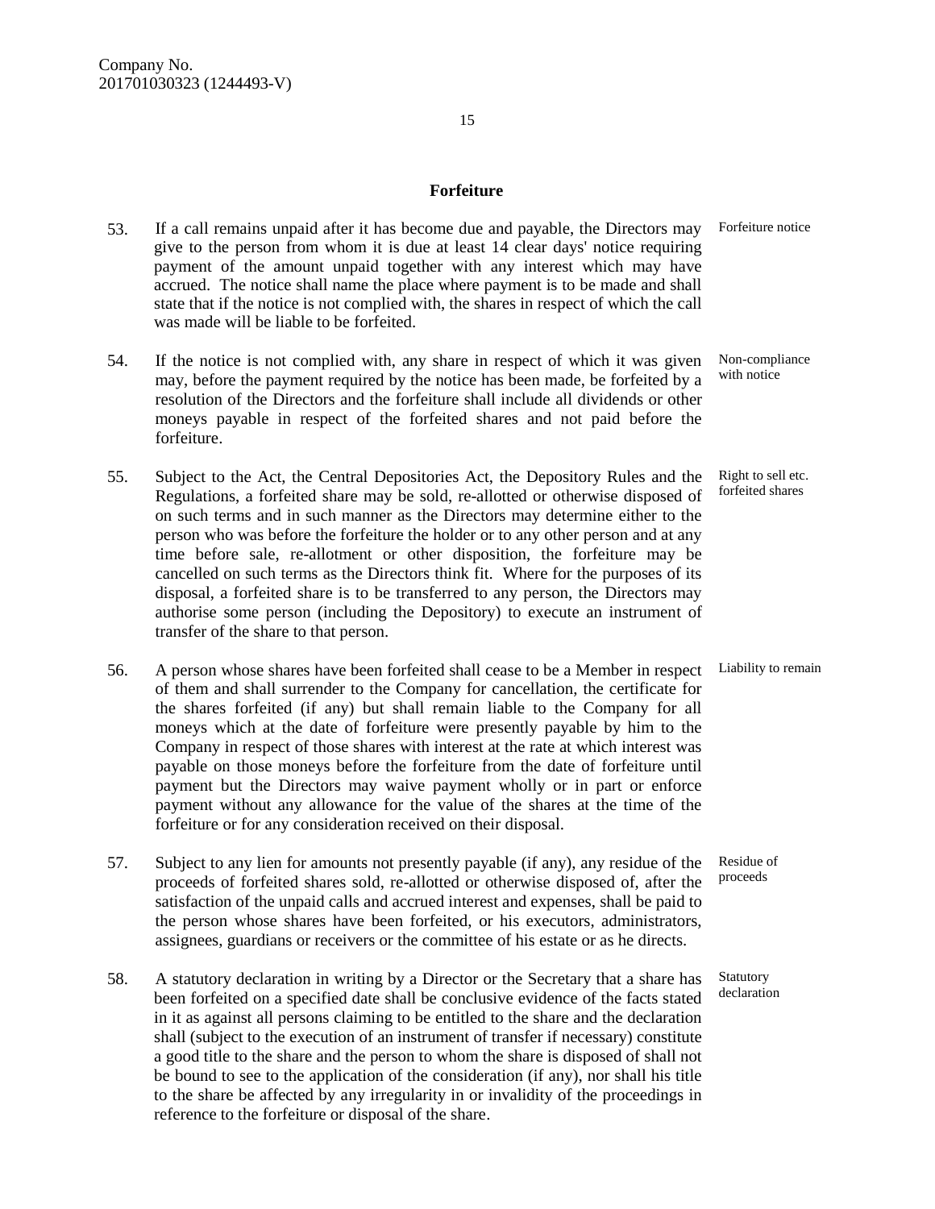## Forfeiture

53. If a call remains unpaid after it has become due and payable, the Directors may give to the person from whom it is due at least 14 clear days' notice requiring payment of the amount unpaid together with any interest which may have accrued. The notice shall name the place where payment is to be made and shall state that if the notice is not complied with, the shares in respect of which the call was made will be liable to be forfeited. *Forfeiture notice*

54. If the notice is not complied with, any share in respect of which it was given may, before the payment required by the notice has been made, be forfeited by a resolution of the Directors and the forfeiture shall include all dividends or other moneys payable in respect of the forfeited shares and not paid before the forfeiture. *Non-compliance with notice*

55. Subject to the Act, the Central Depositories Act, the Depository Rules and the Regulations, a forfeited share may be sold, re-allotted or otherwise disposed of on such terms and in such manner as the Directors may determine either to the person who was before the forfeiture the holder or to any other person and at any time before sale, re-allotment or other disposition, the forfeiture may be cancelled on such terms as the Directors think fit. Where for the purposes of its disposal, a forfeited share is to be transferred to any person, the Directors may authorise some person (including the Depository) to execute an instrument of transfer of the share to that person. *Right to sell etc. forfeited shares*

56. A person whose shares have been forfeited shall cease to be a Member in respect of them and shall surrender to the Company for cancellation, the certificate for the shares forfeited (if any) but shall remain liable to the Company for all moneys which at the date of forfeiture were presently payable by him to the Company in respect of those shares with interest at the rate at which interest was payable on those moneys before the forfeiture from the date of forfeiture until payment but the Directors may waive payment wholly or in part or enforce payment without any allowance for the value of the shares at the time of the forfeiture or for any consideration received on their disposal. *Liability to remain*

57. Subject to any lien for amounts not presently payable (if any), any residue of the proceeds of forfeited shares sold, re-allotted or otherwise disposed of, after the satisfaction of the unpaid calls and accrued interest and expenses, shall be paid to the person whose shares have been forfeited, or his executors, administrators, assignees, guardians or receivers or the committee of his estate or as he directs. *Residue of proceeds*

58. A statutory declaration in writing by a Director or the Secretary that a share has been forfeited on a specified date shall be conclusive evidence of the facts stated in it as against all persons claiming to be entitled to the share and the declaration shall (subject to the execution of an instrument of transfer if necessary) constitute a good title to the share and the person to whom the share is disposed of shall not be bound to see to the application of the consideration (if any), nor shall his title to the share be affected by any irregularity in or invalidity of the proceedings in reference to the forfeiture or disposal of the share. *Statutory declaration*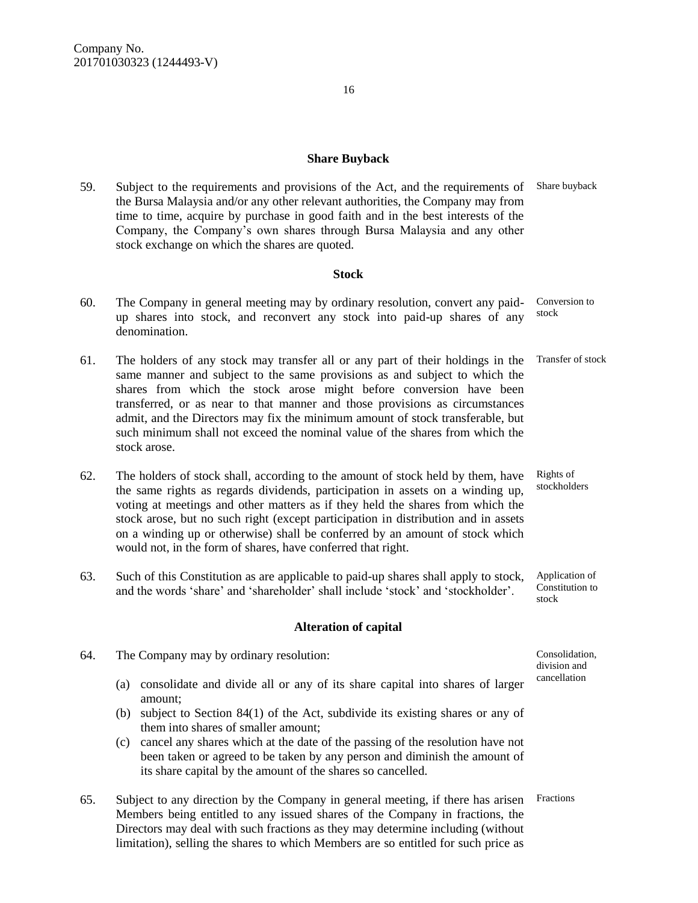## Share Buyback

59. Subject to the requirements and provisions of the Act, and the requirements of the Bursa Malaysia and/or any other relevant authorities, the Company may from time to time, acquire by purchase in good faith and in the best interests of the Company, the Company's own shares through Bursa Malaysia and any other stock exchange on which the shares are quoted. *Share buyback*

## Stock

60. The Company in general meeting may by ordinary resolution, convert any paid-up shares into stock, and reconvert any stock into paid-up shares of any denomination. *Conversion to stock*

61. The holders of any stock may transfer all or any part of their holdings in the same manner and subject to the same provisions as and subject to which the shares from which the stock arose might before conversion have been transferred, or as near to that manner and those provisions as circumstances admit, and the Directors may fix the minimum amount of stock transferable, but such minimum shall not exceed the nominal value of the shares from which the stock arose. *Transfer of stock*

62. The holders of stock shall, according to the amount of stock held by them, have the same rights as regards dividends, participation in assets on a winding up, voting at meetings and other matters as if they held the shares from which the stock arose, but no such right (except participation in distribution and in assets on a winding up or otherwise) shall be conferred by an amount of stock which would not, in the form of shares, have conferred that right. *Rights of stockholders*

63. Such of this Constitution as are applicable to paid-up shares shall apply to stock, and the words 'share' and 'shareholder' shall include 'stock' and 'stockholder'. *Application of Constitution to stock*

## Alteration of capital

64. The Company may by ordinary resolution: *Consolidation, division and cancellation*

    (a) consolidate and divide all or any of its share capital into shares of larger amount;
    (b) subject to Section 84(1) of the Act, subdivide its existing shares or any of them into shares of smaller amount;
    (c) cancel any shares which at the date of the passing of the resolution have not been taken or agreed to be taken by any person and diminish the amount of its share capital by the amount of the shares so cancelled.

65. Subject to any direction by the Company in general meeting, if there has arisen Members being entitled to any issued shares of the Company in fractions, the Directors may deal with such fractions as they may determine including (without limitation), selling the shares to which Members are so entitled for such price as *Fractions*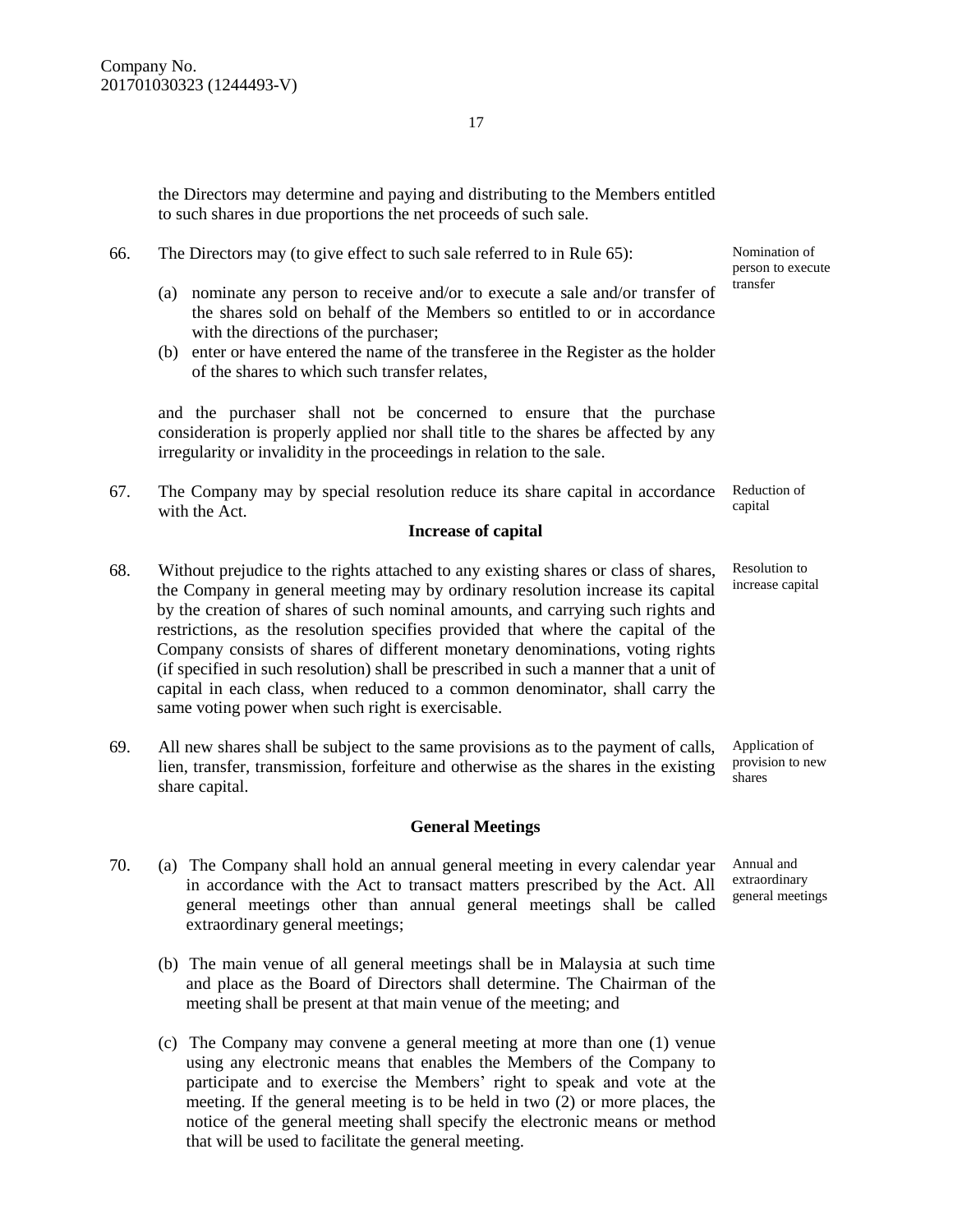the Directors may determine and paying and distributing to the Members entitled to such shares in due proportions the net proceeds of such sale.

66. The Directors may (to give effect to such sale referred to in Rule 65): *Nomination of person to execute transfer*

(a) nominate any person to receive and/or to execute a sale and/or transfer of the shares sold on behalf of the Members so entitled to or in accordance with the directions of the purchaser;

(b) enter or have entered the name of the transferee in the Register as the holder of the shares to which such transfer relates,

and the purchaser shall not be concerned to ensure that the purchase consideration is properly applied nor shall title to the shares be affected by any irregularity or invalidity in the proceedings in relation to the sale.

67. The Company may by special resolution reduce its share capital in accordance with the Act. *Reduction of capital*

### Increase of capital

68. Without prejudice to the rights attached to any existing shares or class of shares, the Company in general meeting may by ordinary resolution increase its capital by the creation of shares of such nominal amounts, and carrying such rights and restrictions, as the resolution specifies provided that where the capital of the Company consists of shares of different monetary denominations, voting rights (if specified in such resolution) shall be prescribed in such a manner that a unit of capital in each class, when reduced to a common denominator, shall carry the same voting power when such right is exercisable. *Resolution to increase capital*

69. All new shares shall be subject to the same provisions as to the payment of calls, lien, transfer, transmission, forfeiture and otherwise as the shares in the existing share capital. *Application of provision to new shares*

### General Meetings

70. *Annual and extraordinary general meetings*

(a) The Company shall hold an annual general meeting in every calendar year in accordance with the Act to transact matters prescribed by the Act. All general meetings other than annual general meetings shall be called extraordinary general meetings;

(b) The main venue of all general meetings shall be in Malaysia at such time and place as the Board of Directors shall determine. The Chairman of the meeting shall be present at that main venue of the meeting; and

(c) The Company may convene a general meeting at more than one (1) venue using any electronic means that enables the Members of the Company to participate and to exercise the Members' right to speak and vote at the meeting. If the general meeting is to be held in two (2) or more places, the notice of the general meeting shall specify the electronic means or method that will be used to facilitate the general meeting.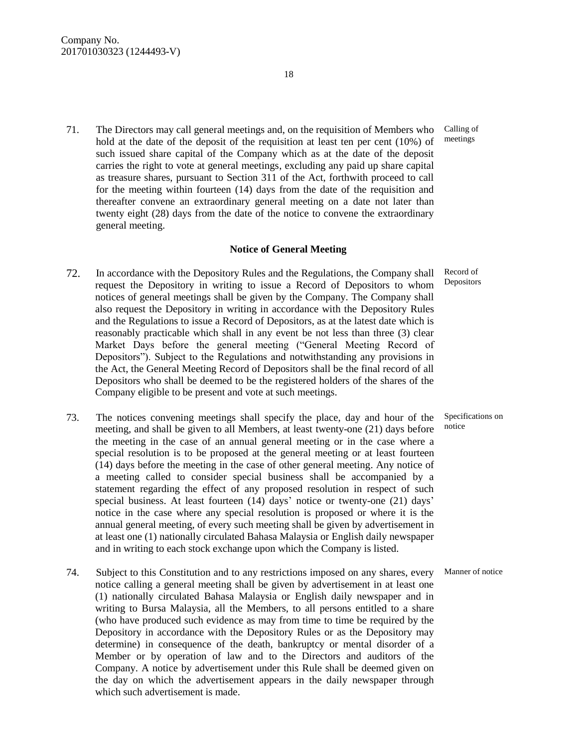71. The Directors may call general meetings and, on the requisition of Members who hold at the date of the deposit of the requisition at least ten per cent (10%) of such issued share capital of the Company which as at the date of the deposit carries the right to vote at general meetings, excluding any paid up share capital as treasure shares, pursuant to Section 311 of the Act, forthwith proceed to call for the meeting within fourteen (14) days from the date of the requisition and thereafter convene an extraordinary general meeting on a date not later than twenty eight (28) days from the date of the notice to convene the extraordinary general meeting. *Calling of meetings*

### Notice of General Meeting

72. In accordance with the Depository Rules and the Regulations, the Company shall request the Depository in writing to issue a Record of Depositors to whom notices of general meetings shall be given by the Company. The Company shall also request the Depository in writing in accordance with the Depository Rules and the Regulations to issue a Record of Depositors, as at the latest date which is reasonably practicable which shall in any event be not less than three (3) clear Market Days before the general meeting ("General Meeting Record of Depositors"). Subject to the Regulations and notwithstanding any provisions in the Act, the General Meeting Record of Depositors shall be the final record of all Depositors who shall be deemed to be the registered holders of the shares of the Company eligible to be present and vote at such meetings. *Record of Depositors*

73. The notices convening meetings shall specify the place, day and hour of the meeting, and shall be given to all Members, at least twenty-one (21) days before the meeting in the case of an annual general meeting or in the case where a special resolution is to be proposed at the general meeting or at least fourteen (14) days before the meeting in the case of other general meeting. Any notice of a meeting called to consider special business shall be accompanied by a statement regarding the effect of any proposed resolution in respect of such special business. At least fourteen (14) days' notice or twenty-one (21) days' notice in the case where any special resolution is proposed or where it is the annual general meeting, of every such meeting shall be given by advertisement in at least one (1) nationally circulated Bahasa Malaysia or English daily newspaper and in writing to each stock exchange upon which the Company is listed. *Specifications on notice*

74. Subject to this Constitution and to any restrictions imposed on any shares, every notice calling a general meeting shall be given by advertisement in at least one (1) nationally circulated Bahasa Malaysia or English daily newspaper and in writing to Bursa Malaysia, all the Members, to all persons entitled to a share (who have produced such evidence as may from time to time be required by the Depository in accordance with the Depository Rules or as the Depository may determine) in consequence of the death, bankruptcy or mental disorder of a Member or by operation of law and to the Directors and auditors of the Company. A notice by advertisement under this Rule shall be deemed given on the day on which the advertisement appears in the daily newspaper through which such advertisement is made. *Manner of notice*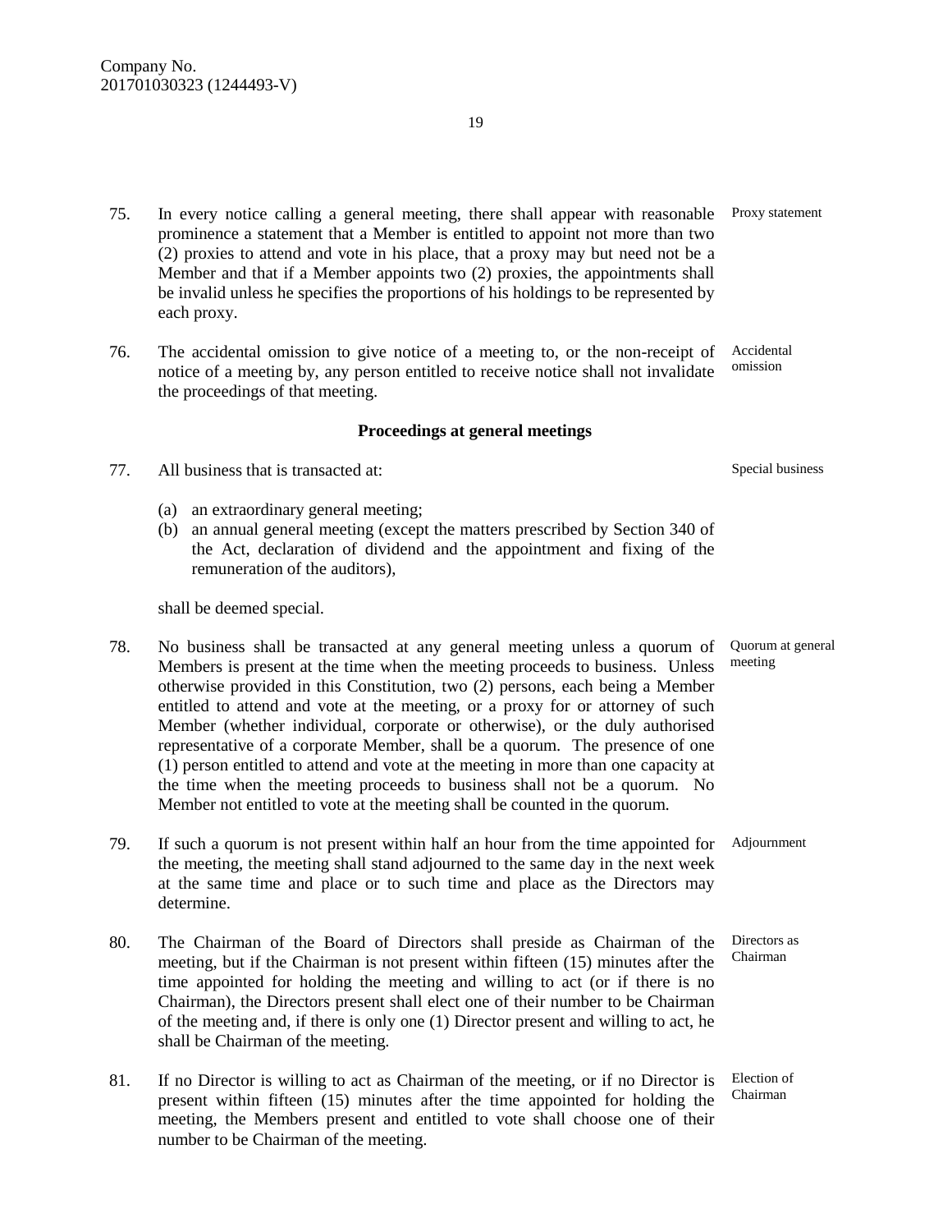75. In every notice calling a general meeting, there shall appear with reasonable prominence a statement that a Member is entitled to appoint not more than two (2) proxies to attend and vote in his place, that a proxy may but need not be a Member and that if a Member appoints two (2) proxies, the appointments shall be invalid unless he specifies the proportions of his holdings to be represented by each proxy. *Proxy statement*

76. The accidental omission to give notice of a meeting to, or the non-receipt of notice of a meeting by, any person entitled to receive notice shall not invalidate the proceedings of that meeting. *Accidental omission*

### Proceedings at general meetings

77. All business that is transacted at: *Special business*

    (a) an extraordinary general meeting;
    (b) an annual general meeting (except the matters prescribed by Section 340 of the Act, declaration of dividend and the appointment and fixing of the remuneration of the auditors),

    shall be deemed special.

78. No business shall be transacted at any general meeting unless a quorum of Members is present at the time when the meeting proceeds to business. Unless otherwise provided in this Constitution, two (2) persons, each being a Member entitled to attend and vote at the meeting, or a proxy for or attorney of such Member (whether individual, corporate or otherwise), or the duly authorised representative of a corporate Member, shall be a quorum. The presence of one (1) person entitled to attend and vote at the meeting in more than one capacity at the time when the meeting proceeds to business shall not be a quorum. No Member not entitled to vote at the meeting shall be counted in the quorum. *Quorum at general meeting*

79. If such a quorum is not present within half an hour from the time appointed for the meeting, the meeting shall stand adjourned to the same day in the next week at the same time and place or to such time and place as the Directors may determine. *Adjournment*

80. The Chairman of the Board of Directors shall preside as Chairman of the meeting, but if the Chairman is not present within fifteen (15) minutes after the time appointed for holding the meeting and willing to act (or if there is no Chairman), the Directors present shall elect one of their number to be Chairman of the meeting and, if there is only one (1) Director present and willing to act, he shall be Chairman of the meeting. *Directors as Chairman*

81. If no Director is willing to act as Chairman of the meeting, or if no Director is present within fifteen (15) minutes after the time appointed for holding the meeting, the Members present and entitled to vote shall choose one of their number to be Chairman of the meeting. *Election of Chairman*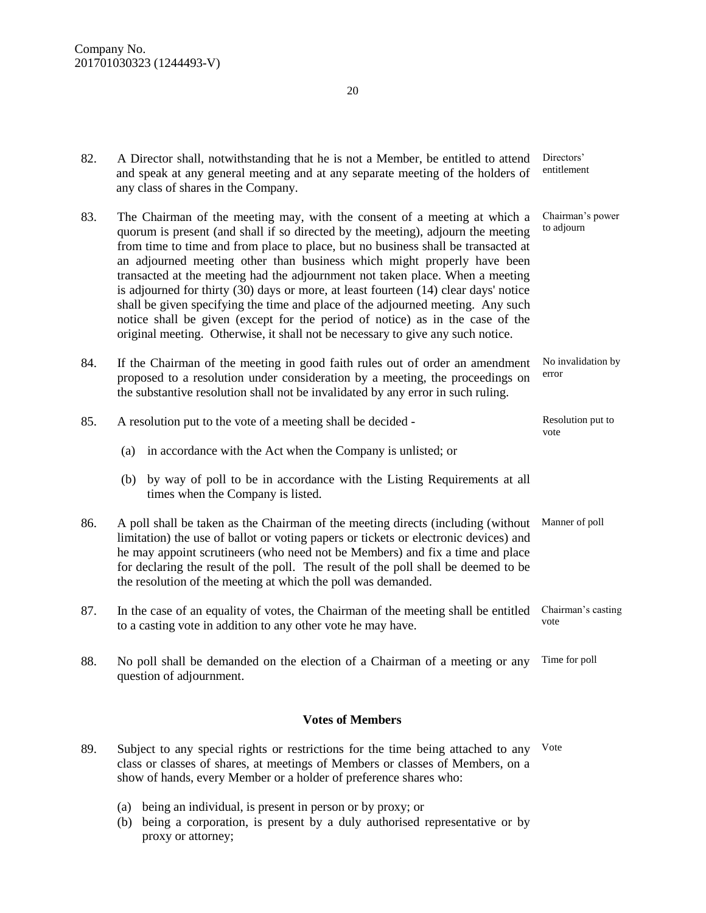82. A Director shall, notwithstanding that he is not a Member, be entitled to attend and speak at any general meeting and at any separate meeting of the holders of any class of shares in the Company. *Directors' entitlement*

83. The Chairman of the meeting may, with the consent of a meeting at which a quorum is present (and shall if so directed by the meeting), adjourn the meeting from time to time and from place to place, but no business shall be transacted at an adjourned meeting other than business which might properly have been transacted at the meeting had the adjournment not taken place. When a meeting is adjourned for thirty (30) days or more, at least fourteen (14) clear days' notice shall be given specifying the time and place of the adjourned meeting. Any such notice shall be given (except for the period of notice) as in the case of the original meeting. Otherwise, it shall not be necessary to give any such notice. *Chairman's power to adjourn*

84. If the Chairman of the meeting in good faith rules out of order an amendment proposed to a resolution under consideration by a meeting, the proceedings on the substantive resolution shall not be invalidated by any error in such ruling. *No invalidation by error*

85. A resolution put to the vote of a meeting shall be decided - *Resolution put to vote*

   (a) in accordance with the Act when the Company is unlisted; or

   (b) by way of poll to be in accordance with the Listing Requirements at all times when the Company is listed.

86. A poll shall be taken as the Chairman of the meeting directs (including (without limitation) the use of ballot or voting papers or tickets or electronic devices) and he may appoint scrutineers (who need not be Members) and fix a time and place for declaring the result of the poll. The result of the poll shall be deemed to be the resolution of the meeting at which the poll was demanded. *Manner of poll*

87. In the case of an equality of votes, the Chairman of the meeting shall be entitled to a casting vote in addition to any other vote he may have. *Chairman's casting vote*

88. No poll shall be demanded on the election of a Chairman of a meeting or any question of adjournment. *Time for poll*

### Votes of Members

89. Subject to any special rights or restrictions for the time being attached to any class or classes of shares, at meetings of Members or classes of Members, on a show of hands, every Member or a holder of preference shares who: *Vote*

   (a) being an individual, is present in person or by proxy; or
   (b) being a corporation, is present by a duly authorised representative or by proxy or attorney;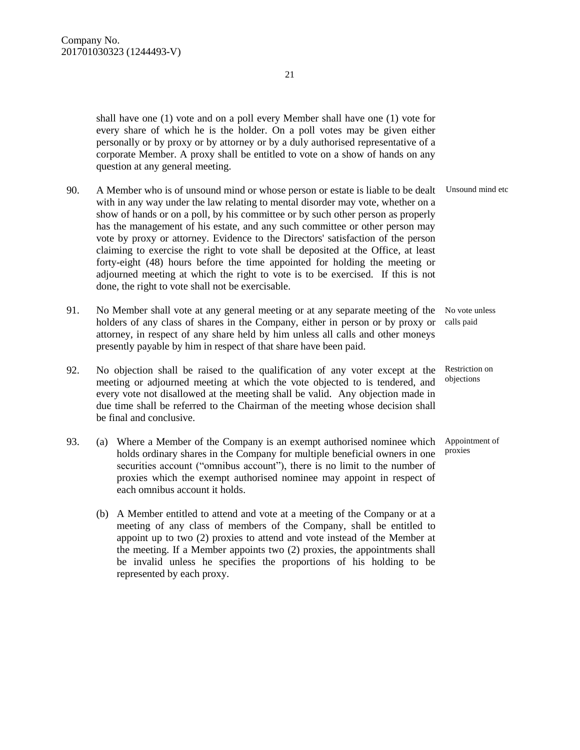shall have one (1) vote and on a poll every Member shall have one (1) vote for every share of which he is the holder. On a poll votes may be given either personally or by proxy or by attorney or by a duly authorised representative of a corporate Member. A proxy shall be entitled to vote on a show of hands on any question at any general meeting.

90. A Member who is of unsound mind or whose person or estate is liable to be dealt with in any way under the law relating to mental disorder may vote, whether on a show of hands or on a poll, by his committee or by such other person as properly has the management of his estate, and any such committee or other person may vote by proxy or attorney. Evidence to the Directors' satisfaction of the person claiming to exercise the right to vote shall be deposited at the Office, at least forty-eight (48) hours before the time appointed for holding the meeting or adjourned meeting at which the right to vote is to be exercised. If this is not done, the right to vote shall not be exercisable. *Unsound mind etc*

91. No Member shall vote at any general meeting or at any separate meeting of the holders of any class of shares in the Company, either in person or by proxy or attorney, in respect of any share held by him unless all calls and other moneys presently payable by him in respect of that share have been paid. *No vote unless calls paid*

92. No objection shall be raised to the qualification of any voter except at the meeting or adjourned meeting at which the vote objected to is tendered, and every vote not disallowed at the meeting shall be valid. Any objection made in due time shall be referred to the Chairman of the meeting whose decision shall be final and conclusive. *Restriction on objections*

93. (a) Where a Member of the Company is an exempt authorised nominee which holds ordinary shares in the Company for multiple beneficial owners in one securities account ("omnibus account"), there is no limit to the number of proxies which the exempt authorised nominee may appoint in respect of each omnibus account it holds. *Appointment of proxies*

(b) A Member entitled to attend and vote at a meeting of the Company or at a meeting of any class of members of the Company, shall be entitled to appoint up to two (2) proxies to attend and vote instead of the Member at the meeting. If a Member appoints two (2) proxies, the appointments shall be invalid unless he specifies the proportions of his holding to be represented by each proxy.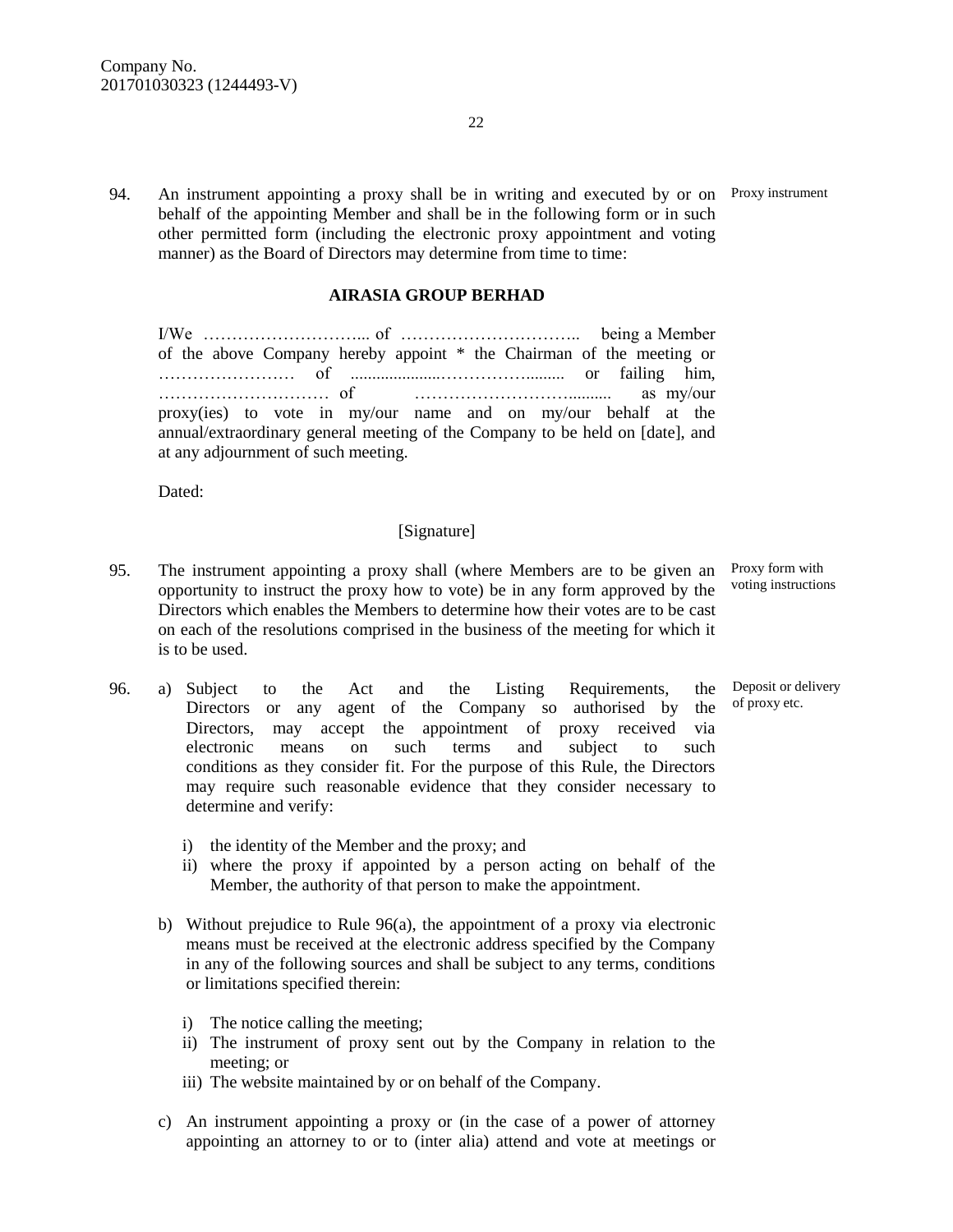Company No.
201701030323 (1244493-V)

94. An instrument appointing a proxy shall be in writing and executed by or on behalf of the appointing Member and shall be in the following form or in such other permitted form (including the electronic proxy appointment and voting manner) as the Board of Directors may determine from time to time: *Proxy instrument*

**AIRASIA GROUP BERHAD**

I/We ……………………….... of ………………………….. being a Member of the above Company hereby appoint * the Chairman of the meeting or …………………… of .....................…………….......... or failing him, ………………………… of ………………………........... as my/our proxy(ies) to vote in my/our name and on my/our behalf at the annual/extraordinary general meeting of the Company to be held on [date], and at any adjournment of such meeting.

Dated:

[Signature]

95. The instrument appointing a proxy shall (where Members are to be given an opportunity to instruct the proxy how to vote) be in any form approved by the Directors which enables the Members to determine how their votes are to be cast on each of the resolutions comprised in the business of the meeting for which it is to be used. *Proxy form with voting instructions*

96. *Deposit or delivery of proxy etc.*

a) Subject to the Act and the Listing Requirements, the Directors or any agent of the Company so authorised by the Directors, may accept the appointment of proxy received via electronic means on such terms and subject to such conditions as they consider fit. For the purpose of this Rule, the Directors may require such reasonable evidence that they consider necessary to determine and verify:

   i) the identity of the Member and the proxy; and
   ii) where the proxy if appointed by a person acting on behalf of the Member, the authority of that person to make the appointment.

b) Without prejudice to Rule 96(a), the appointment of a proxy via electronic means must be received at the electronic address specified by the Company in any of the following sources and shall be subject to any terms, conditions or limitations specified therein:

   i) The notice calling the meeting;
   ii) The instrument of proxy sent out by the Company in relation to the meeting; or
   iii) The website maintained by or on behalf of the Company.

c) An instrument appointing a proxy or (in the case of a power of attorney appointing an attorney to or to (inter alia) attend and vote at meetings or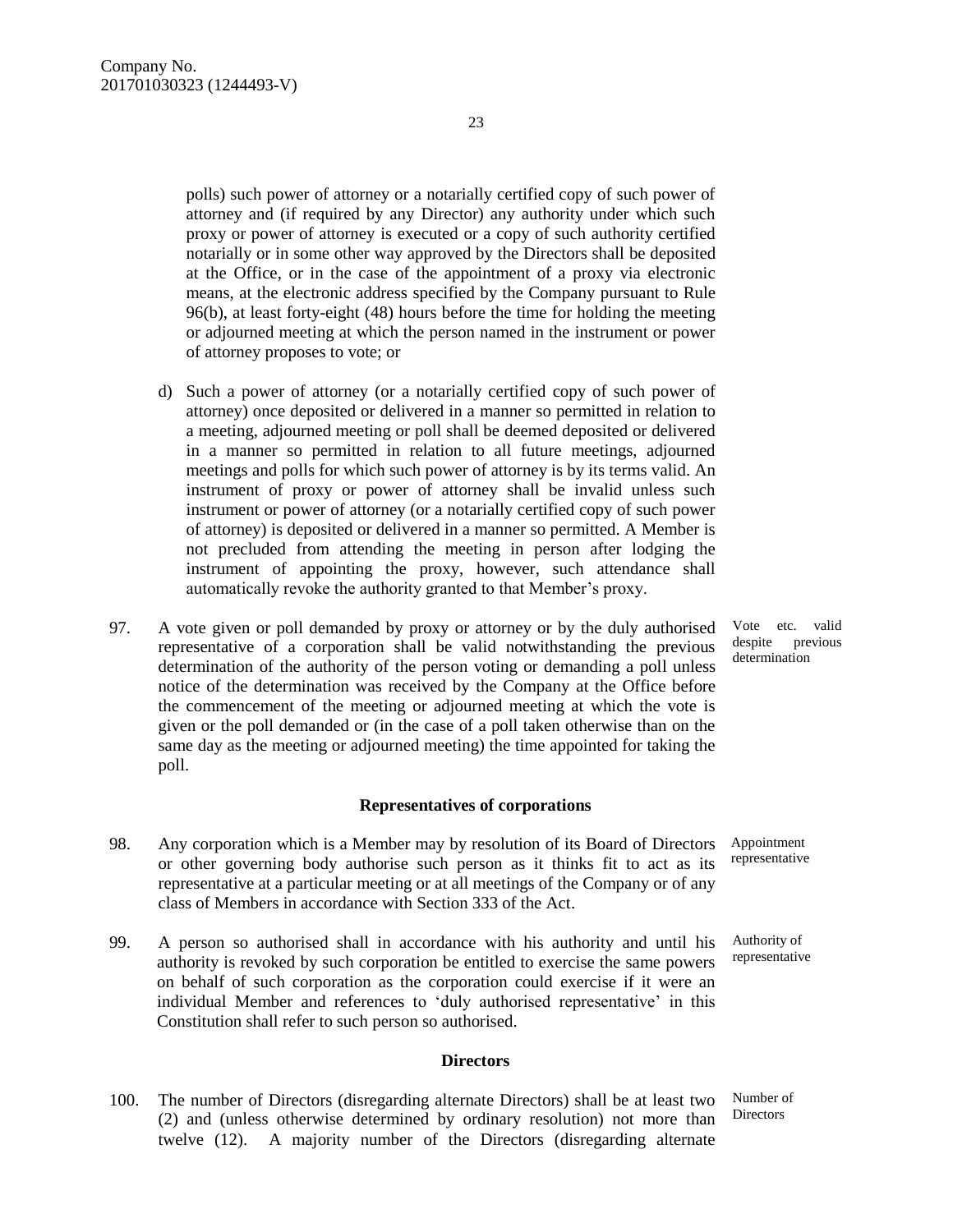polls) such power of attorney or a notarially certified copy of such power of attorney and (if required by any Director) any authority under which such proxy or power of attorney is executed or a copy of such authority certified notarially or in some other way approved by the Directors shall be deposited at the Office, or in the case of the appointment of a proxy via electronic means, at the electronic address specified by the Company pursuant to Rule 96(b), at least forty-eight (48) hours before the time for holding the meeting or adjourned meeting at which the person named in the instrument or power of attorney proposes to vote; or

d) Such a power of attorney (or a notarially certified copy of such power of attorney) once deposited or delivered in a manner so permitted in relation to a meeting, adjourned meeting or poll shall be deemed deposited or delivered in a manner so permitted in relation to all future meetings, adjourned meetings and polls for which such power of attorney is by its terms valid. An instrument of proxy or power of attorney shall be invalid unless such instrument or power of attorney (or a notarially certified copy of such power of attorney) is deposited or delivered in a manner so permitted. A Member is not precluded from attending the meeting in person after lodging the instrument of appointing the proxy, however, such attendance shall automatically revoke the authority granted to that Member's proxy.

97. A vote given or poll demanded by proxy or attorney or by the duly authorised representative of a corporation shall be valid notwithstanding the previous determination of the authority of the person voting or demanding a poll unless notice of the determination was received by the Company at the Office before the commencement of the meeting or adjourned meeting at which the vote is given or the poll demanded or (in the case of a poll taken otherwise than on the same day as the meeting or adjourned meeting) the time appointed for taking the poll. *Vote etc. valid despite previous determination*

## Representatives of corporations

98. Any corporation which is a Member may by resolution of its Board of Directors or other governing body authorise such person as it thinks fit to act as its representative at a particular meeting or at all meetings of the Company or of any class of Members in accordance with Section 333 of the Act. *Appointment representative*

99. A person so authorised shall in accordance with his authority and until his authority is revoked by such corporation be entitled to exercise the same powers on behalf of such corporation as the corporation could exercise if it were an individual Member and references to 'duly authorised representative' in this Constitution shall refer to such person so authorised. *Authority of representative*

## Directors

100. The number of Directors (disregarding alternate Directors) shall be at least two (2) and (unless otherwise determined by ordinary resolution) not more than twelve (12). A majority number of the Directors (disregarding alternate *Number of Directors*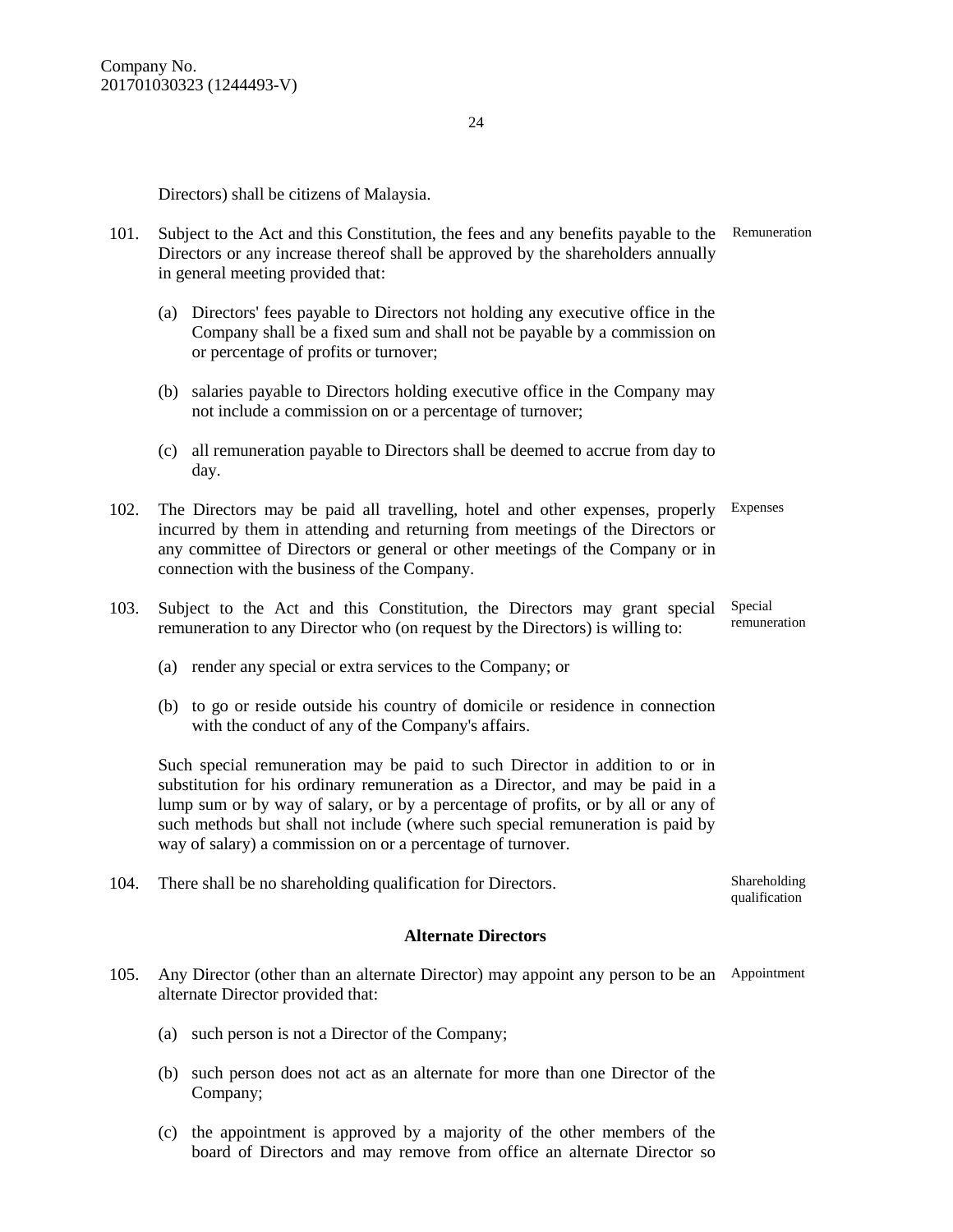Directors) shall be citizens of Malaysia.

101. Subject to the Act and this Constitution, the fees and any benefits payable to the Directors or any increase thereof shall be approved by the shareholders annually in general meeting provided that: Remuneration

(a) Directors' fees payable to Directors not holding any executive office in the Company shall be a fixed sum and shall not be payable by a commission on or percentage of profits or turnover;

(b) salaries payable to Directors holding executive office in the Company may not include a commission on or a percentage of turnover;

(c) all remuneration payable to Directors shall be deemed to accrue from day to day.

102. The Directors may be paid all travelling, hotel and other expenses, properly incurred by them in attending and returning from meetings of the Directors or any committee of Directors or general or other meetings of the Company or in connection with the business of the Company. Expenses

103. Subject to the Act and this Constitution, the Directors may grant special remuneration to any Director who (on request by the Directors) is willing to: Special remuneration

(a) render any special or extra services to the Company; or

(b) to go or reside outside his country of domicile or residence in connection with the conduct of any of the Company's affairs.

Such special remuneration may be paid to such Director in addition to or in substitution for his ordinary remuneration as a Director, and may be paid in a lump sum or by way of salary, or by a percentage of profits, or by all or any of such methods but shall not include (where such special remuneration is paid by way of salary) a commission on or a percentage of turnover.

104. There shall be no shareholding qualification for Directors. Shareholding qualification

## Alternate Directors

105. Any Director (other than an alternate Director) may appoint any person to be an alternate Director provided that: Appointment

(a) such person is not a Director of the Company;

(b) such person does not act as an alternate for more than one Director of the Company;

(c) the appointment is approved by a majority of the other members of the board of Directors and may remove from office an alternate Director so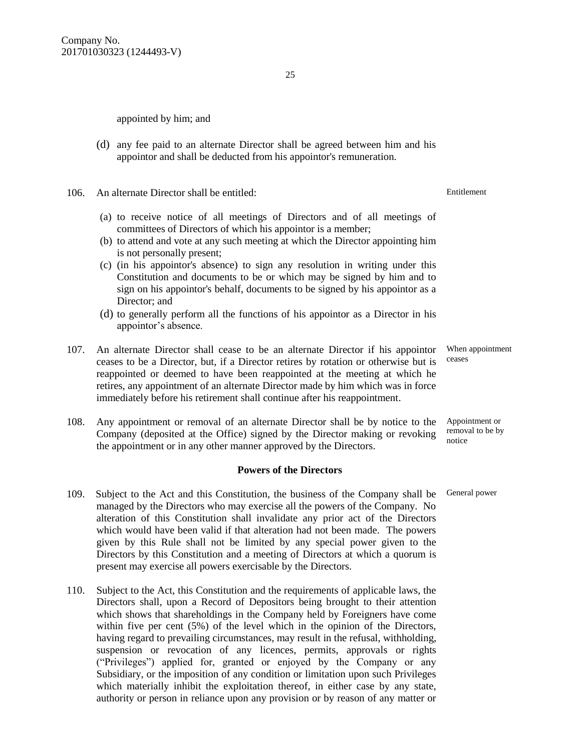appointed by him; and

(d) any fee paid to an alternate Director shall be agreed between him and his appointor and shall be deducted from his appointor's remuneration.

106. An alternate Director shall be entitled: — *Entitlement*

(a) to receive notice of all meetings of Directors and of all meetings of committees of Directors of which his appointor is a member;
(b) to attend and vote at any such meeting at which the Director appointing him is not personally present;
(c) (in his appointor's absence) to sign any resolution in writing under this Constitution and documents to be or which may be signed by him and to sign on his appointor's behalf, documents to be signed by his appointor as a Director; and
(d) to generally perform all the functions of his appointor as a Director in his appointor's absence.

107. An alternate Director shall cease to be an alternate Director if his appointor ceases to be a Director, but, if a Director retires by rotation or otherwise but is reappointed or deemed to have been reappointed at the meeting at which he retires, any appointment of an alternate Director made by him which was in force immediately before his retirement shall continue after his reappointment. — *When appointment ceases*

108. Any appointment or removal of an alternate Director shall be by notice to the Company (deposited at the Office) signed by the Director making or revoking the appointment or in any other manner approved by the Directors. — *Appointment or removal to be by notice*

## Powers of the Directors

109. Subject to the Act and this Constitution, the business of the Company shall be managed by the Directors who may exercise all the powers of the Company. No alteration of this Constitution shall invalidate any prior act of the Directors which would have been valid if that alteration had not been made. The powers given by this Rule shall not be limited by any special power given to the Directors by this Constitution and a meeting of Directors at which a quorum is present may exercise all powers exercisable by the Directors. — *General power*

110. Subject to the Act, this Constitution and the requirements of applicable laws, the Directors shall, upon a Record of Depositors being brought to their attention which shows that shareholdings in the Company held by Foreigners have come within five per cent (5%) of the level which in the opinion of the Directors, having regard to prevailing circumstances, may result in the refusal, withholding, suspension or revocation of any licences, permits, approvals or rights ("Privileges") applied for, granted or enjoyed by the Company or any Subsidiary, or the imposition of any condition or limitation upon such Privileges which materially inhibit the exploitation thereof, in either case by any state, authority or person in reliance upon any provision or by reason of any matter or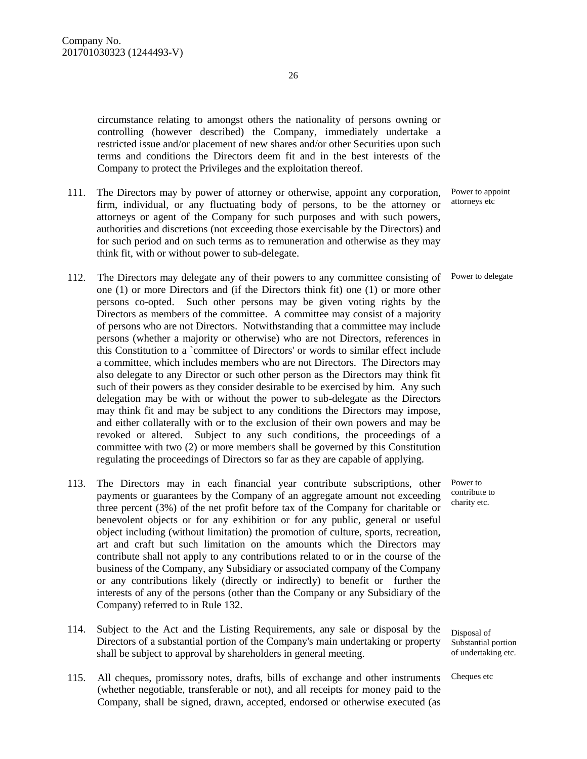circumstance relating to amongst others the nationality of persons owning or controlling (however described) the Company, immediately undertake a restricted issue and/or placement of new shares and/or other Securities upon such terms and conditions the Directors deem fit and in the best interests of the Company to protect the Privileges and the exploitation thereof.

111. The Directors may by power of attorney or otherwise, appoint any corporation, firm, individual, or any fluctuating body of persons, to be the attorney or attorneys or agent of the Company for such purposes and with such powers, authorities and discretions (not exceeding those exercisable by the Directors) and for such period and on such terms as to remuneration and otherwise as they may think fit, with or without power to sub-delegate.

*Power to appoint attorneys etc*

112. The Directors may delegate any of their powers to any committee consisting of one (1) or more Directors and (if the Directors think fit) one (1) or more other persons co-opted. Such other persons may be given voting rights by the Directors as members of the committee. A committee may consist of a majority of persons who are not Directors. Notwithstanding that a committee may include persons (whether a majority or otherwise) who are not Directors, references in this Constitution to a `committee of Directors' or words to similar effect include a committee, which includes members who are not Directors. The Directors may also delegate to any Director or such other person as the Directors may think fit such of their powers as they consider desirable to be exercised by him. Any such delegation may be with or without the power to sub-delegate as the Directors may think fit and may be subject to any conditions the Directors may impose, and either collaterally with or to the exclusion of their own powers and may be revoked or altered. Subject to any such conditions, the proceedings of a committee with two (2) or more members shall be governed by this Constitution regulating the proceedings of Directors so far as they are capable of applying.

*Power to delegate*

113. The Directors may in each financial year contribute subscriptions, other payments or guarantees by the Company of an aggregate amount not exceeding three percent (3%) of the net profit before tax of the Company for charitable or benevolent objects or for any exhibition or for any public, general or useful object including (without limitation) the promotion of culture, sports, recreation, art and craft but such limitation on the amounts which the Directors may contribute shall not apply to any contributions related to or in the course of the business of the Company, any Subsidiary or associated company of the Company or any contributions likely (directly or indirectly) to benefit or further the interests of any of the persons (other than the Company or any Subsidiary of the Company) referred to in Rule 132.

*Power to contribute to charity etc.*

114. Subject to the Act and the Listing Requirements, any sale or disposal by the Directors of a substantial portion of the Company's main undertaking or property shall be subject to approval by shareholders in general meeting.

*Disposal of Substantial portion of undertaking etc.*

115. All cheques, promissory notes, drafts, bills of exchange and other instruments (whether negotiable, transferable or not), and all receipts for money paid to the Company, shall be signed, drawn, accepted, endorsed or otherwise executed (as

*Cheques etc*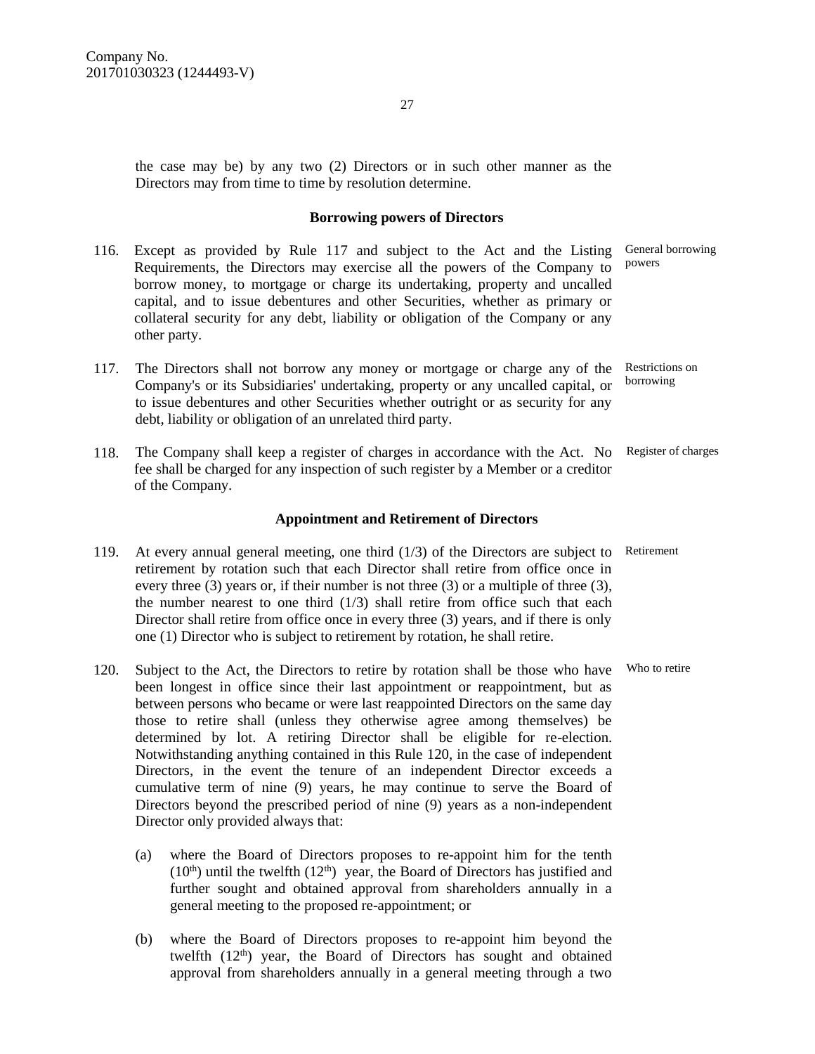the case may be) by any two (2) Directors or in such other manner as the Directors may from time to time by resolution determine.

### Borrowing powers of Directors

116. Except as provided by Rule 117 and subject to the Act and the Listing Requirements, the Directors may exercise all the powers of the Company to borrow money, to mortgage or charge its undertaking, property and uncalled capital, and to issue debentures and other Securities, whether as primary or collateral security for any debt, liability or obligation of the Company or any other party. *General borrowing powers*

117. The Directors shall not borrow any money or mortgage or charge any of the Company's or its Subsidiaries' undertaking, property or any uncalled capital, or to issue debentures and other Securities whether outright or as security for any debt, liability or obligation of an unrelated third party. *Restrictions on borrowing*

118. The Company shall keep a register of charges in accordance with the Act. No fee shall be charged for any inspection of such register by a Member or a creditor of the Company. *Register of charges*

### Appointment and Retirement of Directors

119. At every annual general meeting, one third (1/3) of the Directors are subject to retirement by rotation such that each Director shall retire from office once in every three (3) years or, if their number is not three (3) or a multiple of three (3), the number nearest to one third (1/3) shall retire from office such that each Director shall retire from office once in every three (3) years, and if there is only one (1) Director who is subject to retirement by rotation, he shall retire. *Retirement*

120. Subject to the Act, the Directors to retire by rotation shall be those who have been longest in office since their last appointment or reappointment, but as between persons who became or were last reappointed Directors on the same day those to retire shall (unless they otherwise agree among themselves) be determined by lot. A retiring Director shall be eligible for re-election. Notwithstanding anything contained in this Rule 120, in the case of independent Directors, in the event the tenure of an independent Director exceeds a cumulative term of nine (9) years, he may continue to serve the Board of Directors beyond the prescribed period of nine (9) years as a non-independent Director only provided always that: *Who to retire*

    (a) where the Board of Directors proposes to re-appoint him for the tenth (10th) until the twelfth (12th) year, the Board of Directors has justified and further sought and obtained approval from shareholders annually in a general meeting to the proposed re-appointment; or

    (b) where the Board of Directors proposes to re-appoint him beyond the twelfth (12th) year, the Board of Directors has sought and obtained approval from shareholders annually in a general meeting through a two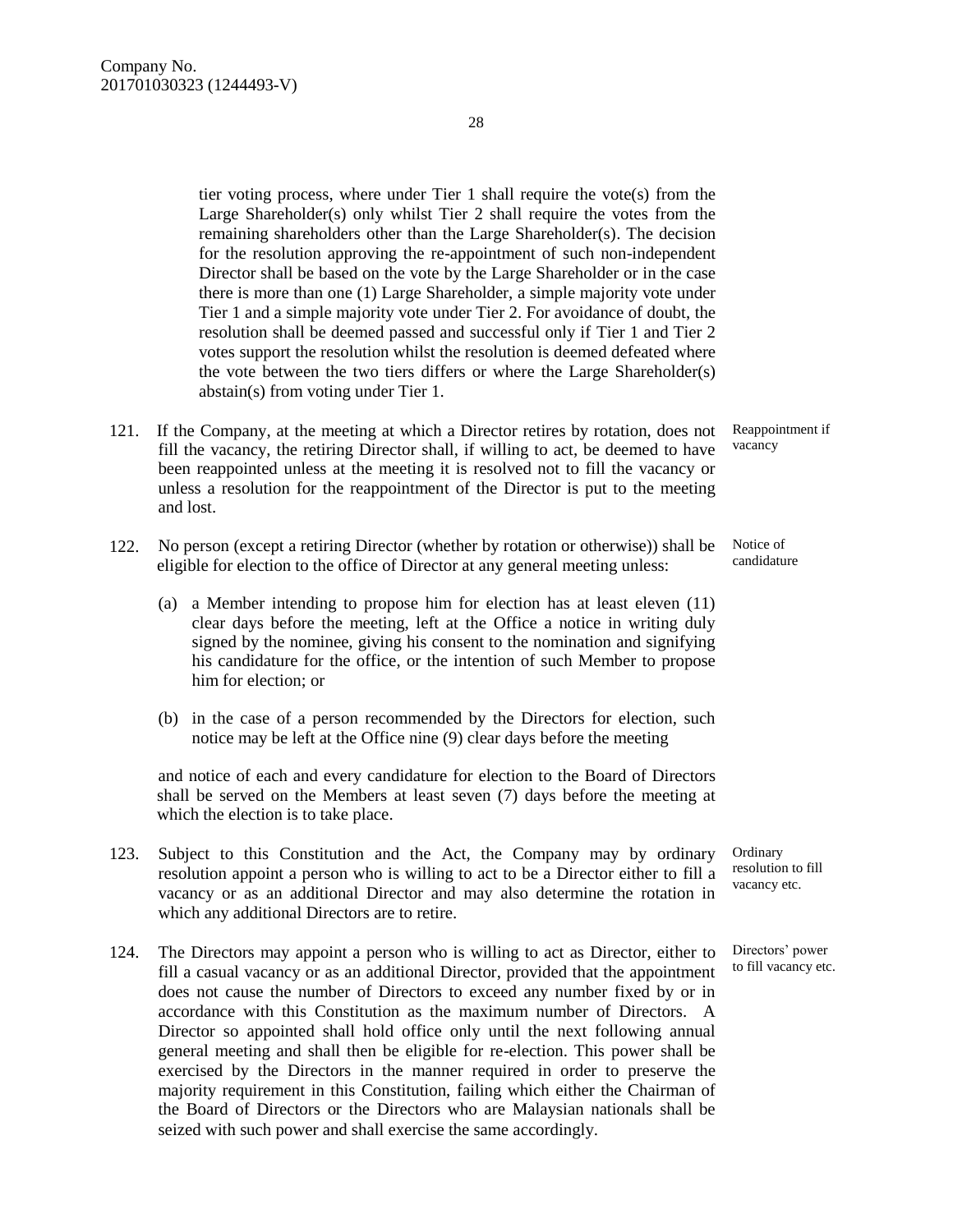tier voting process, where under Tier 1 shall require the vote(s) from the Large Shareholder(s) only whilst Tier 2 shall require the votes from the remaining shareholders other than the Large Shareholder(s). The decision for the resolution approving the re-appointment of such non-independent Director shall be based on the vote by the Large Shareholder or in the case there is more than one (1) Large Shareholder, a simple majority vote under Tier 1 and a simple majority vote under Tier 2. For avoidance of doubt, the resolution shall be deemed passed and successful only if Tier 1 and Tier 2 votes support the resolution whilst the resolution is deemed defeated where the vote between the two tiers differs or where the Large Shareholder(s) abstain(s) from voting under Tier 1.

**Reappointment if vacancy**

121. If the Company, at the meeting at which a Director retires by rotation, does not fill the vacancy, the retiring Director shall, if willing to act, be deemed to have been reappointed unless at the meeting it is resolved not to fill the vacancy or unless a resolution for the reappointment of the Director is put to the meeting and lost.

**Notice of candidature**

122. No person (except a retiring Director (whether by rotation or otherwise)) shall be eligible for election to the office of Director at any general meeting unless:

(a) a Member intending to propose him for election has at least eleven (11) clear days before the meeting, left at the Office a notice in writing duly signed by the nominee, giving his consent to the nomination and signifying his candidature for the office, or the intention of such Member to propose him for election; or

(b) in the case of a person recommended by the Directors for election, such notice may be left at the Office nine (9) clear days before the meeting

and notice of each and every candidature for election to the Board of Directors shall be served on the Members at least seven (7) days before the meeting at which the election is to take place.

**Ordinary resolution to fill vacancy etc.**

123. Subject to this Constitution and the Act, the Company may by ordinary resolution appoint a person who is willing to act to be a Director either to fill a vacancy or as an additional Director and may also determine the rotation in which any additional Directors are to retire.

**Directors' power to fill vacancy etc.**

124. The Directors may appoint a person who is willing to act as Director, either to fill a casual vacancy or as an additional Director, provided that the appointment does not cause the number of Directors to exceed any number fixed by or in accordance with this Constitution as the maximum number of Directors. A Director so appointed shall hold office only until the next following annual general meeting and shall then be eligible for re-election. This power shall be exercised by the Directors in the manner required in order to preserve the majority requirement in this Constitution, failing which either the Chairman of the Board of Directors or the Directors who are Malaysian nationals shall be seized with such power and shall exercise the same accordingly.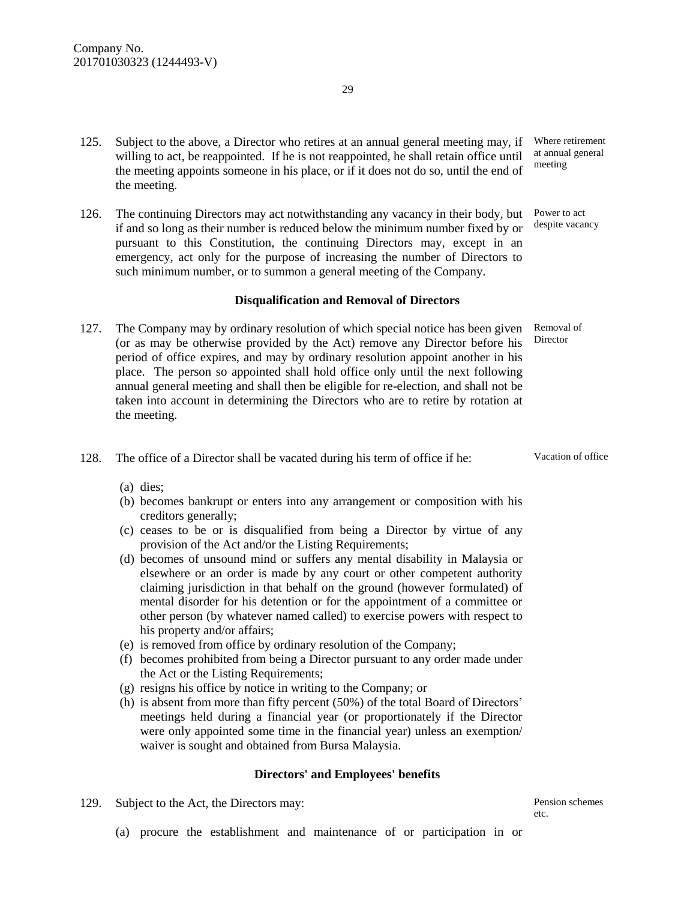125. Subject to the above, a Director who retires at an annual general meeting may, if willing to act, be reappointed. If he is not reappointed, he shall retain office until the meeting appoints someone in his place, or if it does not do so, until the end of the meeting. *Where retirement at annual general meeting*

126. The continuing Directors may act notwithstanding any vacancy in their body, but if and so long as their number is reduced below the minimum number fixed by or pursuant to this Constitution, the continuing Directors may, except in an emergency, act only for the purpose of increasing the number of Directors to such minimum number, or to summon a general meeting of the Company. *Power to act despite vacancy*

### Disqualification and Removal of Directors

127. The Company may by ordinary resolution of which special notice has been given (or as may be otherwise provided by the Act) remove any Director before his period of office expires, and may by ordinary resolution appoint another in his place. The person so appointed shall hold office only until the next following annual general meeting and shall then be eligible for re-election, and shall not be taken into account in determining the Directors who are to retire by rotation at the meeting. *Removal of Director*

128. The office of a Director shall be vacated during his term of office if he: *Vacation of office*

   (a) dies;
   (b) becomes bankrupt or enters into any arrangement or composition with his creditors generally;
   (c) ceases to be or is disqualified from being a Director by virtue of any provision of the Act and/or the Listing Requirements;
   (d) becomes of unsound mind or suffers any mental disability in Malaysia or elsewhere or an order is made by any court or other competent authority claiming jurisdiction in that behalf on the ground (however formulated) of mental disorder for his detention or for the appointment of a committee or other person (by whatever named called) to exercise powers with respect to his property and/or affairs;
   (e) is removed from office by ordinary resolution of the Company;
   (f) becomes prohibited from being a Director pursuant to any order made under the Act or the Listing Requirements;
   (g) resigns his office by notice in writing to the Company; or
   (h) is absent from more than fifty percent (50%) of the total Board of Directors' meetings held during a financial year (or proportionately if the Director were only appointed some time in the financial year) unless an exemption/ waiver is sought and obtained from Bursa Malaysia.

### Directors' and Employees' benefits

129. Subject to the Act, the Directors may: *Pension schemes etc.*

   (a) procure the establishment and maintenance of or participation in or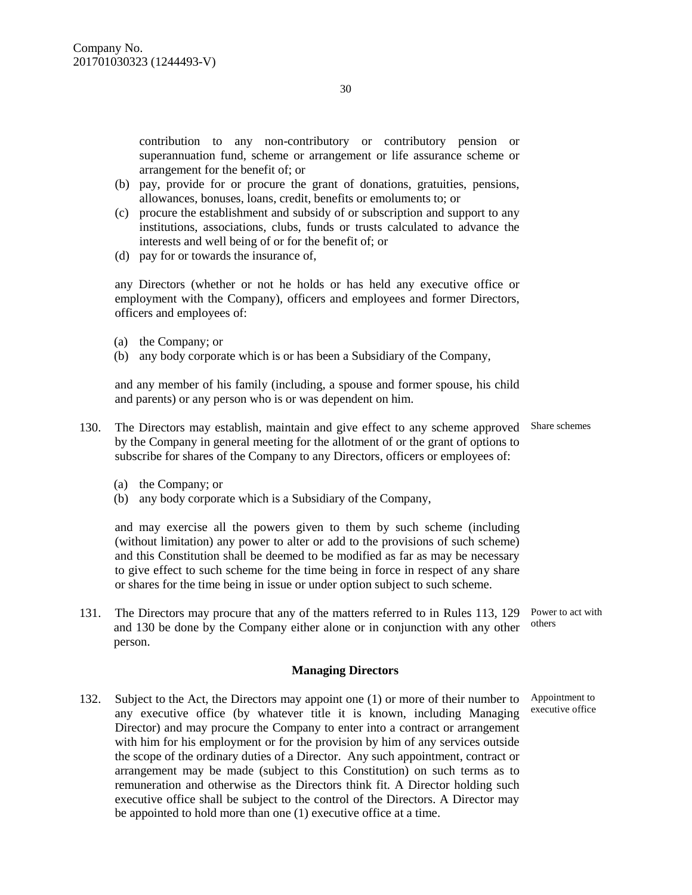contribution to any non-contributory or contributory pension or superannuation fund, scheme or arrangement or life assurance scheme or arrangement for the benefit of; or

(b) pay, provide for or procure the grant of donations, gratuities, pensions, allowances, bonuses, loans, credit, benefits or emoluments to; or

(c) procure the establishment and subsidy of or subscription and support to any institutions, associations, clubs, funds or trusts calculated to advance the interests and well being of or for the benefit of; or

(d) pay for or towards the insurance of,

any Directors (whether or not he holds or has held any executive office or employment with the Company), officers and employees and former Directors, officers and employees of:

(a) the Company; or

(b) any body corporate which is or has been a Subsidiary of the Company,

and any member of his family (including, a spouse and former spouse, his child and parents) or any person who is or was dependent on him.

130. The Directors may establish, maintain and give effect to any scheme approved by the Company in general meeting for the allotment of or the grant of options to subscribe for shares of the Company to any Directors, officers or employees of: *(Share schemes)*

(a) the Company; or

(b) any body corporate which is a Subsidiary of the Company,

and may exercise all the powers given to them by such scheme (including (without limitation) any power to alter or add to the provisions of such scheme) and this Constitution shall be deemed to be modified as far as may be necessary to give effect to such scheme for the time being in force in respect of any share or shares for the time being in issue or under option subject to such scheme.

131. The Directors may procure that any of the matters referred to in Rules 113, 129 and 130 be done by the Company either alone or in conjunction with any other person. *(Power to act with others)*

## Managing Directors

132. Subject to the Act, the Directors may appoint one (1) or more of their number to any executive office (by whatever title it is known, including Managing Director) and may procure the Company to enter into a contract or arrangement with him for his employment or for the provision by him of any services outside the scope of the ordinary duties of a Director. Any such appointment, contract or arrangement may be made (subject to this Constitution) on such terms as to remuneration and otherwise as the Directors think fit. A Director holding such executive office shall be subject to the control of the Directors. A Director may be appointed to hold more than one (1) executive office at a time. *(Appointment to executive office)*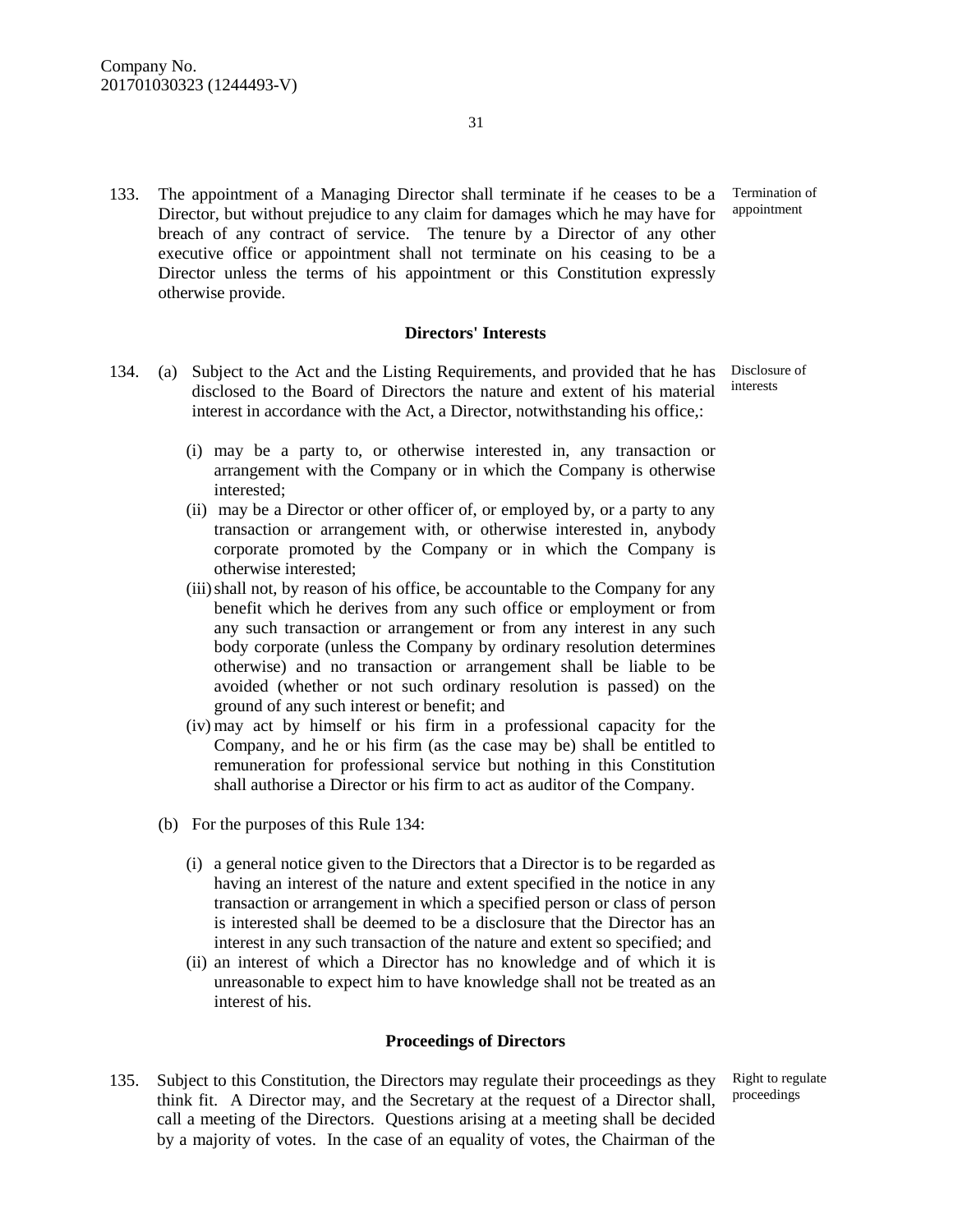133. The appointment of a Managing Director shall terminate if he ceases to be a Director, but without prejudice to any claim for damages which he may have for breach of any contract of service. The tenure by a Director of any other executive office or appointment shall not terminate on his ceasing to be a Director unless the terms of his appointment or this Constitution expressly otherwise provide.

Termination of appointment

### Directors' Interests

134. (a) Subject to the Act and the Listing Requirements, and provided that he has disclosed to the Board of Directors the nature and extent of his material interest in accordance with the Act, a Director, notwithstanding his office,:

Disclosure of interests

(i) may be a party to, or otherwise interested in, any transaction or arrangement with the Company or in which the Company is otherwise interested;

(ii) may be a Director or other officer of, or employed by, or a party to any transaction or arrangement with, or otherwise interested in, anybody corporate promoted by the Company or in which the Company is otherwise interested;

(iii) shall not, by reason of his office, be accountable to the Company for any benefit which he derives from any such office or employment or from any such transaction or arrangement or from any interest in any such body corporate (unless the Company by ordinary resolution determines otherwise) and no transaction or arrangement shall be liable to be avoided (whether or not such ordinary resolution is passed) on the ground of any such interest or benefit; and

(iv) may act by himself or his firm in a professional capacity for the Company, and he or his firm (as the case may be) shall be entitled to remuneration for professional service but nothing in this Constitution shall authorise a Director or his firm to act as auditor of the Company.

(b) For the purposes of this Rule 134:

(i) a general notice given to the Directors that a Director is to be regarded as having an interest of the nature and extent specified in the notice in any transaction or arrangement in which a specified person or class of person is interested shall be deemed to be a disclosure that the Director has an interest in any such transaction of the nature and extent so specified; and

(ii) an interest of which a Director has no knowledge and of which it is unreasonable to expect him to have knowledge shall not be treated as an interest of his.

### Proceedings of Directors

135. Subject to this Constitution, the Directors may regulate their proceedings as they think fit. A Director may, and the Secretary at the request of a Director shall, call a meeting of the Directors. Questions arising at a meeting shall be decided by a majority of votes. In the case of an equality of votes, the Chairman of the

Right to regulate proceedings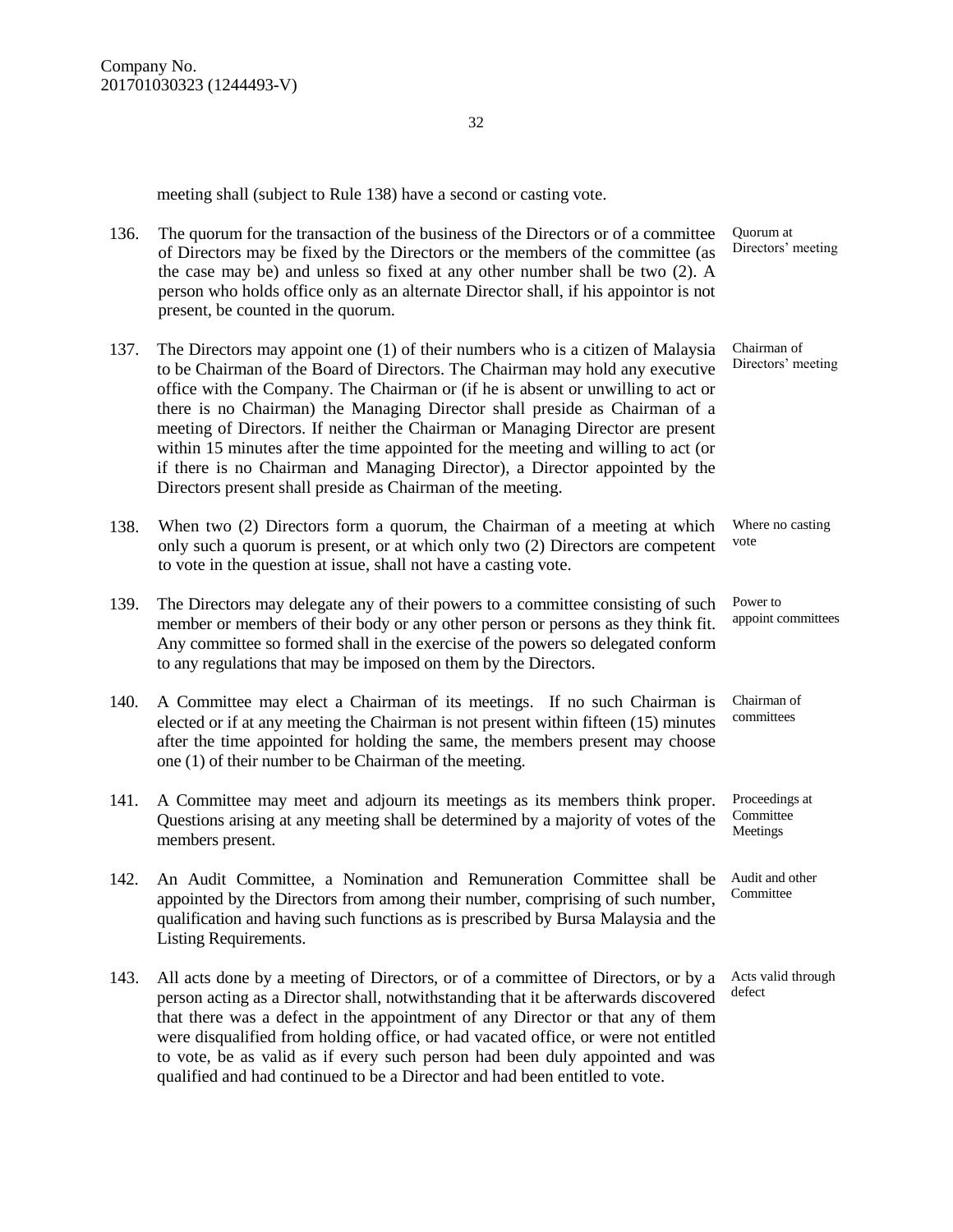Company No.
201701030323 (1244493-V)

meeting shall (subject to Rule 138) have a second or casting vote.

136. The quorum for the transaction of the business of the Directors or of a committee of Directors may be fixed by the Directors or the members of the committee (as the case may be) and unless so fixed at any other number shall be two (2). A person who holds office only as an alternate Director shall, if his appointor is not present, be counted in the quorum. *Quorum at Directors' meeting*

137. The Directors may appoint one (1) of their numbers who is a citizen of Malaysia to be Chairman of the Board of Directors. The Chairman may hold any executive office with the Company. The Chairman or (if he is absent or unwilling to act or there is no Chairman) the Managing Director shall preside as Chairman of a meeting of Directors. If neither the Chairman or Managing Director are present within 15 minutes after the time appointed for the meeting and willing to act (or if there is no Chairman and Managing Director), a Director appointed by the Directors present shall preside as Chairman of the meeting. *Chairman of Directors' meeting*

138. When two (2) Directors form a quorum, the Chairman of a meeting at which only such a quorum is present, or at which only two (2) Directors are competent to vote in the question at issue, shall not have a casting vote. *Where no casting vote*

139. The Directors may delegate any of their powers to a committee consisting of such member or members of their body or any other person or persons as they think fit. Any committee so formed shall in the exercise of the powers so delegated conform to any regulations that may be imposed on them by the Directors. *Power to appoint committees*

140. A Committee may elect a Chairman of its meetings. If no such Chairman is elected or if at any meeting the Chairman is not present within fifteen (15) minutes after the time appointed for holding the same, the members present may choose one (1) of their number to be Chairman of the meeting. *Chairman of committees*

141. A Committee may meet and adjourn its meetings as its members think proper. Questions arising at any meeting shall be determined by a majority of votes of the members present. *Proceedings at Committee Meetings*

142. An Audit Committee, a Nomination and Remuneration Committee shall be appointed by the Directors from among their number, comprising of such number, qualification and having such functions as is prescribed by Bursa Malaysia and the Listing Requirements. *Audit and other Committee*

143. All acts done by a meeting of Directors, or of a committee of Directors, or by a person acting as a Director shall, notwithstanding that it be afterwards discovered that there was a defect in the appointment of any Director or that any of them were disqualified from holding office, or had vacated office, or were not entitled to vote, be as valid as if every such person had been duly appointed and was qualified and had continued to be a Director and had been entitled to vote. *Acts valid through defect*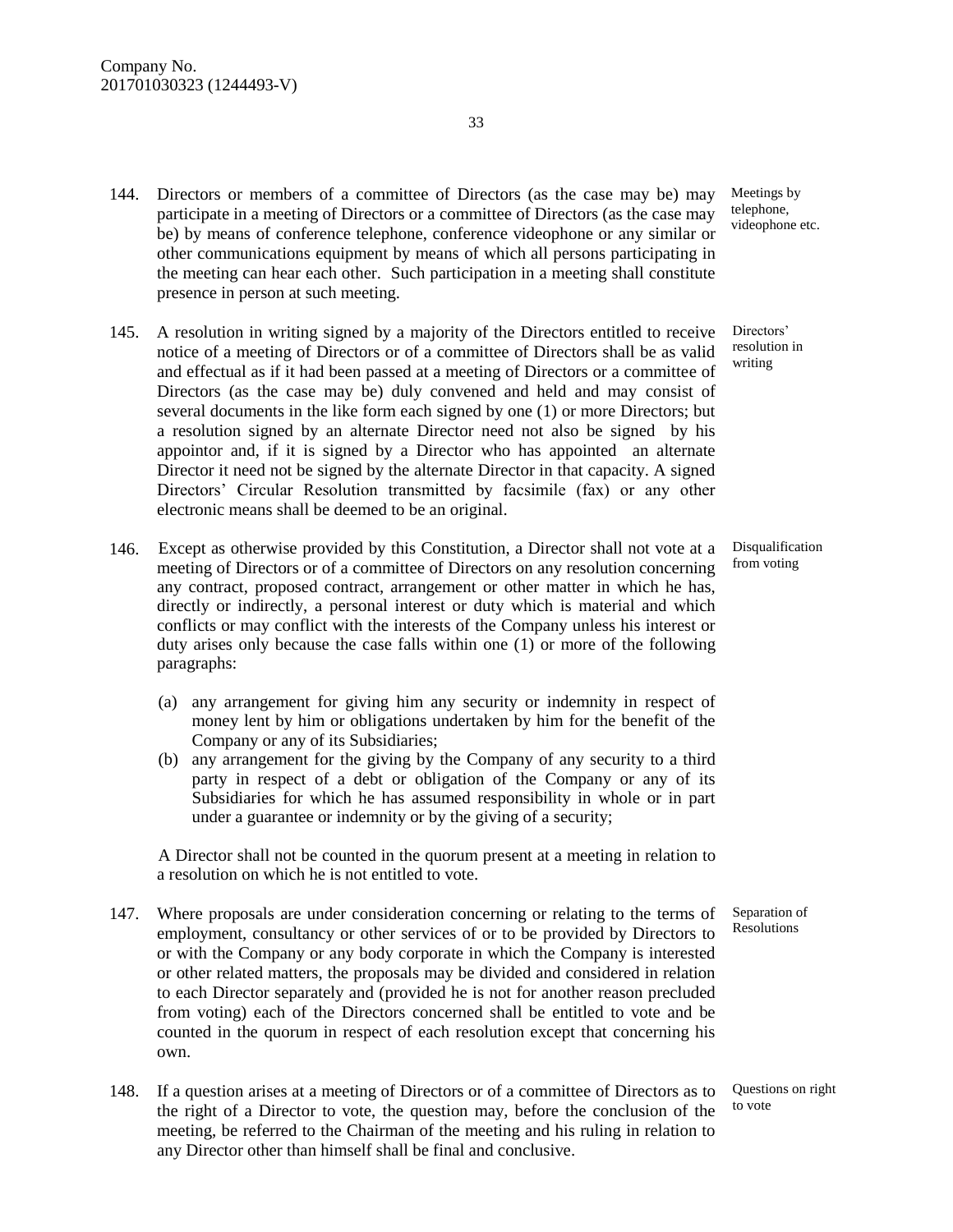144. Directors or members of a committee of Directors (as the case may be) may participate in a meeting of Directors or a committee of Directors (as the case may be) by means of conference telephone, conference videophone or any similar or other communications equipment by means of which all persons participating in the meeting can hear each other. Such participation in a meeting shall constitute presence in person at such meeting.

*Meetings by telephone, videophone etc.*

145. A resolution in writing signed by a majority of the Directors entitled to receive notice of a meeting of Directors or of a committee of Directors shall be as valid and effectual as if it had been passed at a meeting of Directors or a committee of Directors (as the case may be) duly convened and held and may consist of several documents in the like form each signed by one (1) or more Directors; but a resolution signed by an alternate Director need not also be signed by his appointor and, if it is signed by a Director who has appointed an alternate Director it need not be signed by the alternate Director in that capacity. A signed Directors' Circular Resolution transmitted by facsimile (fax) or any other electronic means shall be deemed to be an original.

*Directors' resolution in writing*

146. Except as otherwise provided by this Constitution, a Director shall not vote at a meeting of Directors or of a committee of Directors on any resolution concerning any contract, proposed contract, arrangement or other matter in which he has, directly or indirectly, a personal interest or duty which is material and which conflicts or may conflict with the interests of the Company unless his interest or duty arises only because the case falls within one (1) or more of the following paragraphs:

*Disqualification from voting*

(a) any arrangement for giving him any security or indemnity in respect of money lent by him or obligations undertaken by him for the benefit of the Company or any of its Subsidiaries;

(b) any arrangement for the giving by the Company of any security to a third party in respect of a debt or obligation of the Company or any of its Subsidiaries for which he has assumed responsibility in whole or in part under a guarantee or indemnity or by the giving of a security;

A Director shall not be counted in the quorum present at a meeting in relation to a resolution on which he is not entitled to vote.

147. Where proposals are under consideration concerning or relating to the terms of employment, consultancy or other services of or to be provided by Directors to or with the Company or any body corporate in which the Company is interested or other related matters, the proposals may be divided and considered in relation to each Director separately and (provided he is not for another reason precluded from voting) each of the Directors concerned shall be entitled to vote and be counted in the quorum in respect of each resolution except that concerning his own.

*Separation of Resolutions*

148. If a question arises at a meeting of Directors or of a committee of Directors as to the right of a Director to vote, the question may, before the conclusion of the meeting, be referred to the Chairman of the meeting and his ruling in relation to any Director other than himself shall be final and conclusive.

*Questions on right to vote*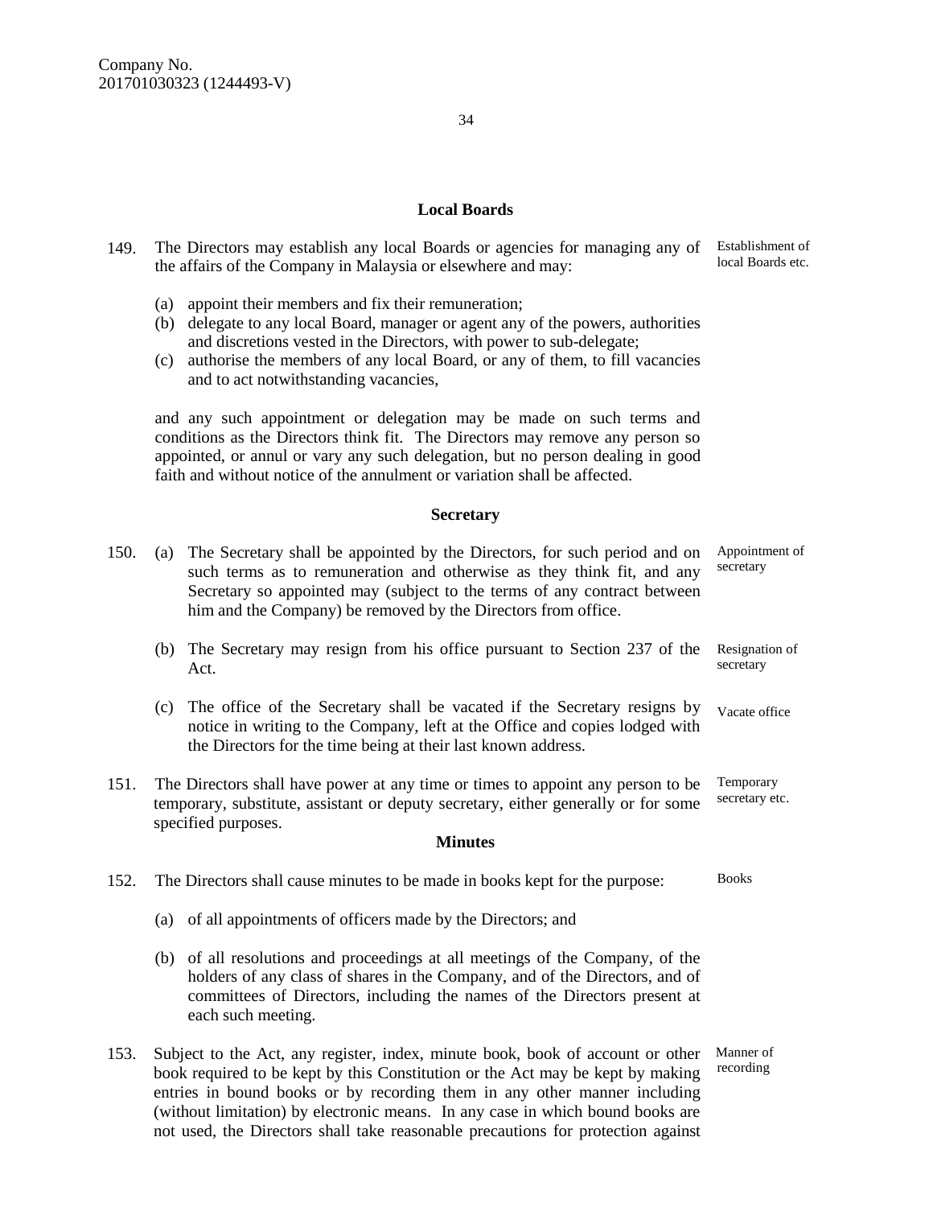### Local Boards

149. The Directors may establish any local Boards or agencies for managing any of the affairs of the Company in Malaysia or elsewhere and may: *Establishment of local Boards etc.*

   (a) appoint their members and fix their remuneration;
   (b) delegate to any local Board, manager or agent any of the powers, authorities and discretions vested in the Directors, with power to sub-delegate;
   (c) authorise the members of any local Board, or any of them, to fill vacancies and to act notwithstanding vacancies,

   and any such appointment or delegation may be made on such terms and conditions as the Directors think fit. The Directors may remove any person so appointed, or annul or vary any such delegation, but no person dealing in good faith and without notice of the annulment or variation shall be affected.

### Secretary

150. (a) The Secretary shall be appointed by the Directors, for such period and on such terms as to remuneration and otherwise as they think fit, and any Secretary so appointed may (subject to the terms of any contract between him and the Company) be removed by the Directors from office. *Appointment of secretary*

   (b) The Secretary may resign from his office pursuant to Section 237 of the Act. *Resignation of secretary*

   (c) The office of the Secretary shall be vacated if the Secretary resigns by notice in writing to the Company, left at the Office and copies lodged with the Directors for the time being at their last known address. *Vacate office*

151. The Directors shall have power at any time or times to appoint any person to be temporary, substitute, assistant or deputy secretary, either generally or for some specified purposes. *Temporary secretary etc.*

### Minutes

152. The Directors shall cause minutes to be made in books kept for the purpose: *Books*

   (a) of all appointments of officers made by the Directors; and

   (b) of all resolutions and proceedings at all meetings of the Company, of the holders of any class of shares in the Company, and of the Directors, and of committees of Directors, including the names of the Directors present at each such meeting.

153. Subject to the Act, any register, index, minute book, book of account or other book required to be kept by this Constitution or the Act may be kept by making entries in bound books or by recording them in any other manner including (without limitation) by electronic means. In any case in which bound books are not used, the Directors shall take reasonable precautions for protection against *Manner of recording*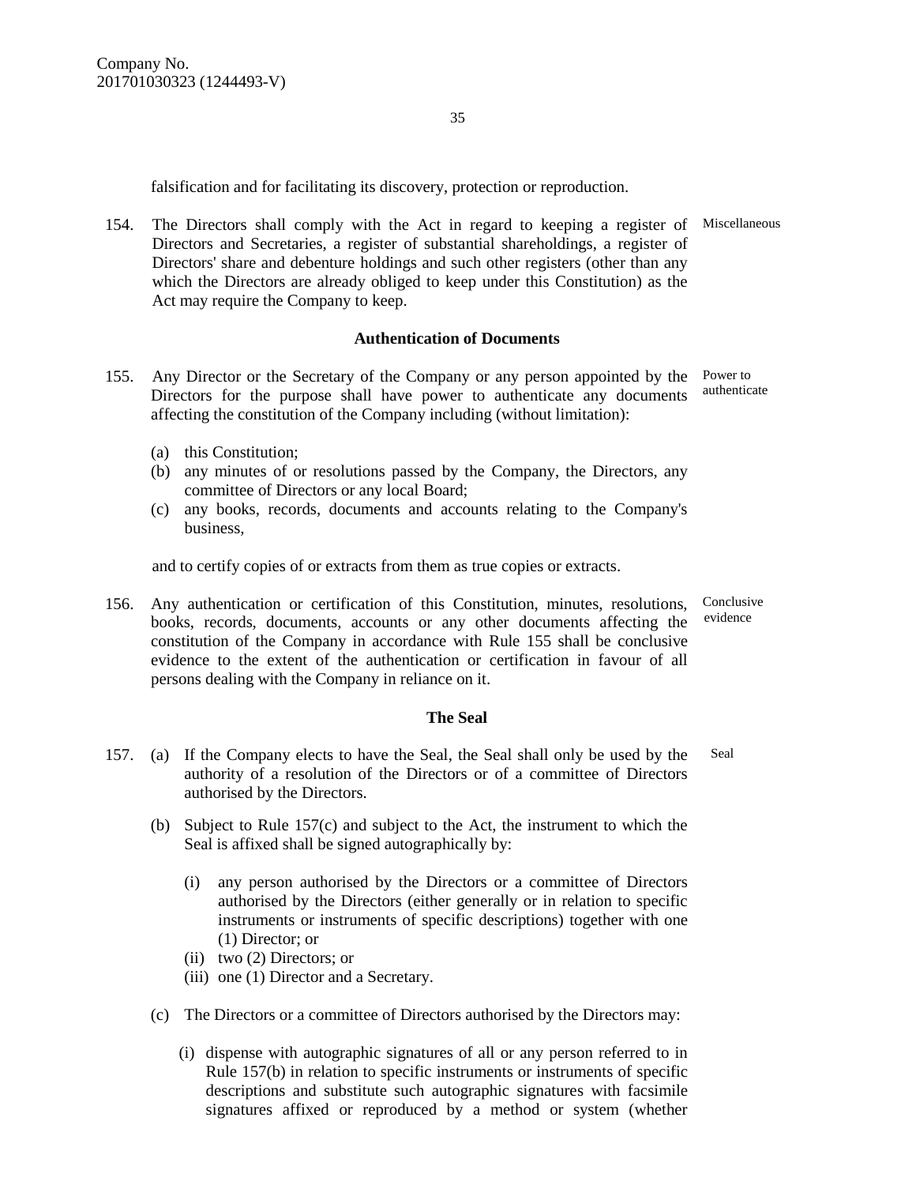falsification and for facilitating its discovery, protection or reproduction.

154. The Directors shall comply with the Act in regard to keeping a register of Directors and Secretaries, a register of substantial shareholdings, a register of Directors' share and debenture holdings and such other registers (other than any which the Directors are already obliged to keep under this Constitution) as the Act may require the Company to keep. *Miscellaneous*

### Authentication of Documents

155. Any Director or the Secretary of the Company or any person appointed by the Directors for the purpose shall have power to authenticate any documents affecting the constitution of the Company including (without limitation): *Power to authenticate*

   (a) this Constitution;
   (b) any minutes of or resolutions passed by the Company, the Directors, any committee of Directors or any local Board;
   (c) any books, records, documents and accounts relating to the Company's business,

   and to certify copies of or extracts from them as true copies or extracts.

156. Any authentication or certification of this Constitution, minutes, resolutions, books, records, documents, accounts or any other documents affecting the constitution of the Company in accordance with Rule 155 shall be conclusive evidence to the extent of the authentication or certification in favour of all persons dealing with the Company in reliance on it. *Conclusive evidence*

### The Seal

157. (a) If the Company elects to have the Seal, the Seal shall only be used by the authority of a resolution of the Directors or of a committee of Directors authorised by the Directors. *Seal*

   (b) Subject to Rule 157(c) and subject to the Act, the instrument to which the Seal is affixed shall be signed autographically by:

      (i) any person authorised by the Directors or a committee of Directors authorised by the Directors (either generally or in relation to specific instruments or instruments of specific descriptions) together with one (1) Director; or
      (ii) two (2) Directors; or
      (iii) one (1) Director and a Secretary.

   (c) The Directors or a committee of Directors authorised by the Directors may:

      (i) dispense with autographic signatures of all or any person referred to in Rule 157(b) in relation to specific instruments or instruments of specific descriptions and substitute such autographic signatures with facsimile signatures affixed or reproduced by a method or system (whether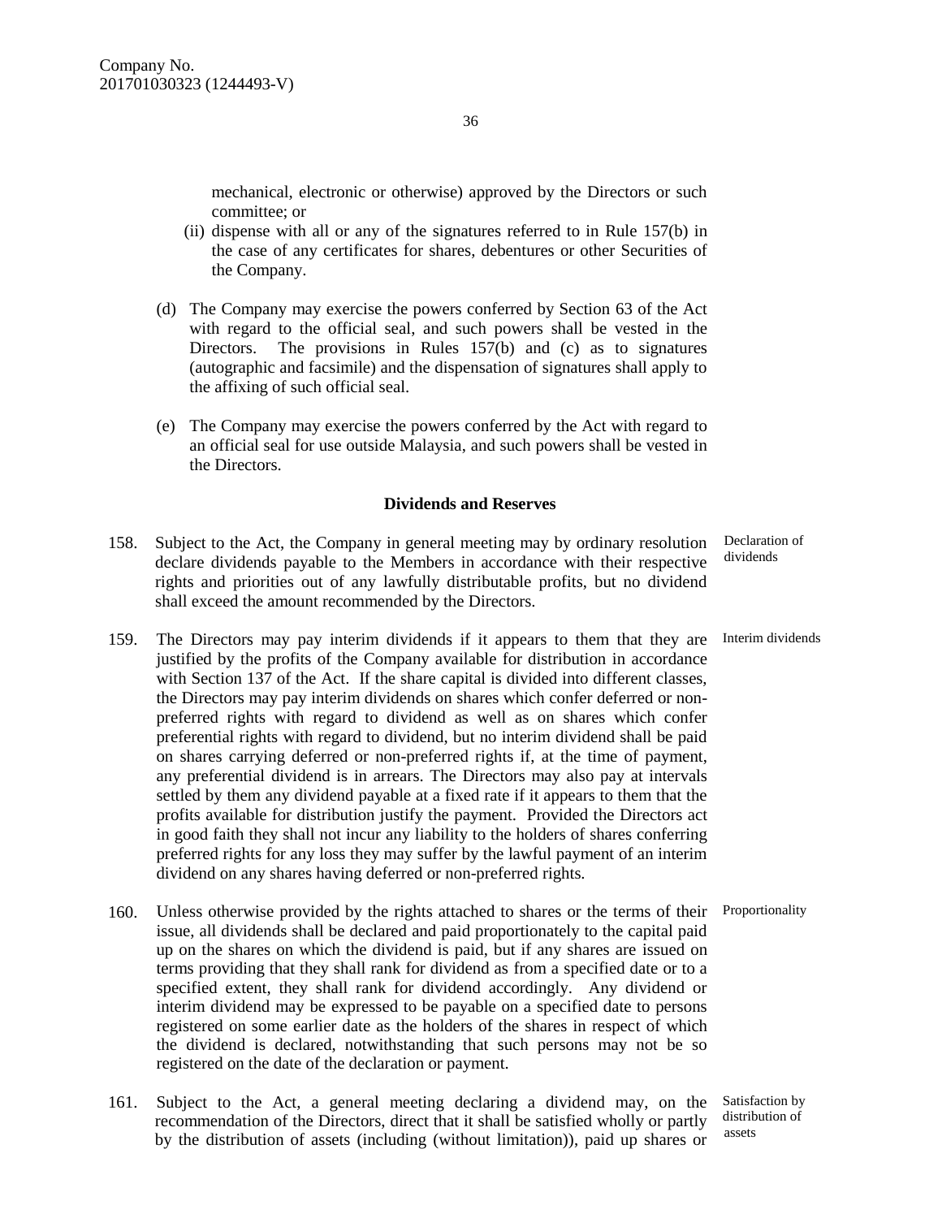mechanical, electronic or otherwise) approved by the Directors or such committee; or

(ii) dispense with all or any of the signatures referred to in Rule 157(b) in the case of any certificates for shares, debentures or other Securities of the Company.

(d) The Company may exercise the powers conferred by Section 63 of the Act with regard to the official seal, and such powers shall be vested in the Directors. The provisions in Rules 157(b) and (c) as to signatures (autographic and facsimile) and the dispensation of signatures shall apply to the affixing of such official seal.

(e) The Company may exercise the powers conferred by the Act with regard to an official seal for use outside Malaysia, and such powers shall be vested in the Directors.

**Dividends and Reserves**

158. Subject to the Act, the Company in general meeting may by ordinary resolution declare dividends payable to the Members in accordance with their respective rights and priorities out of any lawfully distributable profits, but no dividend shall exceed the amount recommended by the Directors. *Declaration of dividends*

159. The Directors may pay interim dividends if it appears to them that they are justified by the profits of the Company available for distribution in accordance with Section 137 of the Act. If the share capital is divided into different classes, the Directors may pay interim dividends on shares which confer deferred or non-preferred rights with regard to dividend as well as on shares which confer preferential rights with regard to dividend, but no interim dividend shall be paid on shares carrying deferred or non-preferred rights if, at the time of payment, any preferential dividend is in arrears. The Directors may also pay at intervals settled by them any dividend payable at a fixed rate if it appears to them that the profits available for distribution justify the payment. Provided the Directors act in good faith they shall not incur any liability to the holders of shares conferring preferred rights for any loss they may suffer by the lawful payment of an interim dividend on any shares having deferred or non-preferred rights. *Interim dividends*

160. Unless otherwise provided by the rights attached to shares or the terms of their issue, all dividends shall be declared and paid proportionately to the capital paid up on the shares on which the dividend is paid, but if any shares are issued on terms providing that they shall rank for dividend as from a specified date or to a specified extent, they shall rank for dividend accordingly. Any dividend or interim dividend may be expressed to be payable on a specified date to persons registered on some earlier date as the holders of the shares in respect of which the dividend is declared, notwithstanding that such persons may not be so registered on the date of the declaration or payment. *Proportionality*

161. Subject to the Act, a general meeting declaring a dividend may, on the recommendation of the Directors, direct that it shall be satisfied wholly or partly by the distribution of assets (including (without limitation)), paid up shares or *Satisfaction by distribution of assets*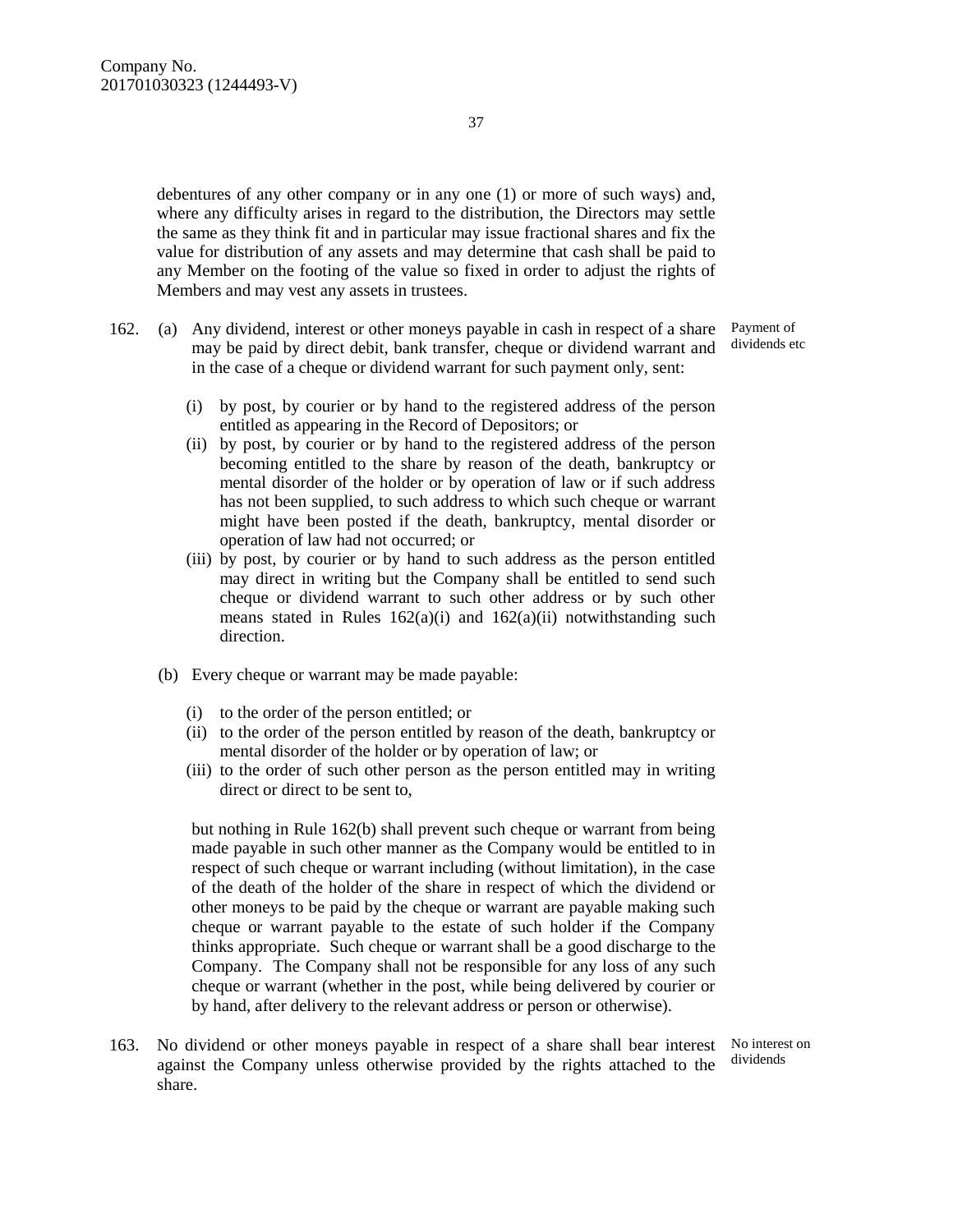debentures of any other company or in any one (1) or more of such ways) and, where any difficulty arises in regard to the distribution, the Directors may settle the same as they think fit and in particular may issue fractional shares and fix the value for distribution of any assets and may determine that cash shall be paid to any Member on the footing of the value so fixed in order to adjust the rights of Members and may vest any assets in trustees.

162. *Payment of dividends etc*

(a) Any dividend, interest or other moneys payable in cash in respect of a share may be paid by direct debit, bank transfer, cheque or dividend warrant and in the case of a cheque or dividend warrant for such payment only, sent:

(i) by post, by courier or by hand to the registered address of the person entitled as appearing in the Record of Depositors; or

(ii) by post, by courier or by hand to the registered address of the person becoming entitled to the share by reason of the death, bankruptcy or mental disorder of the holder or by operation of law or if such address has not been supplied, to such address to which such cheque or warrant might have been posted if the death, bankruptcy, mental disorder or operation of law had not occurred; or

(iii) by post, by courier or by hand to such address as the person entitled may direct in writing but the Company shall be entitled to send such cheque or dividend warrant to such other address or by such other means stated in Rules 162(a)(i) and 162(a)(ii) notwithstanding such direction.

(b) Every cheque or warrant may be made payable:

(i) to the order of the person entitled; or

(ii) to the order of the person entitled by reason of the death, bankruptcy or mental disorder of the holder or by operation of law; or

(iii) to the order of such other person as the person entitled may in writing direct or direct to be sent to,

but nothing in Rule 162(b) shall prevent such cheque or warrant from being made payable in such other manner as the Company would be entitled to in respect of such cheque or warrant including (without limitation), in the case of the death of the holder of the share in respect of which the dividend or other moneys to be paid by the cheque or warrant are payable making such cheque or warrant payable to the estate of such holder if the Company thinks appropriate. Such cheque or warrant shall be a good discharge to the Company. The Company shall not be responsible for any loss of any such cheque or warrant (whether in the post, while being delivered by courier or by hand, after delivery to the relevant address or person or otherwise).

163. *No interest on dividends*

No dividend or other moneys payable in respect of a share shall bear interest against the Company unless otherwise provided by the rights attached to the share.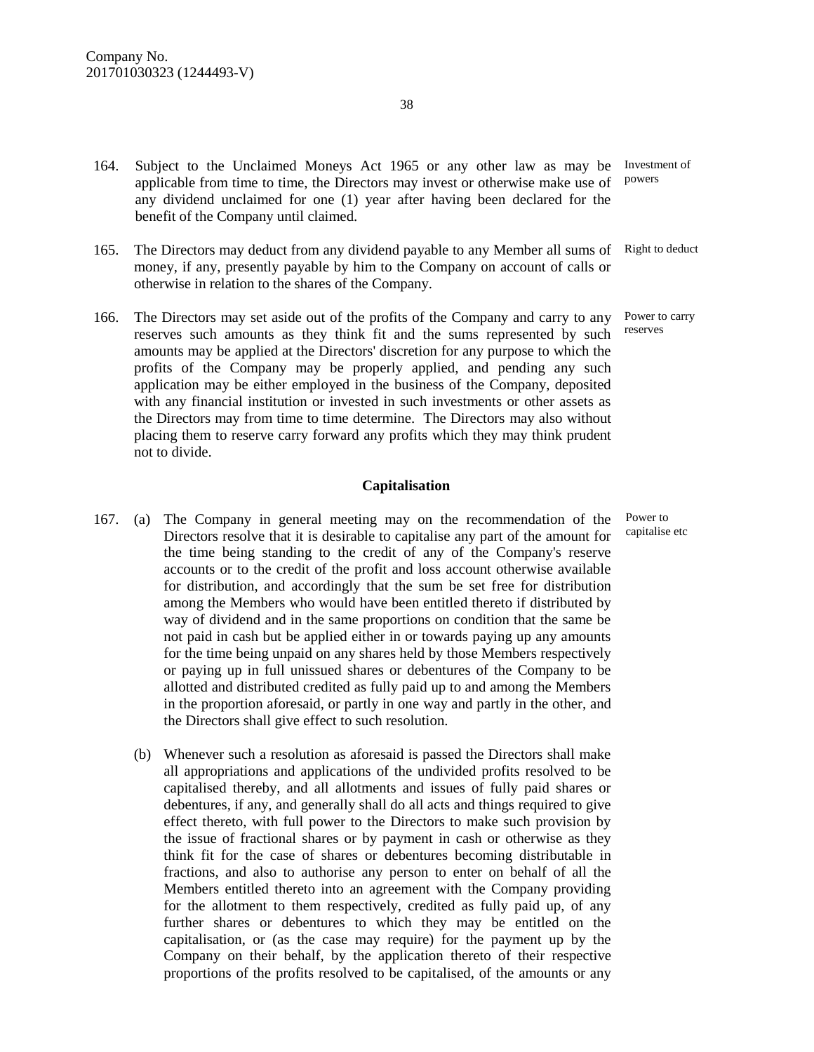164. Subject to the Unclaimed Moneys Act 1965 or any other law as may be applicable from time to time, the Directors may invest or otherwise make use of any dividend unclaimed for one (1) year after having been declared for the benefit of the Company until claimed. *Investment of powers*

165. The Directors may deduct from any dividend payable to any Member all sums of money, if any, presently payable by him to the Company on account of calls or otherwise in relation to the shares of the Company. *Right to deduct*

166. The Directors may set aside out of the profits of the Company and carry to any reserves such amounts as they think fit and the sums represented by such amounts may be applied at the Directors' discretion for any purpose to which the profits of the Company may be properly applied, and pending any such application may be either employed in the business of the Company, deposited with any financial institution or invested in such investments or other assets as the Directors may from time to time determine. The Directors may also without placing them to reserve carry forward any profits which they may think prudent not to divide. *Power to carry reserves*

## Capitalisation

167. (a) The Company in general meeting may on the recommendation of the Directors resolve that it is desirable to capitalise any part of the amount for the time being standing to the credit of any of the Company's reserve accounts or to the credit of the profit and loss account otherwise available for distribution, and accordingly that the sum be set free for distribution among the Members who would have been entitled thereto if distributed by way of dividend and in the same proportions on condition that the same be not paid in cash but be applied either in or towards paying up any amounts for the time being unpaid on any shares held by those Members respectively or paying up in full unissued shares or debentures of the Company to be allotted and distributed credited as fully paid up to and among the Members in the proportion aforesaid, or partly in one way and partly in the other, and the Directors shall give effect to such resolution. *Power to capitalise etc*

(b) Whenever such a resolution as aforesaid is passed the Directors shall make all appropriations and applications of the undivided profits resolved to be capitalised thereby, and all allotments and issues of fully paid shares or debentures, if any, and generally shall do all acts and things required to give effect thereto, with full power to the Directors to make such provision by the issue of fractional shares or by payment in cash or otherwise as they think fit for the case of shares or debentures becoming distributable in fractions, and also to authorise any person to enter on behalf of all the Members entitled thereto into an agreement with the Company providing for the allotment to them respectively, credited as fully paid up, of any further shares or debentures to which they may be entitled on the capitalisation, or (as the case may require) for the payment up by the Company on their behalf, by the application thereto of their respective proportions of the profits resolved to be capitalised, of the amounts or any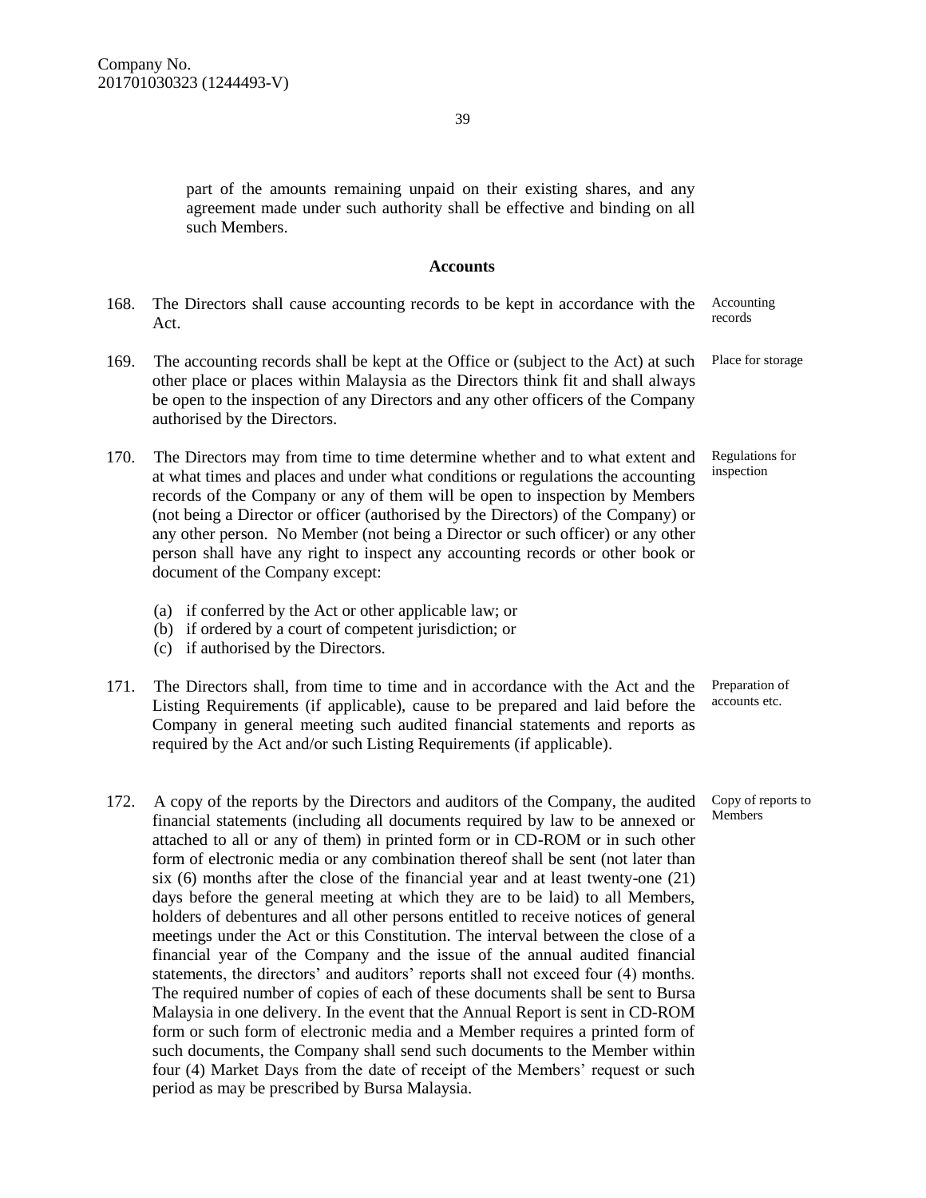part of the amounts remaining unpaid on their existing shares, and any agreement made under such authority shall be effective and binding on all such Members.

## Accounts

168. The Directors shall cause accounting records to be kept in accordance with the Act. *Accounting records*

169. The accounting records shall be kept at the Office or (subject to the Act) at such other place or places within Malaysia as the Directors think fit and shall always be open to the inspection of any Directors and any other officers of the Company authorised by the Directors. *Place for storage*

170. The Directors may from time to time determine whether and to what extent and at what times and places and under what conditions or regulations the accounting records of the Company or any of them will be open to inspection by Members (not being a Director or officer (authorised by the Directors) of the Company) or any other person. No Member (not being a Director or such officer) or any other person shall have any right to inspect any accounting records or other book or document of the Company except: *Regulations for inspection*

   (a) if conferred by the Act or other applicable law; or
   (b) if ordered by a court of competent jurisdiction; or
   (c) if authorised by the Directors.

171. The Directors shall, from time to time and in accordance with the Act and the Listing Requirements (if applicable), cause to be prepared and laid before the Company in general meeting such audited financial statements and reports as required by the Act and/or such Listing Requirements (if applicable). *Preparation of accounts etc.*

172. A copy of the reports by the Directors and auditors of the Company, the audited financial statements (including all documents required by law to be annexed or attached to all or any of them) in printed form or in CD-ROM or in such other form of electronic media or any combination thereof shall be sent (not later than six (6) months after the close of the financial year and at least twenty-one (21) days before the general meeting at which they are to be laid) to all Members, holders of debentures and all other persons entitled to receive notices of general meetings under the Act or this Constitution. The interval between the close of a financial year of the Company and the issue of the annual audited financial statements, the directors' and auditors' reports shall not exceed four (4) months. The required number of copies of each of these documents shall be sent to Bursa Malaysia in one delivery. In the event that the Annual Report is sent in CD-ROM form or such form of electronic media and a Member requires a printed form of such documents, the Company shall send such documents to the Member within four (4) Market Days from the date of receipt of the Members' request or such period as may be prescribed by Bursa Malaysia. *Copy of reports to Members*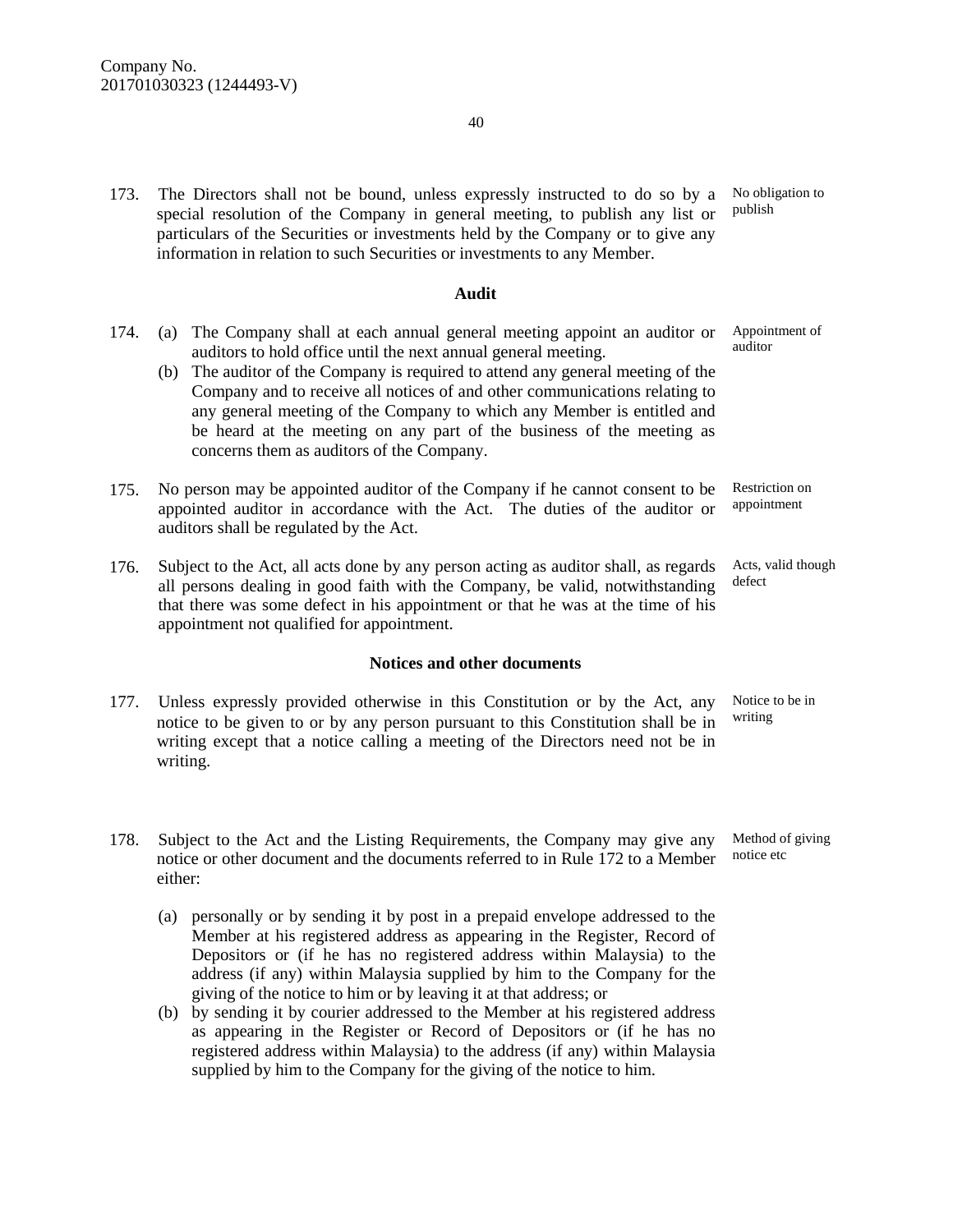173. The Directors shall not be bound, unless expressly instructed to do so by a special resolution of the Company in general meeting, to publish any list or particulars of the Securities or investments held by the Company or to give any information in relation to such Securities or investments to any Member. *No obligation to publish*

## Audit

174. (a) The Company shall at each annual general meeting appoint an auditor or auditors to hold office until the next annual general meeting. *Appointment of auditor*

(b) The auditor of the Company is required to attend any general meeting of the Company and to receive all notices of and other communications relating to any general meeting of the Company to which any Member is entitled and be heard at the meeting on any part of the business of the meeting as concerns them as auditors of the Company.

175. No person may be appointed auditor of the Company if he cannot consent to be appointed auditor in accordance with the Act. The duties of the auditor or auditors shall be regulated by the Act. *Restriction on appointment*

176. Subject to the Act, all acts done by any person acting as auditor shall, as regards all persons dealing in good faith with the Company, be valid, notwithstanding that there was some defect in his appointment or that he was at the time of his appointment not qualified for appointment. *Acts, valid though defect*

## Notices and other documents

177. Unless expressly provided otherwise in this Constitution or by the Act, any notice to be given to or by any person pursuant to this Constitution shall be in writing except that a notice calling a meeting of the Directors need not be in writing. *Notice to be in writing*

178. Subject to the Act and the Listing Requirements, the Company may give any notice or other document and the documents referred to in Rule 172 to a Member either: *Method of giving notice etc*

(a) personally or by sending it by post in a prepaid envelope addressed to the Member at his registered address as appearing in the Register, Record of Depositors or (if he has no registered address within Malaysia) to the address (if any) within Malaysia supplied by him to the Company for the giving of the notice to him or by leaving it at that address; or

(b) by sending it by courier addressed to the Member at his registered address as appearing in the Register or Record of Depositors or (if he has no registered address within Malaysia) to the address (if any) within Malaysia supplied by him to the Company for the giving of the notice to him.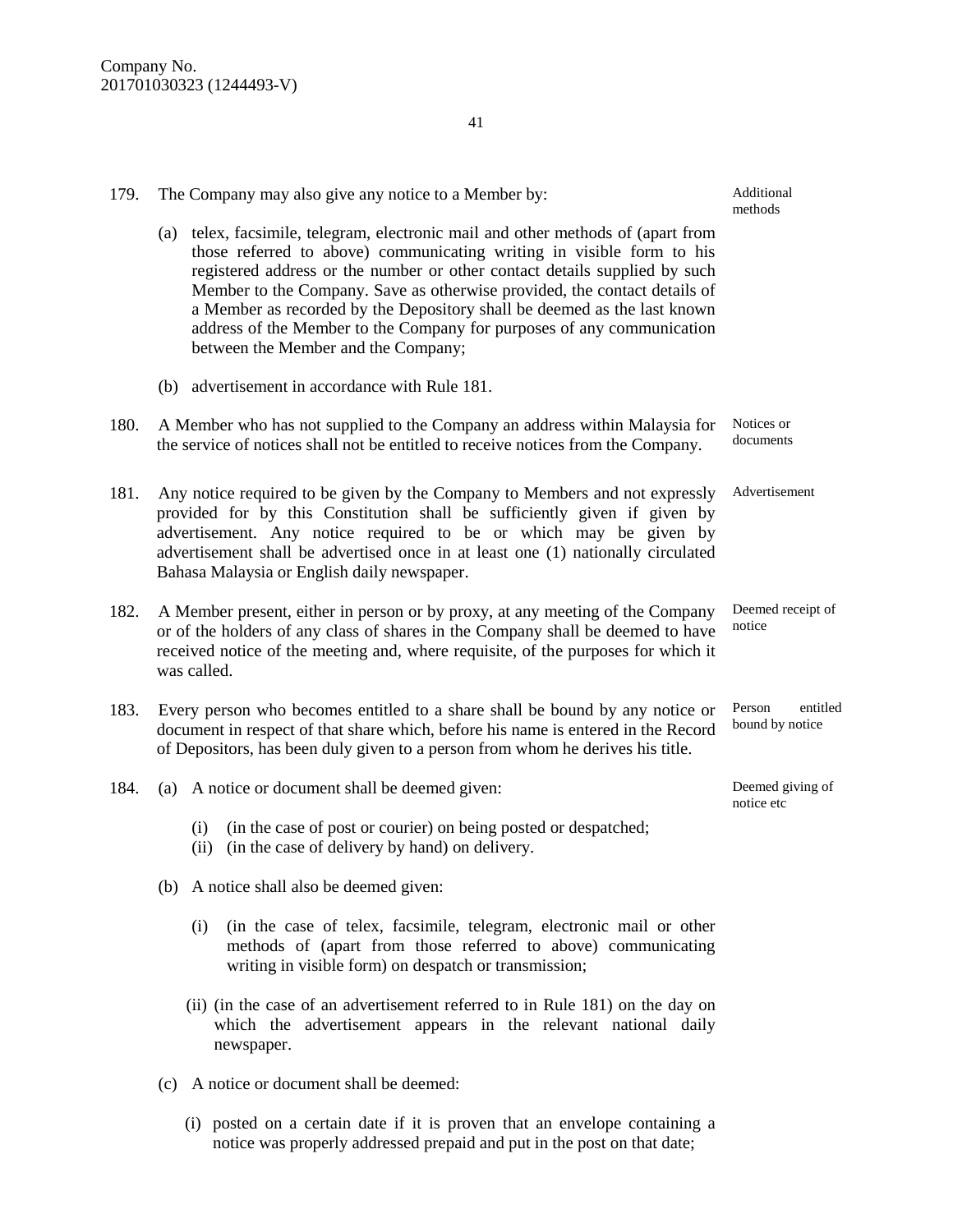179. The Company may also give any notice to a Member by: *Additional methods*

   (a) telex, facsimile, telegram, electronic mail and other methods of (apart from those referred to above) communicating writing in visible form to his registered address or the number or other contact details supplied by such Member to the Company. Save as otherwise provided, the contact details of a Member as recorded by the Depository shall be deemed as the last known address of the Member to the Company for purposes of any communication between the Member and the Company;

   (b) advertisement in accordance with Rule 181.

180. A Member who has not supplied to the Company an address within Malaysia for the service of notices shall not be entitled to receive notices from the Company. *Notices or documents*

181. Any notice required to be given by the Company to Members and not expressly provided for by this Constitution shall be sufficiently given if given by advertisement. Any notice required to be or which may be given by advertisement shall be advertised once in at least one (1) nationally circulated Bahasa Malaysia or English daily newspaper. *Advertisement*

182. A Member present, either in person or by proxy, at any meeting of the Company or of the holders of any class of shares in the Company shall be deemed to have received notice of the meeting and, where requisite, of the purposes for which it was called. *Deemed receipt of notice*

183. Every person who becomes entitled to a share shall be bound by any notice or document in respect of that share which, before his name is entered in the Record of Depositors, has been duly given to a person from whom he derives his title. *Person entitled bound by notice*

184. (a) A notice or document shall be deemed given: *Deemed giving of notice etc*

      (i) (in the case of post or courier) on being posted or despatched;
      (ii) (in the case of delivery by hand) on delivery.

   (b) A notice shall also be deemed given:

      (i) (in the case of telex, facsimile, telegram, electronic mail or other methods of (apart from those referred to above) communicating writing in visible form) on despatch or transmission;

      (ii) (in the case of an advertisement referred to in Rule 181) on the day on which the advertisement appears in the relevant national daily newspaper.

   (c) A notice or document shall be deemed:

      (i) posted on a certain date if it is proven that an envelope containing a notice was properly addressed prepaid and put in the post on that date;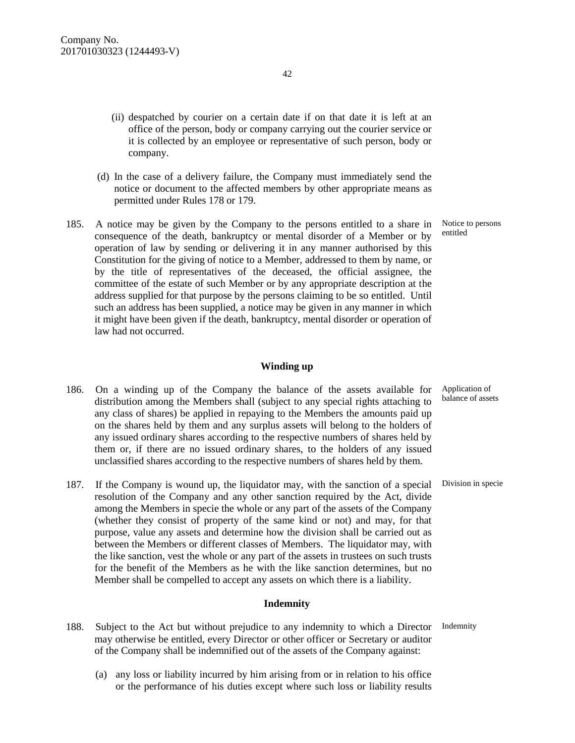(ii) despatched by courier on a certain date if on that date it is left at an office of the person, body or company carrying out the courier service or it is collected by an employee or representative of such person, body or company.

(d) In the case of a delivery failure, the Company must immediately send the notice or document to the affected members by other appropriate means as permitted under Rules 178 or 179.

185. A notice may be given by the Company to the persons entitled to a share in consequence of the death, bankruptcy or mental disorder of a Member or by operation of law by sending or delivering it in any manner authorised by this Constitution for the giving of notice to a Member, addressed to them by name, or by the title of representatives of the deceased, the official assignee, the committee of the estate of such Member or by any appropriate description at the address supplied for that purpose by the persons claiming to be so entitled. Until such an address has been supplied, a notice may be given in any manner in which it might have been given if the death, bankruptcy, mental disorder or operation of law had not occurred. *Notice to persons entitled*

## Winding up

186. On a winding up of the Company the balance of the assets available for distribution among the Members shall (subject to any special rights attaching to any class of shares) be applied in repaying to the Members the amounts paid up on the shares held by them and any surplus assets will belong to the holders of any issued ordinary shares according to the respective numbers of shares held by them or, if there are no issued ordinary shares, to the holders of any issued unclassified shares according to the respective numbers of shares held by them. *Application of balance of assets*

187. If the Company is wound up, the liquidator may, with the sanction of a special resolution of the Company and any other sanction required by the Act, divide among the Members in specie the whole or any part of the assets of the Company (whether they consist of property of the same kind or not) and may, for that purpose, value any assets and determine how the division shall be carried out as between the Members or different classes of Members. The liquidator may, with the like sanction, vest the whole or any part of the assets in trustees on such trusts for the benefit of the Members as he with the like sanction determines, but no Member shall be compelled to accept any assets on which there is a liability. *Division in specie*

## Indemnity

188. Subject to the Act but without prejudice to any indemnity to which a Director may otherwise be entitled, every Director or other officer or Secretary or auditor of the Company shall be indemnified out of the assets of the Company against: *Indemnity*

(a) any loss or liability incurred by him arising from or in relation to his office or the performance of his duties except where such loss or liability results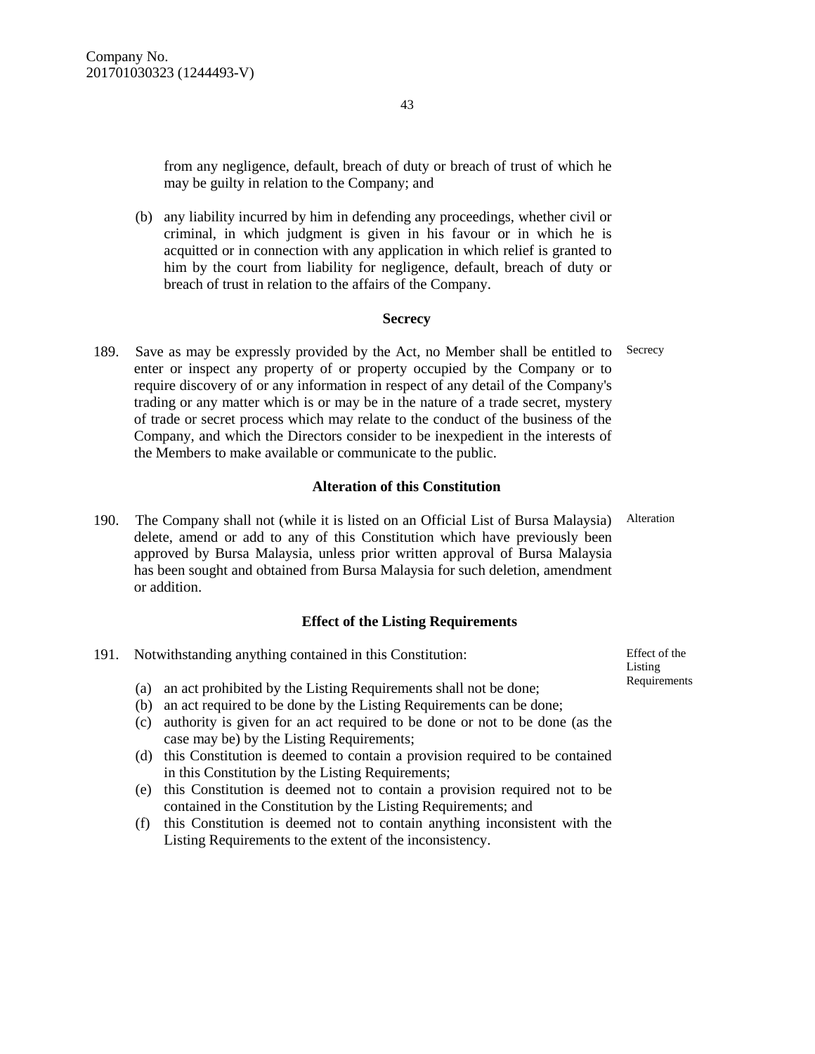from any negligence, default, breach of duty or breach of trust of which he may be guilty in relation to the Company; and

(b) any liability incurred by him in defending any proceedings, whether civil or criminal, in which judgment is given in his favour or in which he is acquitted or in connection with any application in which relief is granted to him by the court from liability for negligence, default, breach of duty or breach of trust in relation to the affairs of the Company.

### Secrecy

189. Save as may be expressly provided by the Act, no Member shall be entitled to enter or inspect any property of or property occupied by the Company or to require discovery of or any information in respect of any detail of the Company's trading or any matter which is or may be in the nature of a trade secret, mystery of trade or secret process which may relate to the conduct of the business of the Company, and which the Directors consider to be inexpedient in the interests of the Members to make available or communicate to the public.

Secrecy

### Alteration of this Constitution

190. The Company shall not (while it is listed on an Official List of Bursa Malaysia) delete, amend or add to any of this Constitution which have previously been approved by Bursa Malaysia, unless prior written approval of Bursa Malaysia has been sought and obtained from Bursa Malaysia for such deletion, amendment or addition.

Alteration

### Effect of the Listing Requirements

191. Notwithstanding anything contained in this Constitution:

Effect of the Listing Requirements

(a) an act prohibited by the Listing Requirements shall not be done;
(b) an act required to be done by the Listing Requirements can be done;
(c) authority is given for an act required to be done or not to be done (as the case may be) by the Listing Requirements;
(d) this Constitution is deemed to contain a provision required to be contained in this Constitution by the Listing Requirements;
(e) this Constitution is deemed not to contain a provision required not to be contained in the Constitution by the Listing Requirements; and
(f) this Constitution is deemed not to contain anything inconsistent with the Listing Requirements to the extent of the inconsistency.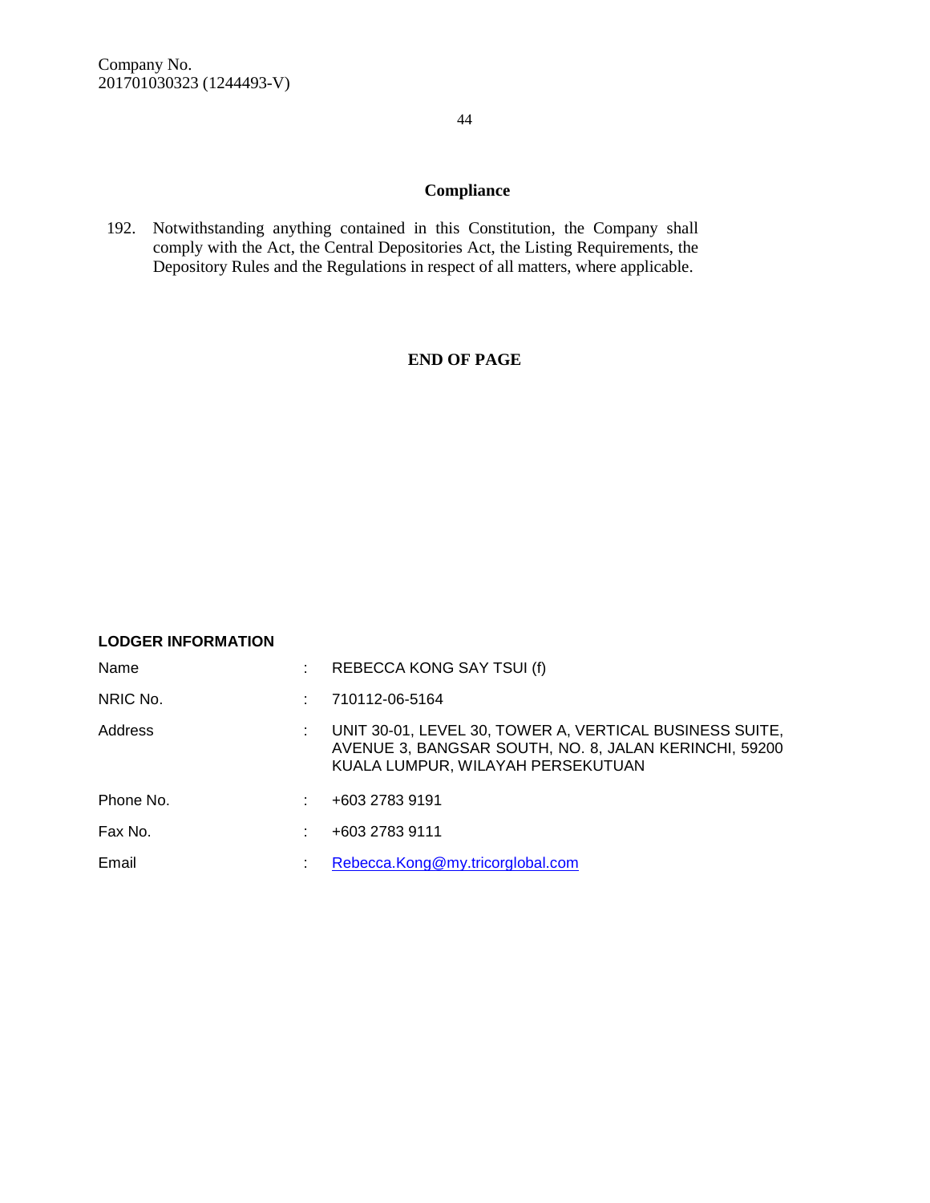## Compliance

192. Notwithstanding anything contained in this Constitution, the Company shall comply with the Act, the Central Depositories Act, the Listing Requirements, the Depository Rules and the Regulations in respect of all matters, where applicable.

**END OF PAGE**

**LODGER INFORMATION**

| | | |
|---|---|---|
| Name | : | REBECCA KONG SAY TSUI (f) |
| NRIC No. | : | 710112-06-5164 |
| Address | : | UNIT 30-01, LEVEL 30, TOWER A, VERTICAL BUSINESS SUITE, AVENUE 3, BANGSAR SOUTH, NO. 8, JALAN KERINCHI, 59200 KUALA LUMPUR, WILAYAH PERSEKUTUAN |
| Phone No. | : | +603 2783 9191 |
| Fax No. | : | +603 2783 9111 |
| Email | : | Rebecca.Kong@my.tricorglobal.com |